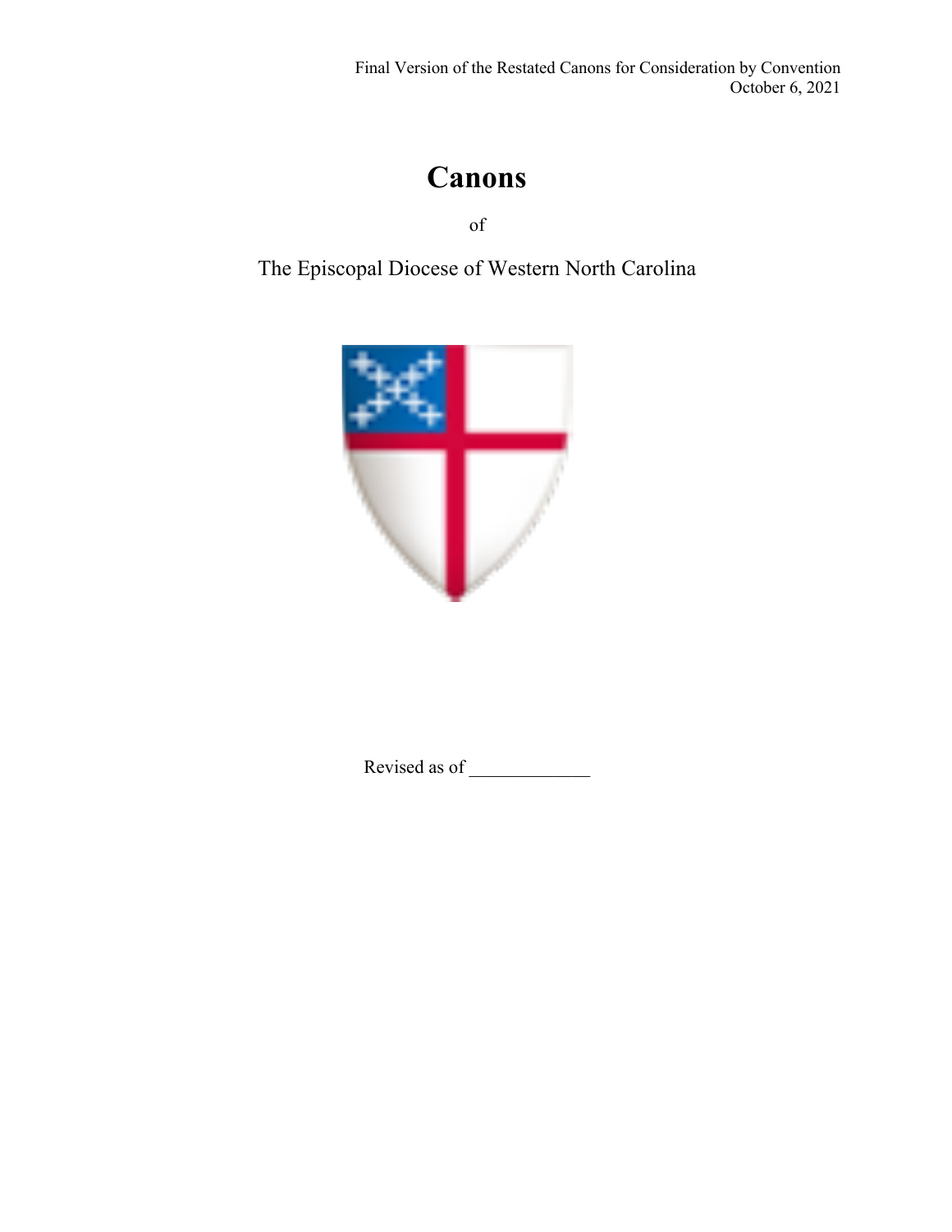Final Version of the Restated Canons for Consideration by Convention
October 6, 2021

# Canons

of

The Episcopal Diocese of Western North Carolina

Revised as of _____________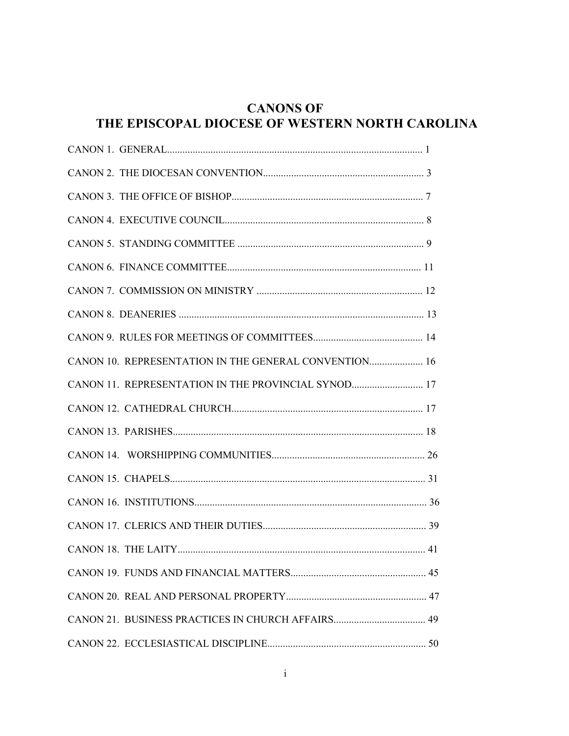# CANONS OF THE EPISCOPAL DIOCESE OF WESTERN NORTH CAROLINA

CANON 1. GENERAL.................................................................................................... 1

CANON 2. THE DIOCESAN CONVENTION............................................................... 3

CANON 3. THE OFFICE OF BISHOP........................................................................... 7

CANON 4. EXECUTIVE COUNCIL.............................................................................. 8

CANON 5. STANDING COMMITTEE .......................................................................... 9

CANON 6. FINANCE COMMITTEE............................................................................ 11

CANON 7. COMMISSION ON MINISTRY ................................................................. 12

CANON 8. DEANERIES ................................................................................................ 13

CANON 9. RULES FOR MEETINGS OF COMMITTEES........................................... 14

CANON 10. REPRESENTATION IN THE GENERAL CONVENTION..................... 16

CANON 11. REPRESENTATION IN THE PROVINCIAL SYNOD............................ 17

CANON 12. CATHEDRAL CHURCH........................................................................... 17

CANON 13. PARISHES.................................................................................................. 18

CANON 14. WORSHIPPING COMMUNITIES............................................................ 26

CANON 15. CHAPELS.................................................................................................... 31

CANON 16. INSTITUTIONS........................................................................................... 36

CANON 17. CLERICS AND THEIR DUTIES................................................................ 39

CANON 18. THE LAITY................................................................................................. 41

CANON 19. FUNDS AND FINANCIAL MATTERS..................................................... 45

CANON 20. REAL AND PERSONAL PROPERTY....................................................... 47

CANON 21. BUSINESS PRACTICES IN CHURCH AFFAIRS.................................... 49

CANON 22. ECCLESIASTICAL DISCIPLINE.............................................................. 50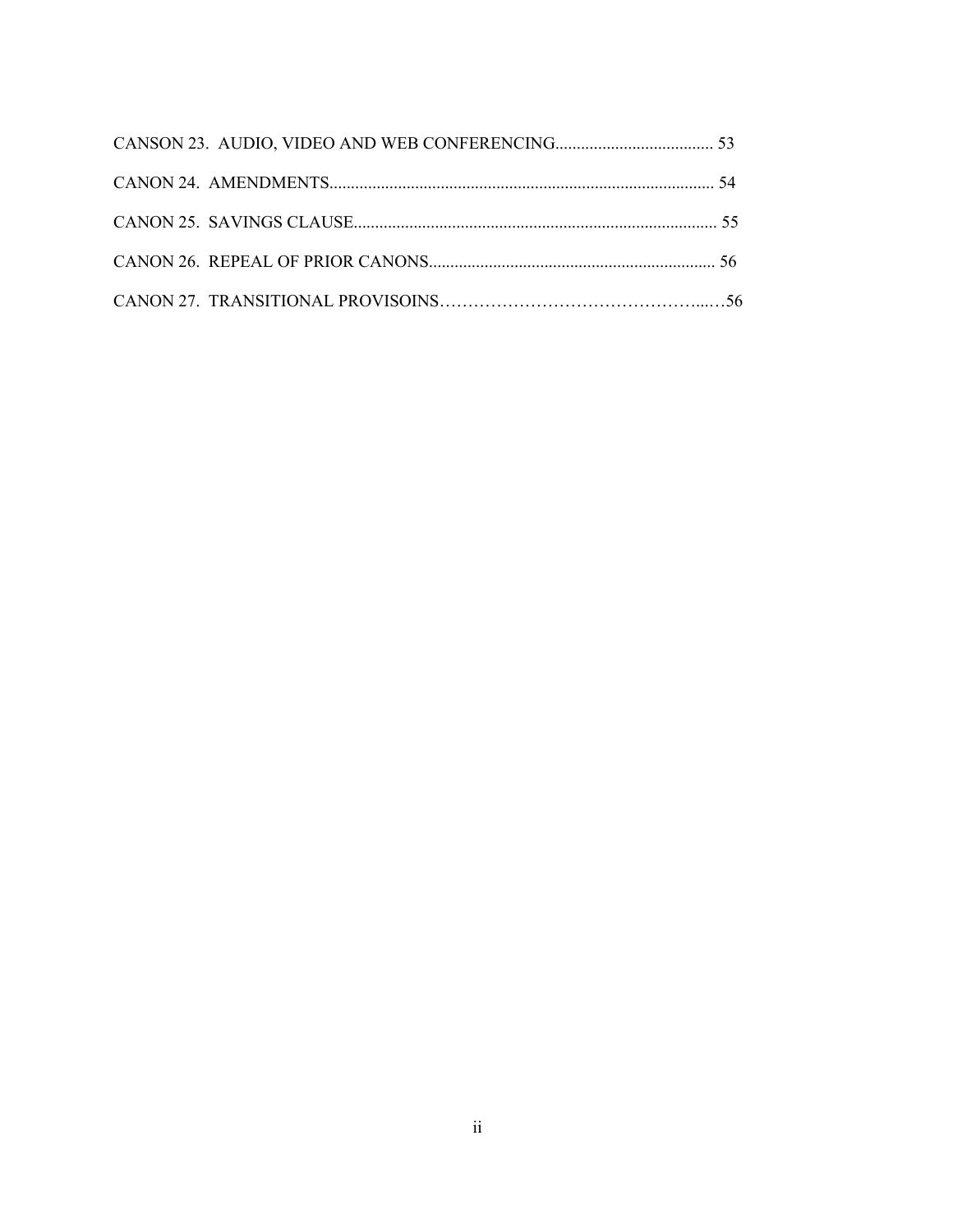CANSON 23. AUDIO, VIDEO AND WEB CONFERENCING..................................... 53

CANON 24. AMENDMENTS........................................................................................ 54

CANON 25. SAVINGS CLAUSE.................................................................................... 55

CANON 26. REPEAL OF PRIOR CANONS.................................................................. 56

CANON 27. TRANSITIONAL PROVISOINS……………………………………….....…56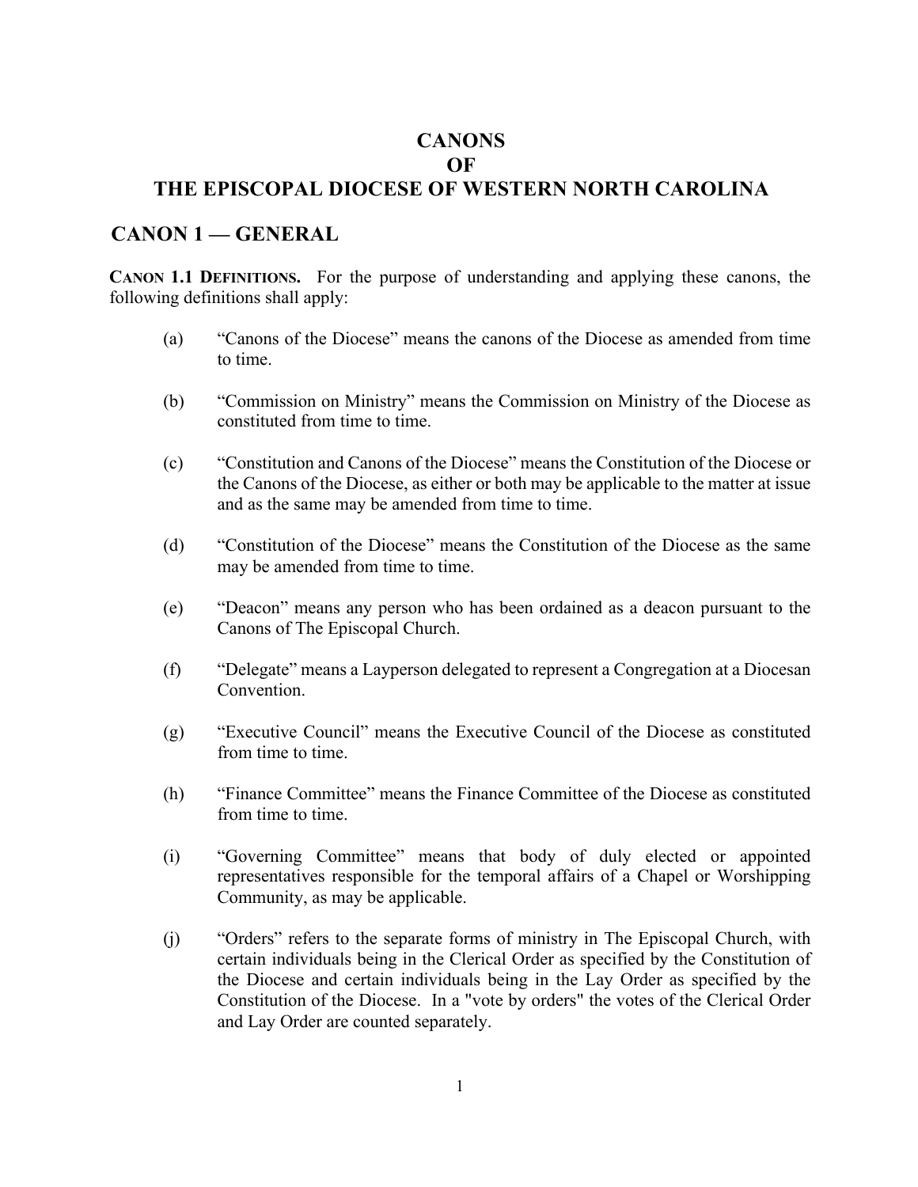# CANONS
# OF
# THE EPISCOPAL DIOCESE OF WESTERN NORTH CAROLINA

## CANON 1 — GENERAL

**CANON 1.1 DEFINITIONS.** For the purpose of understanding and applying these canons, the following definitions shall apply:

(a) "Canons of the Diocese" means the canons of the Diocese as amended from time to time.

(b) "Commission on Ministry" means the Commission on Ministry of the Diocese as constituted from time to time.

(c) "Constitution and Canons of the Diocese" means the Constitution of the Diocese or the Canons of the Diocese, as either or both may be applicable to the matter at issue and as the same may be amended from time to time.

(d) "Constitution of the Diocese" means the Constitution of the Diocese as the same may be amended from time to time.

(e) "Deacon" means any person who has been ordained as a deacon pursuant to the Canons of The Episcopal Church.

(f) "Delegate" means a Layperson delegated to represent a Congregation at a Diocesan Convention.

(g) "Executive Council" means the Executive Council of the Diocese as constituted from time to time.

(h) "Finance Committee" means the Finance Committee of the Diocese as constituted from time to time.

(i) "Governing Committee" means that body of duly elected or appointed representatives responsible for the temporal affairs of a Chapel or Worshipping Community, as may be applicable.

(j) "Orders" refers to the separate forms of ministry in The Episcopal Church, with certain individuals being in the Clerical Order as specified by the Constitution of the Diocese and certain individuals being in the Lay Order as specified by the Constitution of the Diocese. In a "vote by orders" the votes of the Clerical Order and Lay Order are counted separately.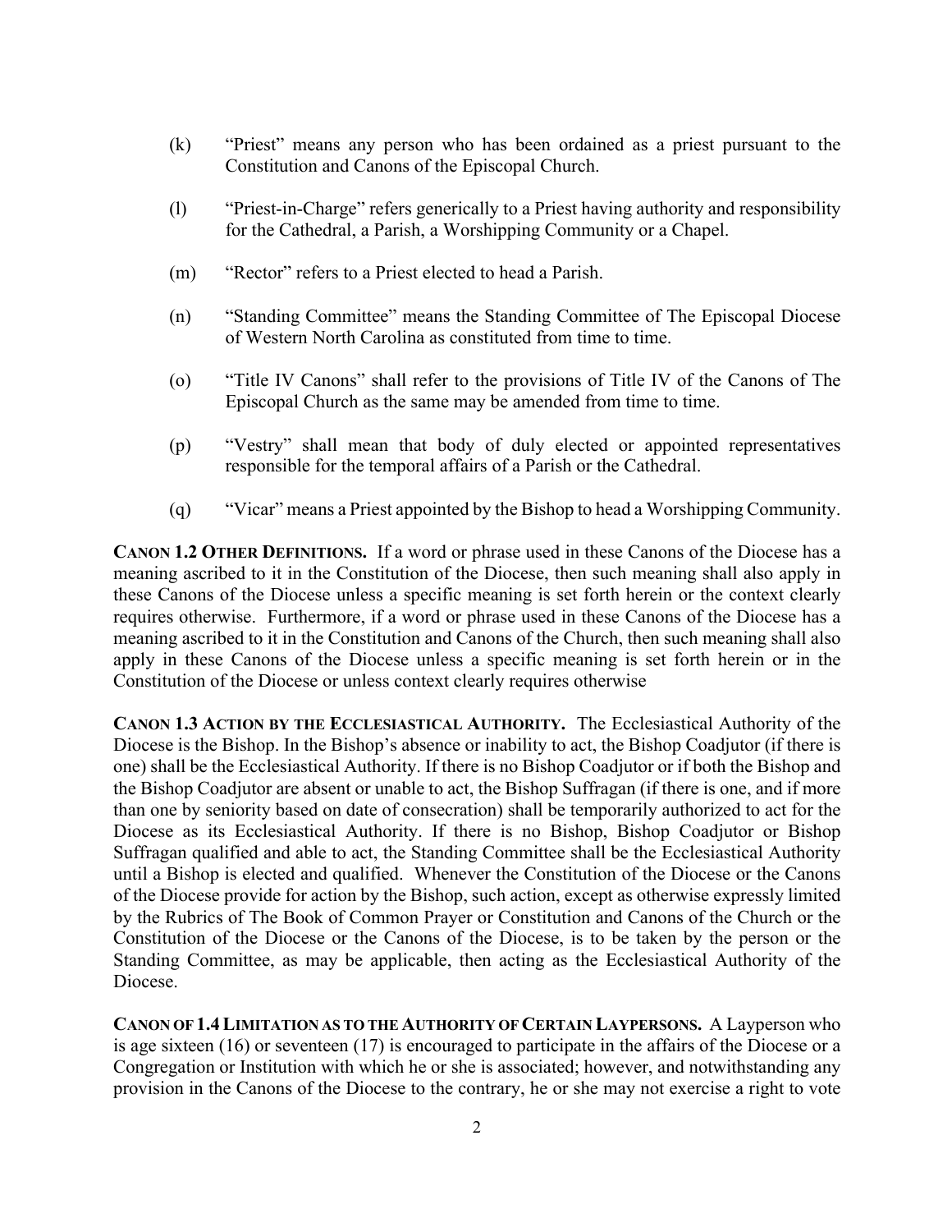(k) "Priest" means any person who has been ordained as a priest pursuant to the Constitution and Canons of the Episcopal Church.

(l) "Priest-in-Charge" refers generically to a Priest having authority and responsibility for the Cathedral, a Parish, a Worshipping Community or a Chapel.

(m) "Rector" refers to a Priest elected to head a Parish.

(n) "Standing Committee" means the Standing Committee of The Episcopal Diocese of Western North Carolina as constituted from time to time.

(o) "Title IV Canons" shall refer to the provisions of Title IV of the Canons of The Episcopal Church as the same may be amended from time to time.

(p) "Vestry" shall mean that body of duly elected or appointed representatives responsible for the temporal affairs of a Parish or the Cathedral.

(q) "Vicar" means a Priest appointed by the Bishop to head a Worshipping Community.

**CANON 1.2 OTHER DEFINITIONS.** If a word or phrase used in these Canons of the Diocese has a meaning ascribed to it in the Constitution of the Diocese, then such meaning shall also apply in these Canons of the Diocese unless a specific meaning is set forth herein or the context clearly requires otherwise. Furthermore, if a word or phrase used in these Canons of the Diocese has a meaning ascribed to it in the Constitution and Canons of the Church, then such meaning shall also apply in these Canons of the Diocese unless a specific meaning is set forth herein or in the Constitution of the Diocese or unless context clearly requires otherwise

**CANON 1.3 ACTION BY THE ECCLESIASTICAL AUTHORITY.** The Ecclesiastical Authority of the Diocese is the Bishop. In the Bishop's absence or inability to act, the Bishop Coadjutor (if there is one) shall be the Ecclesiastical Authority. If there is no Bishop Coadjutor or if both the Bishop and the Bishop Coadjutor are absent or unable to act, the Bishop Suffragan (if there is one, and if more than one by seniority based on date of consecration) shall be temporarily authorized to act for the Diocese as its Ecclesiastical Authority. If there is no Bishop, Bishop Coadjutor or Bishop Suffragan qualified and able to act, the Standing Committee shall be the Ecclesiastical Authority until a Bishop is elected and qualified. Whenever the Constitution of the Diocese or the Canons of the Diocese provide for action by the Bishop, such action, except as otherwise expressly limited by the Rubrics of The Book of Common Prayer or Constitution and Canons of the Church or the Constitution of the Diocese or the Canons of the Diocese, is to be taken by the person or the Standing Committee, as may be applicable, then acting as the Ecclesiastical Authority of the Diocese.

**CANON OF 1.4 LIMITATION AS TO THE AUTHORITY OF CERTAIN LAYPERSONS.** A Layperson who is age sixteen (16) or seventeen (17) is encouraged to participate in the affairs of the Diocese or a Congregation or Institution with which he or she is associated; however, and notwithstanding any provision in the Canons of the Diocese to the contrary, he or she may not exercise a right to vote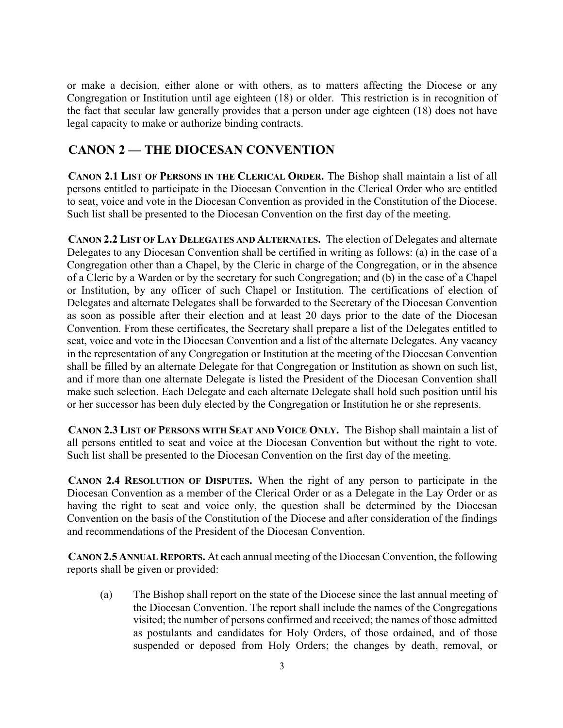or make a decision, either alone or with others, as to matters affecting the Diocese or any Congregation or Institution until age eighteen (18) or older. This restriction is in recognition of the fact that secular law generally provides that a person under age eighteen (18) does not have legal capacity to make or authorize binding contracts.

## CANON 2 — THE DIOCESAN CONVENTION

**CANON 2.1 LIST OF PERSONS IN THE CLERICAL ORDER.** The Bishop shall maintain a list of all persons entitled to participate in the Diocesan Convention in the Clerical Order who are entitled to seat, voice and vote in the Diocesan Convention as provided in the Constitution of the Diocese. Such list shall be presented to the Diocesan Convention on the first day of the meeting.

**CANON 2.2 LIST OF LAY DELEGATES AND ALTERNATES.** The election of Delegates and alternate Delegates to any Diocesan Convention shall be certified in writing as follows: (a) in the case of a Congregation other than a Chapel, by the Cleric in charge of the Congregation, or in the absence of a Cleric by a Warden or by the secretary for such Congregation; and (b) in the case of a Chapel or Institution, by any officer of such Chapel or Institution. The certifications of election of Delegates and alternate Delegates shall be forwarded to the Secretary of the Diocesan Convention as soon as possible after their election and at least 20 days prior to the date of the Diocesan Convention. From these certificates, the Secretary shall prepare a list of the Delegates entitled to seat, voice and vote in the Diocesan Convention and a list of the alternate Delegates. Any vacancy in the representation of any Congregation or Institution at the meeting of the Diocesan Convention shall be filled by an alternate Delegate for that Congregation or Institution as shown on such list, and if more than one alternate Delegate is listed the President of the Diocesan Convention shall make such selection. Each Delegate and each alternate Delegate shall hold such position until his or her successor has been duly elected by the Congregation or Institution he or she represents.

**CANON 2.3 LIST OF PERSONS WITH SEAT AND VOICE ONLY.** The Bishop shall maintain a list of all persons entitled to seat and voice at the Diocesan Convention but without the right to vote. Such list shall be presented to the Diocesan Convention on the first day of the meeting.

**CANON 2.4 RESOLUTION OF DISPUTES.** When the right of any person to participate in the Diocesan Convention as a member of the Clerical Order or as a Delegate in the Lay Order or as having the right to seat and voice only, the question shall be determined by the Diocesan Convention on the basis of the Constitution of the Diocese and after consideration of the findings and recommendations of the President of the Diocesan Convention.

**CANON 2.5 ANNUAL REPORTS.** At each annual meeting of the Diocesan Convention, the following reports shall be given or provided:

(a) The Bishop shall report on the state of the Diocese since the last annual meeting of the Diocesan Convention. The report shall include the names of the Congregations visited; the number of persons confirmed and received; the names of those admitted as postulants and candidates for Holy Orders, of those ordained, and of those suspended or deposed from Holy Orders; the changes by death, removal, or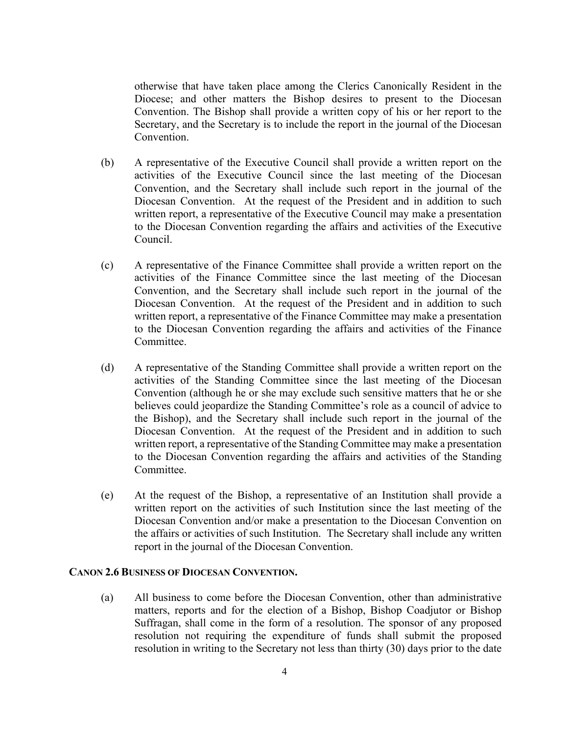otherwise that have taken place among the Clerics Canonically Resident in the Diocese; and other matters the Bishop desires to present to the Diocesan Convention. The Bishop shall provide a written copy of his or her report to the Secretary, and the Secretary is to include the report in the journal of the Diocesan Convention.

(b) A representative of the Executive Council shall provide a written report on the activities of the Executive Council since the last meeting of the Diocesan Convention, and the Secretary shall include such report in the journal of the Diocesan Convention. At the request of the President and in addition to such written report, a representative of the Executive Council may make a presentation to the Diocesan Convention regarding the affairs and activities of the Executive Council.

(c) A representative of the Finance Committee shall provide a written report on the activities of the Finance Committee since the last meeting of the Diocesan Convention, and the Secretary shall include such report in the journal of the Diocesan Convention. At the request of the President and in addition to such written report, a representative of the Finance Committee may make a presentation to the Diocesan Convention regarding the affairs and activities of the Finance Committee.

(d) A representative of the Standing Committee shall provide a written report on the activities of the Standing Committee since the last meeting of the Diocesan Convention (although he or she may exclude such sensitive matters that he or she believes could jeopardize the Standing Committee's role as a council of advice to the Bishop), and the Secretary shall include such report in the journal of the Diocesan Convention. At the request of the President and in addition to such written report, a representative of the Standing Committee may make a presentation to the Diocesan Convention regarding the affairs and activities of the Standing Committee.

(e) At the request of the Bishop, a representative of an Institution shall provide a written report on the activities of such Institution since the last meeting of the Diocesan Convention and/or make a presentation to the Diocesan Convention on the affairs or activities of such Institution. The Secretary shall include any written report in the journal of the Diocesan Convention.

**CANON 2.6 BUSINESS OF DIOCESAN CONVENTION.**

(a) All business to come before the Diocesan Convention, other than administrative matters, reports and for the election of a Bishop, Bishop Coadjutor or Bishop Suffragan, shall come in the form of a resolution. The sponsor of any proposed resolution not requiring the expenditure of funds shall submit the proposed resolution in writing to the Secretary not less than thirty (30) days prior to the date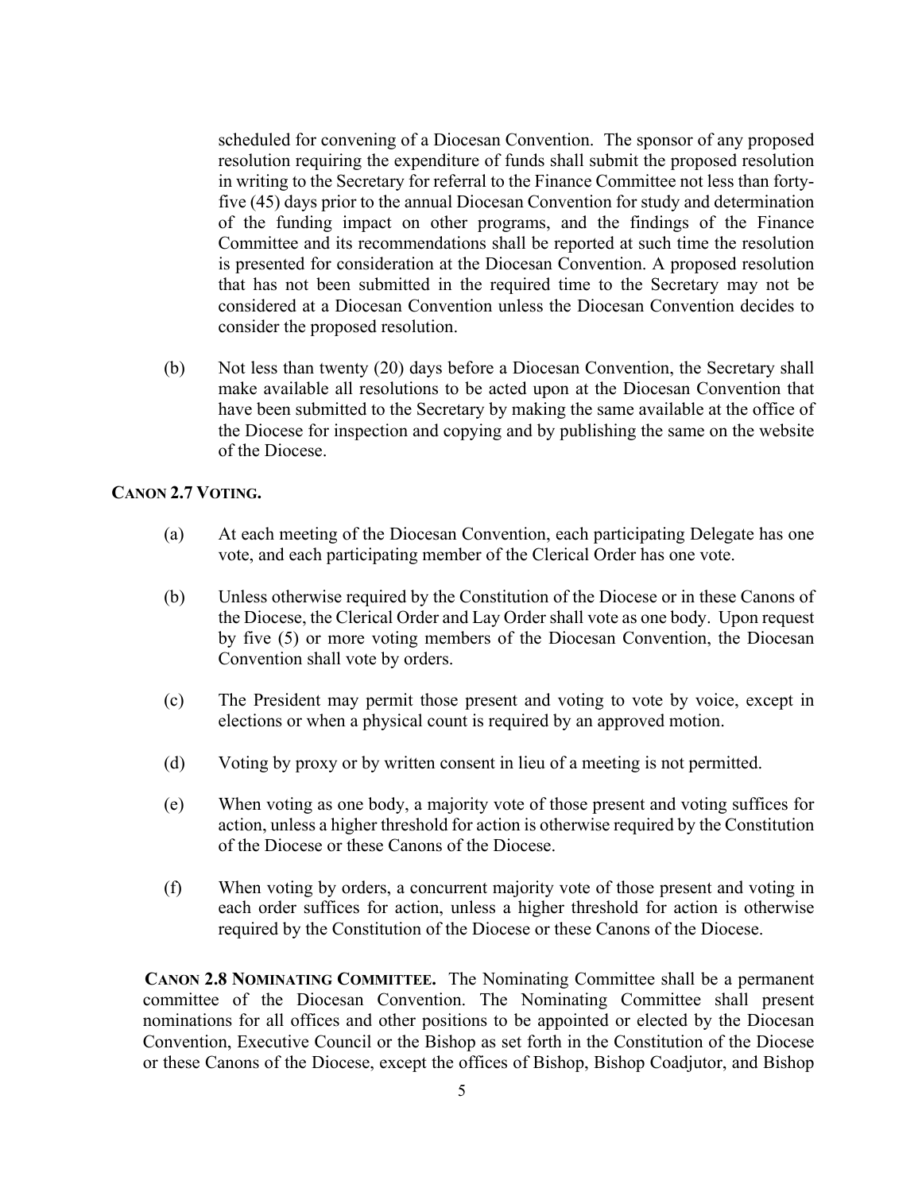scheduled for convening of a Diocesan Convention. The sponsor of any proposed resolution requiring the expenditure of funds shall submit the proposed resolution in writing to the Secretary for referral to the Finance Committee not less than forty-five (45) days prior to the annual Diocesan Convention for study and determination of the funding impact on other programs, and the findings of the Finance Committee and its recommendations shall be reported at such time the resolution is presented for consideration at the Diocesan Convention. A proposed resolution that has not been submitted in the required time to the Secretary may not be considered at a Diocesan Convention unless the Diocesan Convention decides to consider the proposed resolution.

(b) Not less than twenty (20) days before a Diocesan Convention, the Secretary shall make available all resolutions to be acted upon at the Diocesan Convention that have been submitted to the Secretary by making the same available at the office of the Diocese for inspection and copying and by publishing the same on the website of the Diocese.

**CANON 2.7 VOTING.**

(a) At each meeting of the Diocesan Convention, each participating Delegate has one vote, and each participating member of the Clerical Order has one vote.

(b) Unless otherwise required by the Constitution of the Diocese or in these Canons of the Diocese, the Clerical Order and Lay Order shall vote as one body. Upon request by five (5) or more voting members of the Diocesan Convention, the Diocesan Convention shall vote by orders.

(c) The President may permit those present and voting to vote by voice, except in elections or when a physical count is required by an approved motion.

(d) Voting by proxy or by written consent in lieu of a meeting is not permitted.

(e) When voting as one body, a majority vote of those present and voting suffices for action, unless a higher threshold for action is otherwise required by the Constitution of the Diocese or these Canons of the Diocese.

(f) When voting by orders, a concurrent majority vote of those present and voting in each order suffices for action, unless a higher threshold for action is otherwise required by the Constitution of the Diocese or these Canons of the Diocese.

**CANON 2.8 NOMINATING COMMITTEE.** The Nominating Committee shall be a permanent committee of the Diocesan Convention. The Nominating Committee shall present nominations for all offices and other positions to be appointed or elected by the Diocesan Convention, Executive Council or the Bishop as set forth in the Constitution of the Diocese or these Canons of the Diocese, except the offices of Bishop, Bishop Coadjutor, and Bishop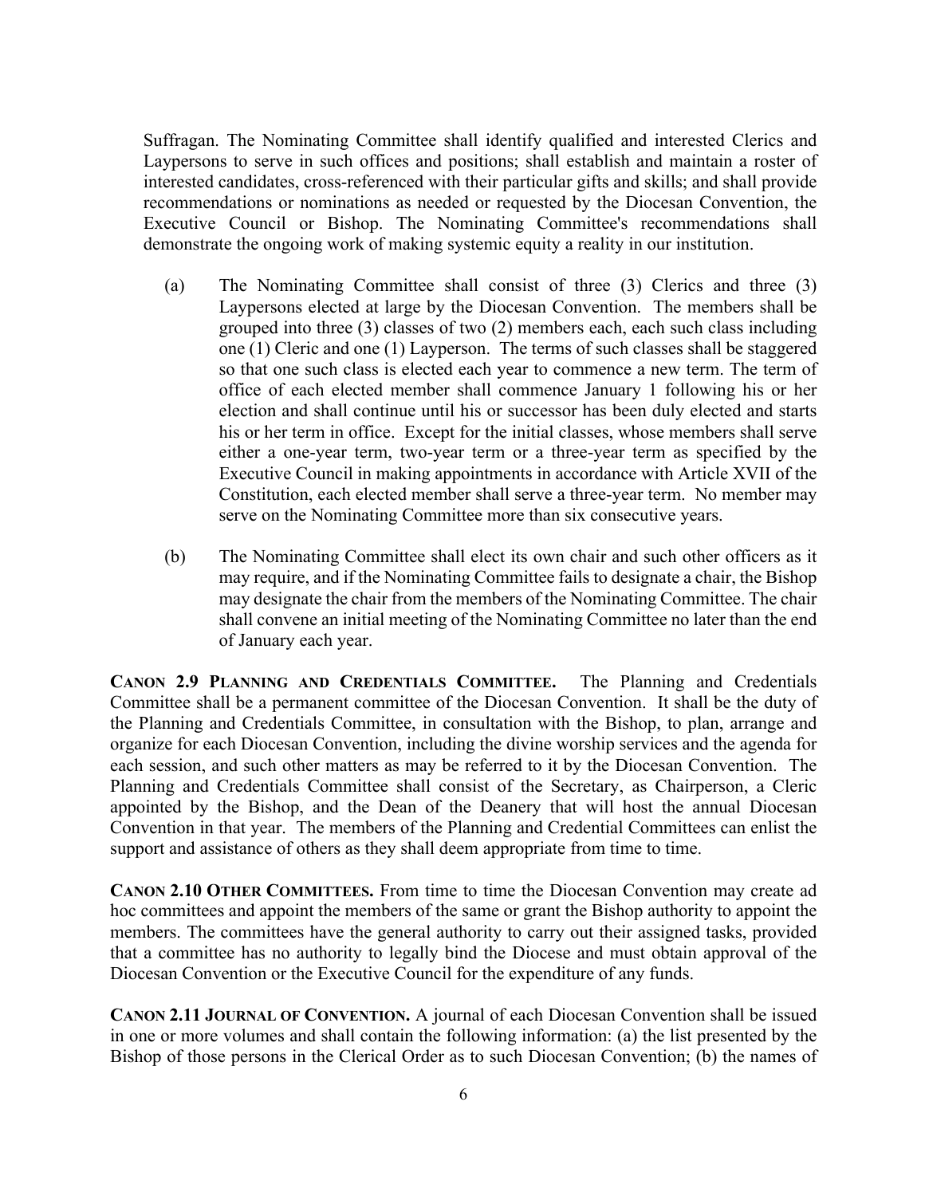Suffragan. The Nominating Committee shall identify qualified and interested Clerics and Laypersons to serve in such offices and positions; shall establish and maintain a roster of interested candidates, cross-referenced with their particular gifts and skills; and shall provide recommendations or nominations as needed or requested by the Diocesan Convention, the Executive Council or Bishop. The Nominating Committee's recommendations shall demonstrate the ongoing work of making systemic equity a reality in our institution.

(a) The Nominating Committee shall consist of three (3) Clerics and three (3) Laypersons elected at large by the Diocesan Convention. The members shall be grouped into three (3) classes of two (2) members each, each such class including one (1) Cleric and one (1) Layperson. The terms of such classes shall be staggered so that one such class is elected each year to commence a new term. The term of office of each elected member shall commence January 1 following his or her election and shall continue until his or successor has been duly elected and starts his or her term in office. Except for the initial classes, whose members shall serve either a one-year term, two-year term or a three-year term as specified by the Executive Council in making appointments in accordance with Article XVII of the Constitution, each elected member shall serve a three-year term. No member may serve on the Nominating Committee more than six consecutive years.

(b) The Nominating Committee shall elect its own chair and such other officers as it may require, and if the Nominating Committee fails to designate a chair, the Bishop may designate the chair from the members of the Nominating Committee. The chair shall convene an initial meeting of the Nominating Committee no later than the end of January each year.

**CANON 2.9 PLANNING AND CREDENTIALS COMMITTEE.** The Planning and Credentials Committee shall be a permanent committee of the Diocesan Convention. It shall be the duty of the Planning and Credentials Committee, in consultation with the Bishop, to plan, arrange and organize for each Diocesan Convention, including the divine worship services and the agenda for each session, and such other matters as may be referred to it by the Diocesan Convention. The Planning and Credentials Committee shall consist of the Secretary, as Chairperson, a Cleric appointed by the Bishop, and the Dean of the Deanery that will host the annual Diocesan Convention in that year. The members of the Planning and Credential Committees can enlist the support and assistance of others as they shall deem appropriate from time to time.

**CANON 2.10 OTHER COMMITTEES.** From time to time the Diocesan Convention may create ad hoc committees and appoint the members of the same or grant the Bishop authority to appoint the members. The committees have the general authority to carry out their assigned tasks, provided that a committee has no authority to legally bind the Diocese and must obtain approval of the Diocesan Convention or the Executive Council for the expenditure of any funds.

**CANON 2.11 JOURNAL OF CONVENTION.** A journal of each Diocesan Convention shall be issued in one or more volumes and shall contain the following information: (a) the list presented by the Bishop of those persons in the Clerical Order as to such Diocesan Convention; (b) the names of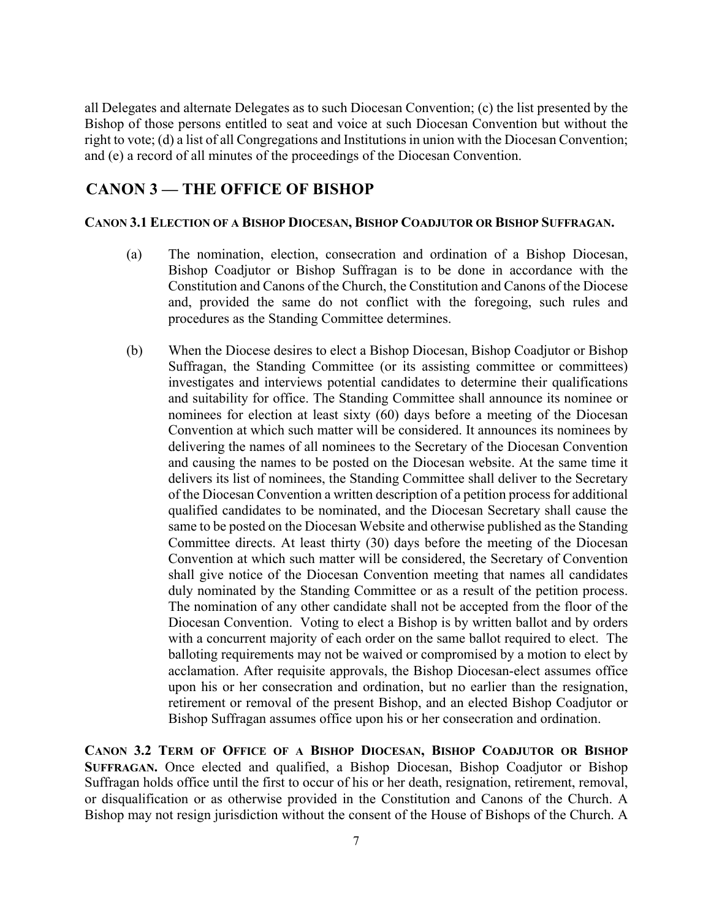all Delegates and alternate Delegates as to such Diocesan Convention; (c) the list presented by the Bishop of those persons entitled to seat and voice at such Diocesan Convention but without the right to vote; (d) a list of all Congregations and Institutions in union with the Diocesan Convention; and (e) a record of all minutes of the proceedings of the Diocesan Convention.

## CANON 3 — THE OFFICE OF BISHOP

**CANON 3.1 ELECTION OF A BISHOP DIOCESAN, BISHOP COADJUTOR OR BISHOP SUFFRAGAN.**

(a) The nomination, election, consecration and ordination of a Bishop Diocesan, Bishop Coadjutor or Bishop Suffragan is to be done in accordance with the Constitution and Canons of the Church, the Constitution and Canons of the Diocese and, provided the same do not conflict with the foregoing, such rules and procedures as the Standing Committee determines.

(b) When the Diocese desires to elect a Bishop Diocesan, Bishop Coadjutor or Bishop Suffragan, the Standing Committee (or its assisting committee or committees) investigates and interviews potential candidates to determine their qualifications and suitability for office. The Standing Committee shall announce its nominee or nominees for election at least sixty (60) days before a meeting of the Diocesan Convention at which such matter will be considered. It announces its nominees by delivering the names of all nominees to the Secretary of the Diocesan Convention and causing the names to be posted on the Diocesan website. At the same time it delivers its list of nominees, the Standing Committee shall deliver to the Secretary of the Diocesan Convention a written description of a petition process for additional qualified candidates to be nominated, and the Diocesan Secretary shall cause the same to be posted on the Diocesan Website and otherwise published as the Standing Committee directs. At least thirty (30) days before the meeting of the Diocesan Convention at which such matter will be considered, the Secretary of Convention shall give notice of the Diocesan Convention meeting that names all candidates duly nominated by the Standing Committee or as a result of the petition process. The nomination of any other candidate shall not be accepted from the floor of the Diocesan Convention. Voting to elect a Bishop is by written ballot and by orders with a concurrent majority of each order on the same ballot required to elect. The balloting requirements may not be waived or compromised by a motion to elect by acclamation. After requisite approvals, the Bishop Diocesan-elect assumes office upon his or her consecration and ordination, but no earlier than the resignation, retirement or removal of the present Bishop, and an elected Bishop Coadjutor or Bishop Suffragan assumes office upon his or her consecration and ordination.

**CANON 3.2 TERM OF OFFICE OF A BISHOP DIOCESAN, BISHOP COADJUTOR OR BISHOP SUFFRAGAN.** Once elected and qualified, a Bishop Diocesan, Bishop Coadjutor or Bishop Suffragan holds office until the first to occur of his or her death, resignation, retirement, removal, or disqualification or as otherwise provided in the Constitution and Canons of the Church. A Bishop may not resign jurisdiction without the consent of the House of Bishops of the Church. A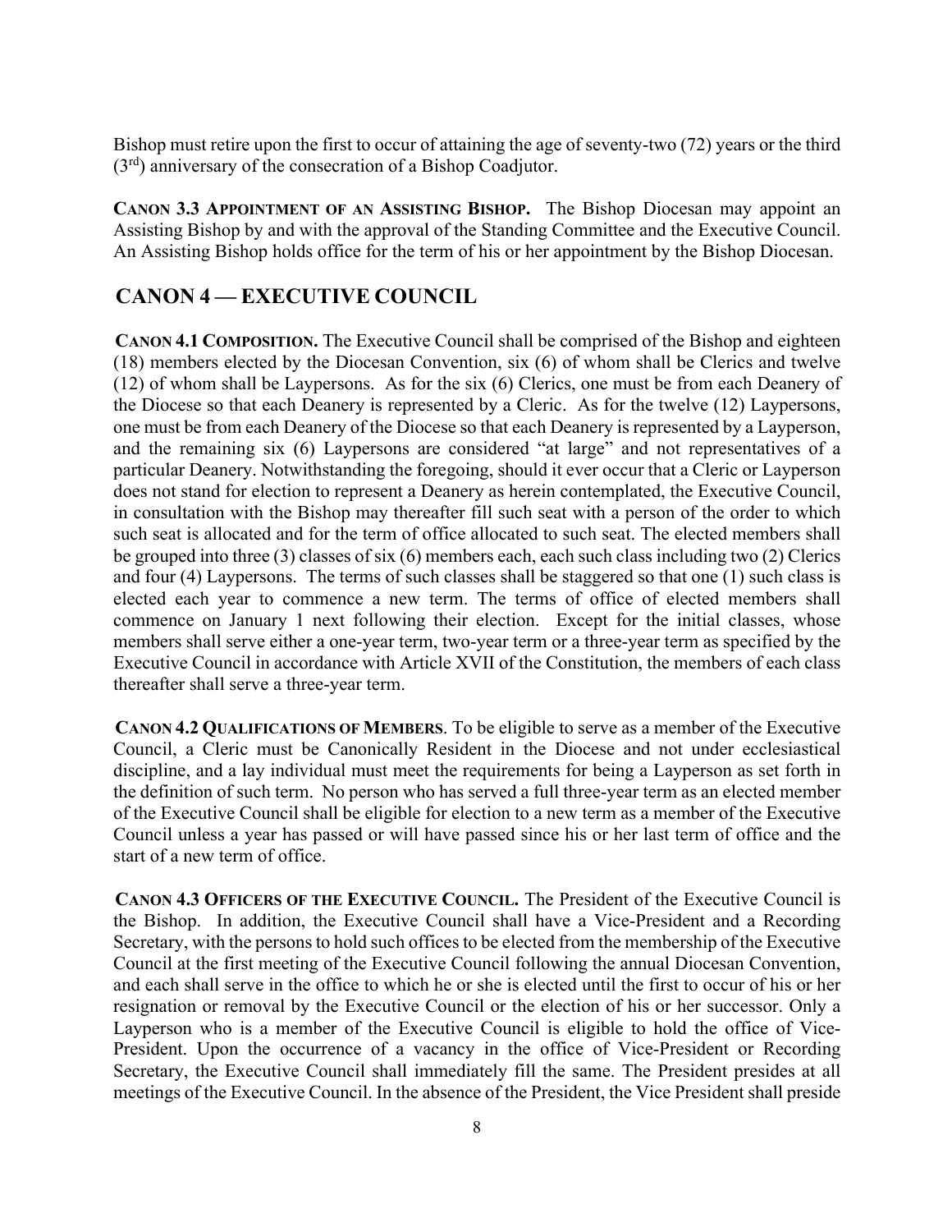Bishop must retire upon the first to occur of attaining the age of seventy-two (72) years or the third (3rd) anniversary of the consecration of a Bishop Coadjutor.

**Canon 3.3 Appointment of an Assisting Bishop.** The Bishop Diocesan may appoint an Assisting Bishop by and with the approval of the Standing Committee and the Executive Council. An Assisting Bishop holds office for the term of his or her appointment by the Bishop Diocesan.

## CANON 4 — EXECUTIVE COUNCIL

**Canon 4.1 Composition.** The Executive Council shall be comprised of the Bishop and eighteen (18) members elected by the Diocesan Convention, six (6) of whom shall be Clerics and twelve (12) of whom shall be Laypersons. As for the six (6) Clerics, one must be from each Deanery of the Diocese so that each Deanery is represented by a Cleric. As for the twelve (12) Laypersons, one must be from each Deanery of the Diocese so that each Deanery is represented by a Layperson, and the remaining six (6) Laypersons are considered "at large" and not representatives of a particular Deanery. Notwithstanding the foregoing, should it ever occur that a Cleric or Layperson does not stand for election to represent a Deanery as herein contemplated, the Executive Council, in consultation with the Bishop may thereafter fill such seat with a person of the order to which such seat is allocated and for the term of office allocated to such seat. The elected members shall be grouped into three (3) classes of six (6) members each, each such class including two (2) Clerics and four (4) Laypersons. The terms of such classes shall be staggered so that one (1) such class is elected each year to commence a new term. The terms of office of elected members shall commence on January 1 next following their election. Except for the initial classes, whose members shall serve either a one-year term, two-year term or a three-year term as specified by the Executive Council in accordance with Article XVII of the Constitution, the members of each class thereafter shall serve a three-year term.

**Canon 4.2 Qualifications of Members**. To be eligible to serve as a member of the Executive Council, a Cleric must be Canonically Resident in the Diocese and not under ecclesiastical discipline, and a lay individual must meet the requirements for being a Layperson as set forth in the definition of such term. No person who has served a full three-year term as an elected member of the Executive Council shall be eligible for election to a new term as a member of the Executive Council unless a year has passed or will have passed since his or her last term of office and the start of a new term of office.

**Canon 4.3 Officers of the Executive Council.** The President of the Executive Council is the Bishop. In addition, the Executive Council shall have a Vice-President and a Recording Secretary, with the persons to hold such offices to be elected from the membership of the Executive Council at the first meeting of the Executive Council following the annual Diocesan Convention, and each shall serve in the office to which he or she is elected until the first to occur of his or her resignation or removal by the Executive Council or the election of his or her successor. Only a Layperson who is a member of the Executive Council is eligible to hold the office of Vice-President. Upon the occurrence of a vacancy in the office of Vice-President or Recording Secretary, the Executive Council shall immediately fill the same. The President presides at all meetings of the Executive Council. In the absence of the President, the Vice President shall preside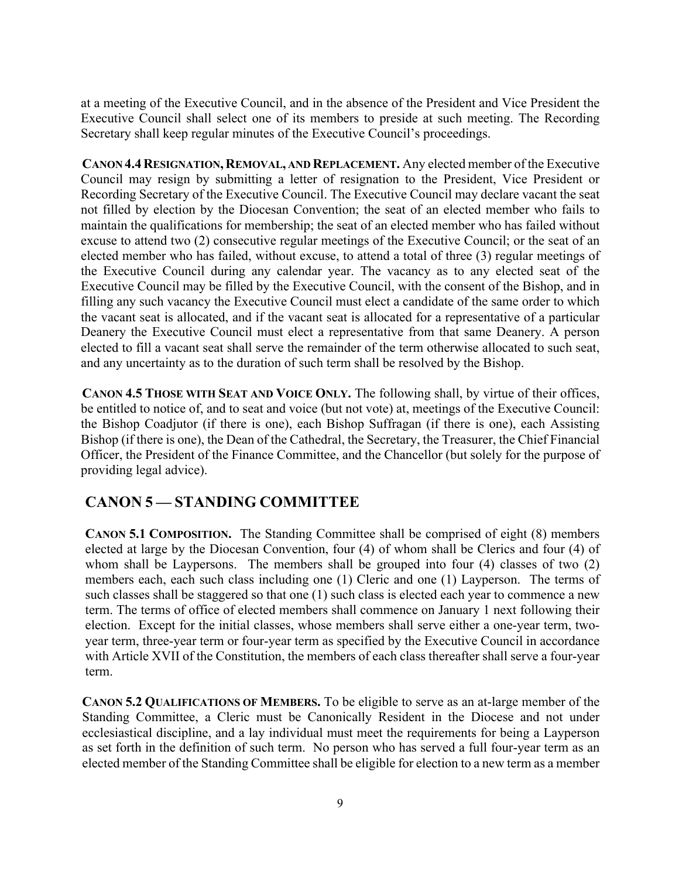at a meeting of the Executive Council, and in the absence of the President and Vice President the Executive Council shall select one of its members to preside at such meeting. The Recording Secretary shall keep regular minutes of the Executive Council's proceedings.

**CANON 4.4 RESIGNATION, REMOVAL, AND REPLACEMENT.** Any elected member of the Executive Council may resign by submitting a letter of resignation to the President, Vice President or Recording Secretary of the Executive Council. The Executive Council may declare vacant the seat not filled by election by the Diocesan Convention; the seat of an elected member who fails to maintain the qualifications for membership; the seat of an elected member who has failed without excuse to attend two (2) consecutive regular meetings of the Executive Council; or the seat of an elected member who has failed, without excuse, to attend a total of three (3) regular meetings of the Executive Council during any calendar year. The vacancy as to any elected seat of the Executive Council may be filled by the Executive Council, with the consent of the Bishop, and in filling any such vacancy the Executive Council must elect a candidate of the same order to which the vacant seat is allocated, and if the vacant seat is allocated for a representative of a particular Deanery the Executive Council must elect a representative from that same Deanery. A person elected to fill a vacant seat shall serve the remainder of the term otherwise allocated to such seat, and any uncertainty as to the duration of such term shall be resolved by the Bishop.

**CANON 4.5 THOSE WITH SEAT AND VOICE ONLY.** The following shall, by virtue of their offices, be entitled to notice of, and to seat and voice (but not vote) at, meetings of the Executive Council: the Bishop Coadjutor (if there is one), each Bishop Suffragan (if there is one), each Assisting Bishop (if there is one), the Dean of the Cathedral, the Secretary, the Treasurer, the Chief Financial Officer, the President of the Finance Committee, and the Chancellor (but solely for the purpose of providing legal advice).

## CANON 5 — STANDING COMMITTEE

**CANON 5.1 COMPOSITION.** The Standing Committee shall be comprised of eight (8) members elected at large by the Diocesan Convention, four (4) of whom shall be Clerics and four (4) of whom shall be Laypersons. The members shall be grouped into four (4) classes of two (2) members each, each such class including one (1) Cleric and one (1) Layperson. The terms of such classes shall be staggered so that one (1) such class is elected each year to commence a new term. The terms of office of elected members shall commence on January 1 next following their election. Except for the initial classes, whose members shall serve either a one-year term, two-year term, three-year term or four-year term as specified by the Executive Council in accordance with Article XVII of the Constitution, the members of each class thereafter shall serve a four-year term.

**CANON 5.2 QUALIFICATIONS OF MEMBERS.** To be eligible to serve as an at-large member of the Standing Committee, a Cleric must be Canonically Resident in the Diocese and not under ecclesiastical discipline, and a lay individual must meet the requirements for being a Layperson as set forth in the definition of such term. No person who has served a full four-year term as an elected member of the Standing Committee shall be eligible for election to a new term as a member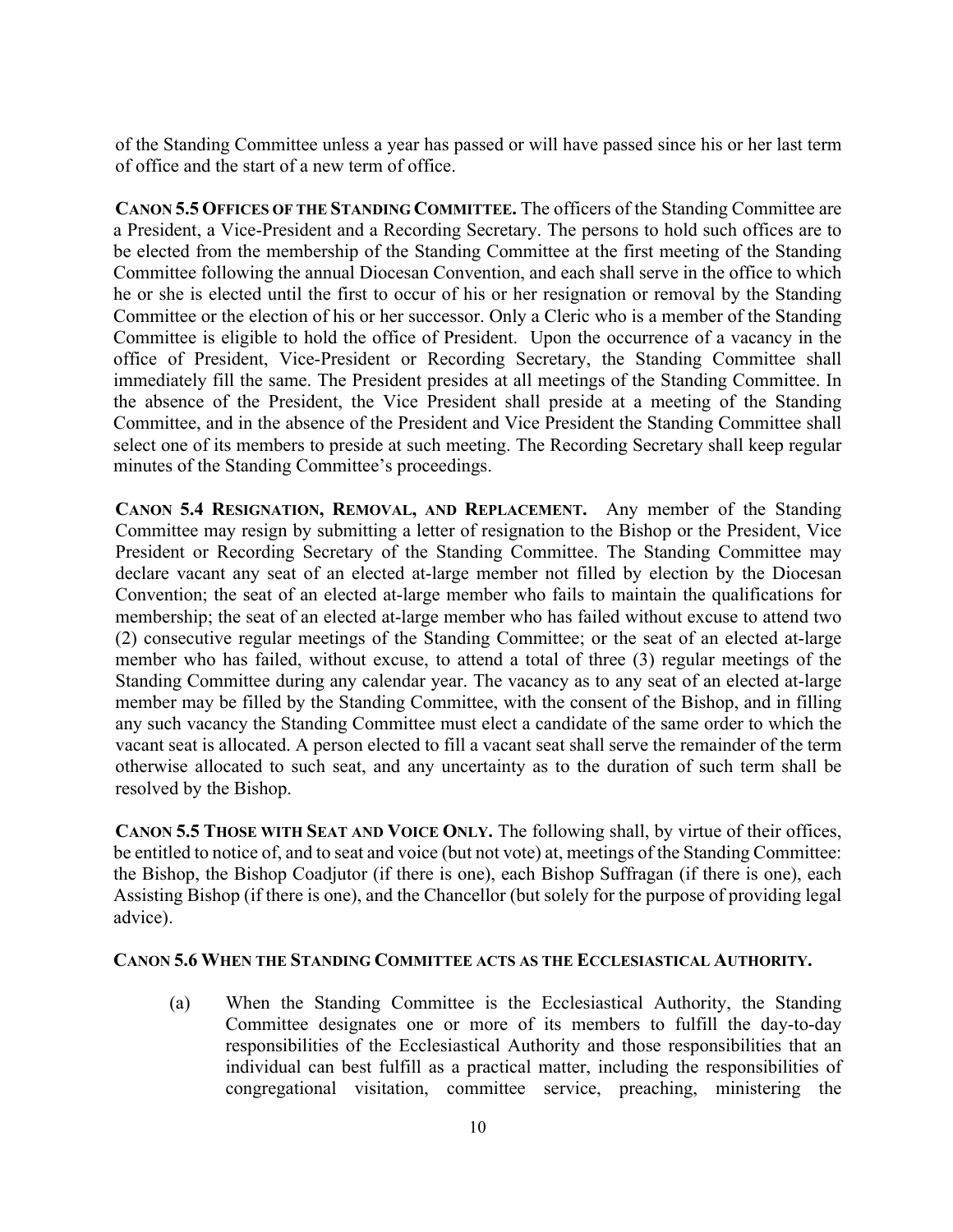of the Standing Committee unless a year has passed or will have passed since his or her last term of office and the start of a new term of office.

**CANON 5.5 OFFICES OF THE STANDING COMMITTEE.** The officers of the Standing Committee are a President, a Vice-President and a Recording Secretary. The persons to hold such offices are to be elected from the membership of the Standing Committee at the first meeting of the Standing Committee following the annual Diocesan Convention, and each shall serve in the office to which he or she is elected until the first to occur of his or her resignation or removal by the Standing Committee or the election of his or her successor. Only a Cleric who is a member of the Standing Committee is eligible to hold the office of President. Upon the occurrence of a vacancy in the office of President, Vice-President or Recording Secretary, the Standing Committee shall immediately fill the same. The President presides at all meetings of the Standing Committee. In the absence of the President, the Vice President shall preside at a meeting of the Standing Committee, and in the absence of the President and Vice President the Standing Committee shall select one of its members to preside at such meeting. The Recording Secretary shall keep regular minutes of the Standing Committee's proceedings.

**CANON 5.4 RESIGNATION, REMOVAL, AND REPLACEMENT.** Any member of the Standing Committee may resign by submitting a letter of resignation to the Bishop or the President, Vice President or Recording Secretary of the Standing Committee. The Standing Committee may declare vacant any seat of an elected at-large member not filled by election by the Diocesan Convention; the seat of an elected at-large member who fails to maintain the qualifications for membership; the seat of an elected at-large member who has failed without excuse to attend two (2) consecutive regular meetings of the Standing Committee; or the seat of an elected at-large member who has failed, without excuse, to attend a total of three (3) regular meetings of the Standing Committee during any calendar year. The vacancy as to any seat of an elected at-large member may be filled by the Standing Committee, with the consent of the Bishop, and in filling any such vacancy the Standing Committee must elect a candidate of the same order to which the vacant seat is allocated. A person elected to fill a vacant seat shall serve the remainder of the term otherwise allocated to such seat, and any uncertainty as to the duration of such term shall be resolved by the Bishop.

**CANON 5.5 THOSE WITH SEAT AND VOICE ONLY.** The following shall, by virtue of their offices, be entitled to notice of, and to seat and voice (but not vote) at, meetings of the Standing Committee: the Bishop, the Bishop Coadjutor (if there is one), each Bishop Suffragan (if there is one), each Assisting Bishop (if there is one), and the Chancellor (but solely for the purpose of providing legal advice).

**CANON 5.6 WHEN THE STANDING COMMITTEE ACTS AS THE ECCLESIASTICAL AUTHORITY.**

(a) When the Standing Committee is the Ecclesiastical Authority, the Standing Committee designates one or more of its members to fulfill the day-to-day responsibilities of the Ecclesiastical Authority and those responsibilities that an individual can best fulfill as a practical matter, including the responsibilities of congregational visitation, committee service, preaching, ministering the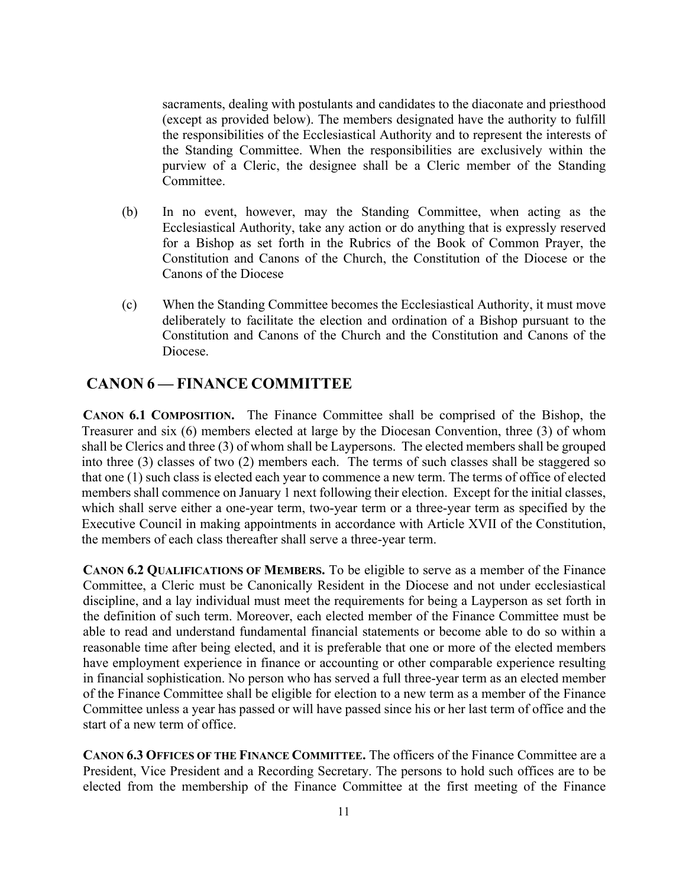sacraments, dealing with postulants and candidates to the diaconate and priesthood (except as provided below). The members designated have the authority to fulfill the responsibilities of the Ecclesiastical Authority and to represent the interests of the Standing Committee. When the responsibilities are exclusively within the purview of a Cleric, the designee shall be a Cleric member of the Standing Committee.

(b) In no event, however, may the Standing Committee, when acting as the Ecclesiastical Authority, take any action or do anything that is expressly reserved for a Bishop as set forth in the Rubrics of the Book of Common Prayer, the Constitution and Canons of the Church, the Constitution of the Diocese or the Canons of the Diocese

(c) When the Standing Committee becomes the Ecclesiastical Authority, it must move deliberately to facilitate the election and ordination of a Bishop pursuant to the Constitution and Canons of the Church and the Constitution and Canons of the Diocese.

## CANON 6 — FINANCE COMMITTEE

**CANON 6.1 COMPOSITION.** The Finance Committee shall be comprised of the Bishop, the Treasurer and six (6) members elected at large by the Diocesan Convention, three (3) of whom shall be Clerics and three (3) of whom shall be Laypersons. The elected members shall be grouped into three (3) classes of two (2) members each. The terms of such classes shall be staggered so that one (1) such class is elected each year to commence a new term. The terms of office of elected members shall commence on January 1 next following their election. Except for the initial classes, which shall serve either a one-year term, two-year term or a three-year term as specified by the Executive Council in making appointments in accordance with Article XVII of the Constitution, the members of each class thereafter shall serve a three-year term.

**CANON 6.2 QUALIFICATIONS OF MEMBERS.** To be eligible to serve as a member of the Finance Committee, a Cleric must be Canonically Resident in the Diocese and not under ecclesiastical discipline, and a lay individual must meet the requirements for being a Layperson as set forth in the definition of such term. Moreover, each elected member of the Finance Committee must be able to read and understand fundamental financial statements or become able to do so within a reasonable time after being elected, and it is preferable that one or more of the elected members have employment experience in finance or accounting or other comparable experience resulting in financial sophistication. No person who has served a full three-year term as an elected member of the Finance Committee shall be eligible for election to a new term as a member of the Finance Committee unless a year has passed or will have passed since his or her last term of office and the start of a new term of office.

**CANON 6.3 OFFICES OF THE FINANCE COMMITTEE.** The officers of the Finance Committee are a President, Vice President and a Recording Secretary. The persons to hold such offices are to be elected from the membership of the Finance Committee at the first meeting of the Finance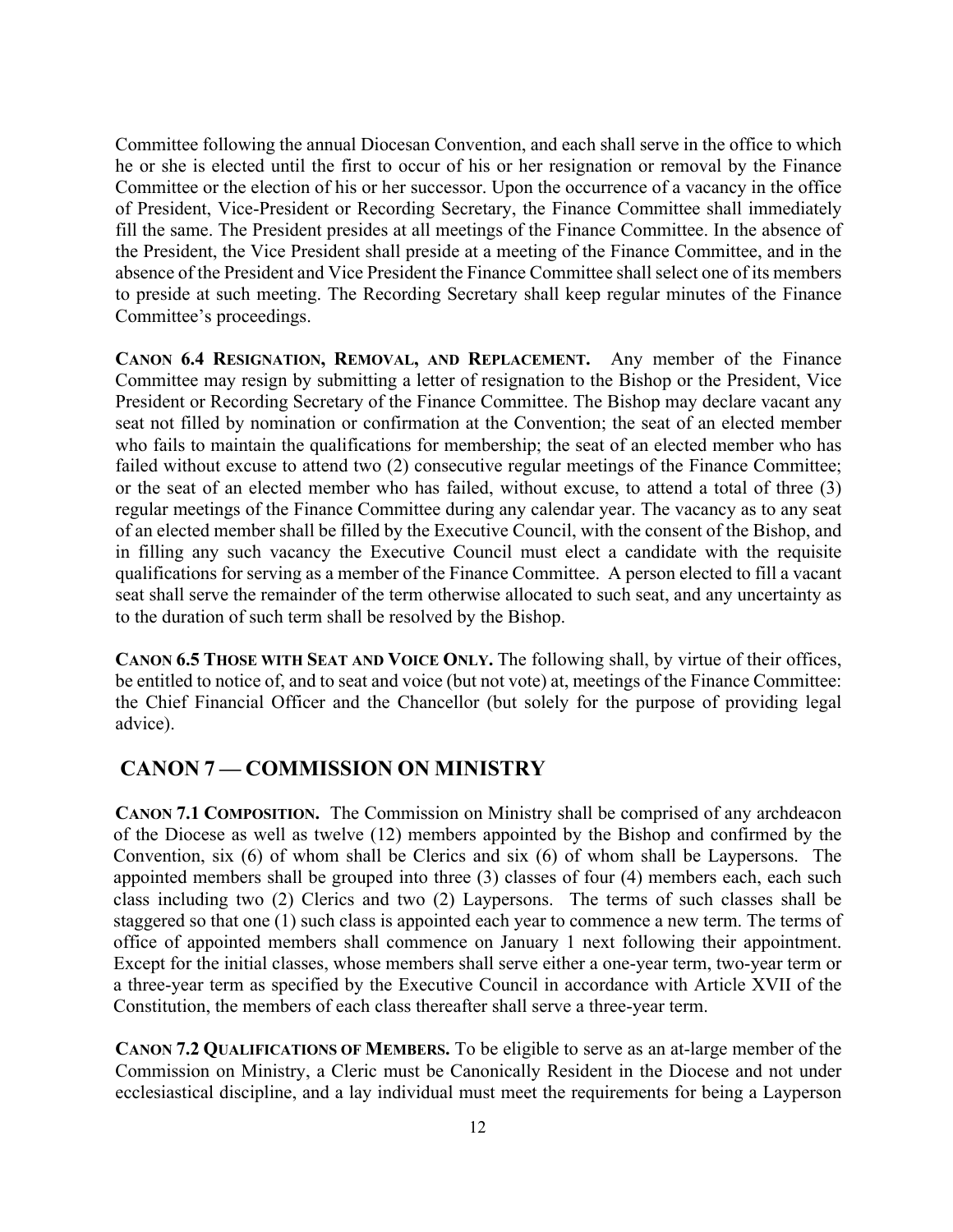Committee following the annual Diocesan Convention, and each shall serve in the office to which he or she is elected until the first to occur of his or her resignation or removal by the Finance Committee or the election of his or her successor. Upon the occurrence of a vacancy in the office of President, Vice-President or Recording Secretary, the Finance Committee shall immediately fill the same. The President presides at all meetings of the Finance Committee. In the absence of the President, the Vice President shall preside at a meeting of the Finance Committee, and in the absence of the President and Vice President the Finance Committee shall select one of its members to preside at such meeting. The Recording Secretary shall keep regular minutes of the Finance Committee's proceedings.

**CANON 6.4 RESIGNATION, REMOVAL, AND REPLACEMENT.** Any member of the Finance Committee may resign by submitting a letter of resignation to the Bishop or the President, Vice President or Recording Secretary of the Finance Committee. The Bishop may declare vacant any seat not filled by nomination or confirmation at the Convention; the seat of an elected member who fails to maintain the qualifications for membership; the seat of an elected member who has failed without excuse to attend two (2) consecutive regular meetings of the Finance Committee; or the seat of an elected member who has failed, without excuse, to attend a total of three (3) regular meetings of the Finance Committee during any calendar year. The vacancy as to any seat of an elected member shall be filled by the Executive Council, with the consent of the Bishop, and in filling any such vacancy the Executive Council must elect a candidate with the requisite qualifications for serving as a member of the Finance Committee. A person elected to fill a vacant seat shall serve the remainder of the term otherwise allocated to such seat, and any uncertainty as to the duration of such term shall be resolved by the Bishop.

**CANON 6.5 THOSE WITH SEAT AND VOICE ONLY.** The following shall, by virtue of their offices, be entitled to notice of, and to seat and voice (but not vote) at, meetings of the Finance Committee: the Chief Financial Officer and the Chancellor (but solely for the purpose of providing legal advice).

## CANON 7 — COMMISSION ON MINISTRY

**CANON 7.1 COMPOSITION.** The Commission on Ministry shall be comprised of any archdeacon of the Diocese as well as twelve (12) members appointed by the Bishop and confirmed by the Convention, six (6) of whom shall be Clerics and six (6) of whom shall be Laypersons. The appointed members shall be grouped into three (3) classes of four (4) members each, each such class including two (2) Clerics and two (2) Laypersons. The terms of such classes shall be staggered so that one (1) such class is appointed each year to commence a new term. The terms of office of appointed members shall commence on January 1 next following their appointment. Except for the initial classes, whose members shall serve either a one-year term, two-year term or a three-year term as specified by the Executive Council in accordance with Article XVII of the Constitution, the members of each class thereafter shall serve a three-year term.

**CANON 7.2 QUALIFICATIONS OF MEMBERS.** To be eligible to serve as an at-large member of the Commission on Ministry, a Cleric must be Canonically Resident in the Diocese and not under ecclesiastical discipline, and a lay individual must meet the requirements for being a Layperson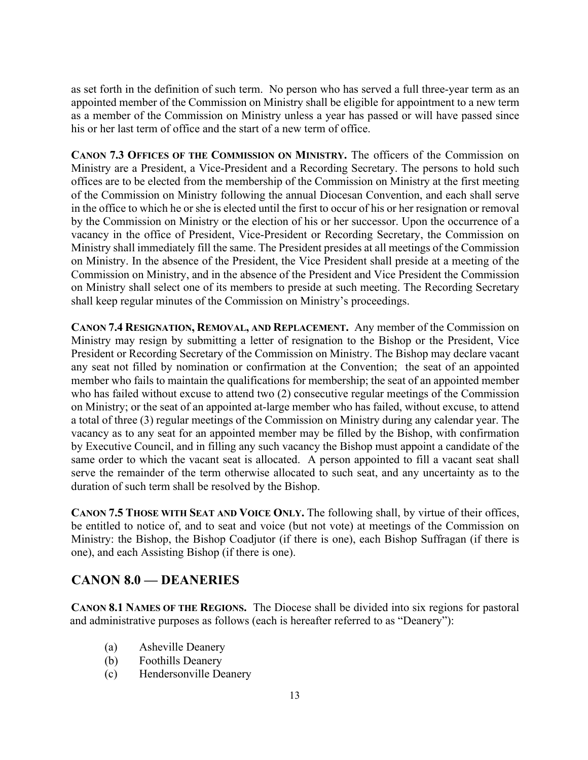as set forth in the definition of such term. No person who has served a full three-year term as an appointed member of the Commission on Ministry shall be eligible for appointment to a new term as a member of the Commission on Ministry unless a year has passed or will have passed since his or her last term of office and the start of a new term of office.

**CANON 7.3 OFFICES OF THE COMMISSION ON MINISTRY.** The officers of the Commission on Ministry are a President, a Vice-President and a Recording Secretary. The persons to hold such offices are to be elected from the membership of the Commission on Ministry at the first meeting of the Commission on Ministry following the annual Diocesan Convention, and each shall serve in the office to which he or she is elected until the first to occur of his or her resignation or removal by the Commission on Ministry or the election of his or her successor. Upon the occurrence of a vacancy in the office of President, Vice-President or Recording Secretary, the Commission on Ministry shall immediately fill the same. The President presides at all meetings of the Commission on Ministry. In the absence of the President, the Vice President shall preside at a meeting of the Commission on Ministry, and in the absence of the President and Vice President the Commission on Ministry shall select one of its members to preside at such meeting. The Recording Secretary shall keep regular minutes of the Commission on Ministry's proceedings.

**CANON 7.4 RESIGNATION, REMOVAL, AND REPLACEMENT.** Any member of the Commission on Ministry may resign by submitting a letter of resignation to the Bishop or the President, Vice President or Recording Secretary of the Commission on Ministry. The Bishop may declare vacant any seat not filled by nomination or confirmation at the Convention; the seat of an appointed member who fails to maintain the qualifications for membership; the seat of an appointed member who has failed without excuse to attend two (2) consecutive regular meetings of the Commission on Ministry; or the seat of an appointed at-large member who has failed, without excuse, to attend a total of three (3) regular meetings of the Commission on Ministry during any calendar year. The vacancy as to any seat for an appointed member may be filled by the Bishop, with confirmation by Executive Council, and in filling any such vacancy the Bishop must appoint a candidate of the same order to which the vacant seat is allocated. A person appointed to fill a vacant seat shall serve the remainder of the term otherwise allocated to such seat, and any uncertainty as to the duration of such term shall be resolved by the Bishop.

**CANON 7.5 THOSE WITH SEAT AND VOICE ONLY.** The following shall, by virtue of their offices, be entitled to notice of, and to seat and voice (but not vote) at meetings of the Commission on Ministry: the Bishop, the Bishop Coadjutor (if there is one), each Bishop Suffragan (if there is one), and each Assisting Bishop (if there is one).

## CANON 8.0 — DEANERIES

**CANON 8.1 NAMES OF THE REGIONS.** The Diocese shall be divided into six regions for pastoral and administrative purposes as follows (each is hereafter referred to as "Deanery"):

(a) Asheville Deanery
(b) Foothills Deanery
(c) Hendersonville Deanery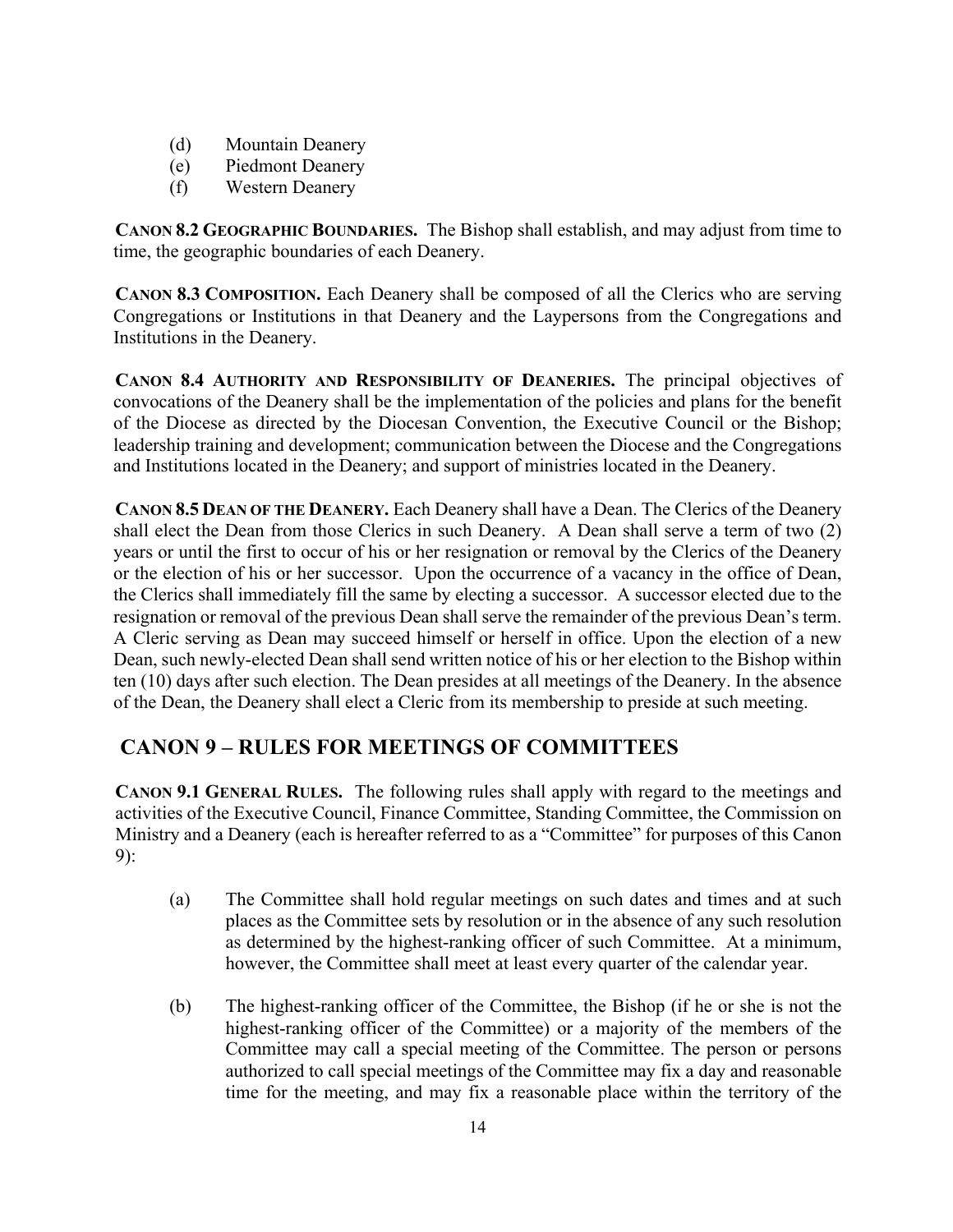(d) Mountain Deanery
(e) Piedmont Deanery
(f) Western Deanery

**CANON 8.2 GEOGRAPHIC BOUNDARIES.** The Bishop shall establish, and may adjust from time to time, the geographic boundaries of each Deanery.

**CANON 8.3 COMPOSITION.** Each Deanery shall be composed of all the Clerics who are serving Congregations or Institutions in that Deanery and the Laypersons from the Congregations and Institutions in the Deanery.

**CANON 8.4 AUTHORITY AND RESPONSIBILITY OF DEANERIES.** The principal objectives of convocations of the Deanery shall be the implementation of the policies and plans for the benefit of the Diocese as directed by the Diocesan Convention, the Executive Council or the Bishop; leadership training and development; communication between the Diocese and the Congregations and Institutions located in the Deanery; and support of ministries located in the Deanery.

**CANON 8.5 DEAN OF THE DEANERY.** Each Deanery shall have a Dean. The Clerics of the Deanery shall elect the Dean from those Clerics in such Deanery. A Dean shall serve a term of two (2) years or until the first to occur of his or her resignation or removal by the Clerics of the Deanery or the election of his or her successor. Upon the occurrence of a vacancy in the office of Dean, the Clerics shall immediately fill the same by electing a successor. A successor elected due to the resignation or removal of the previous Dean shall serve the remainder of the previous Dean's term. A Cleric serving as Dean may succeed himself or herself in office. Upon the election of a new Dean, such newly-elected Dean shall send written notice of his or her election to the Bishop within ten (10) days after such election. The Dean presides at all meetings of the Deanery. In the absence of the Dean, the Deanery shall elect a Cleric from its membership to preside at such meeting.

## CANON 9 – RULES FOR MEETINGS OF COMMITTEES

**CANON 9.1 GENERAL RULES.** The following rules shall apply with regard to the meetings and activities of the Executive Council, Finance Committee, Standing Committee, the Commission on Ministry and a Deanery (each is hereafter referred to as a "Committee" for purposes of this Canon 9):

(a) The Committee shall hold regular meetings on such dates and times and at such places as the Committee sets by resolution or in the absence of any such resolution as determined by the highest-ranking officer of such Committee. At a minimum, however, the Committee shall meet at least every quarter of the calendar year.

(b) The highest-ranking officer of the Committee, the Bishop (if he or she is not the highest-ranking officer of the Committee) or a majority of the members of the Committee may call a special meeting of the Committee. The person or persons authorized to call special meetings of the Committee may fix a day and reasonable time for the meeting, and may fix a reasonable place within the territory of the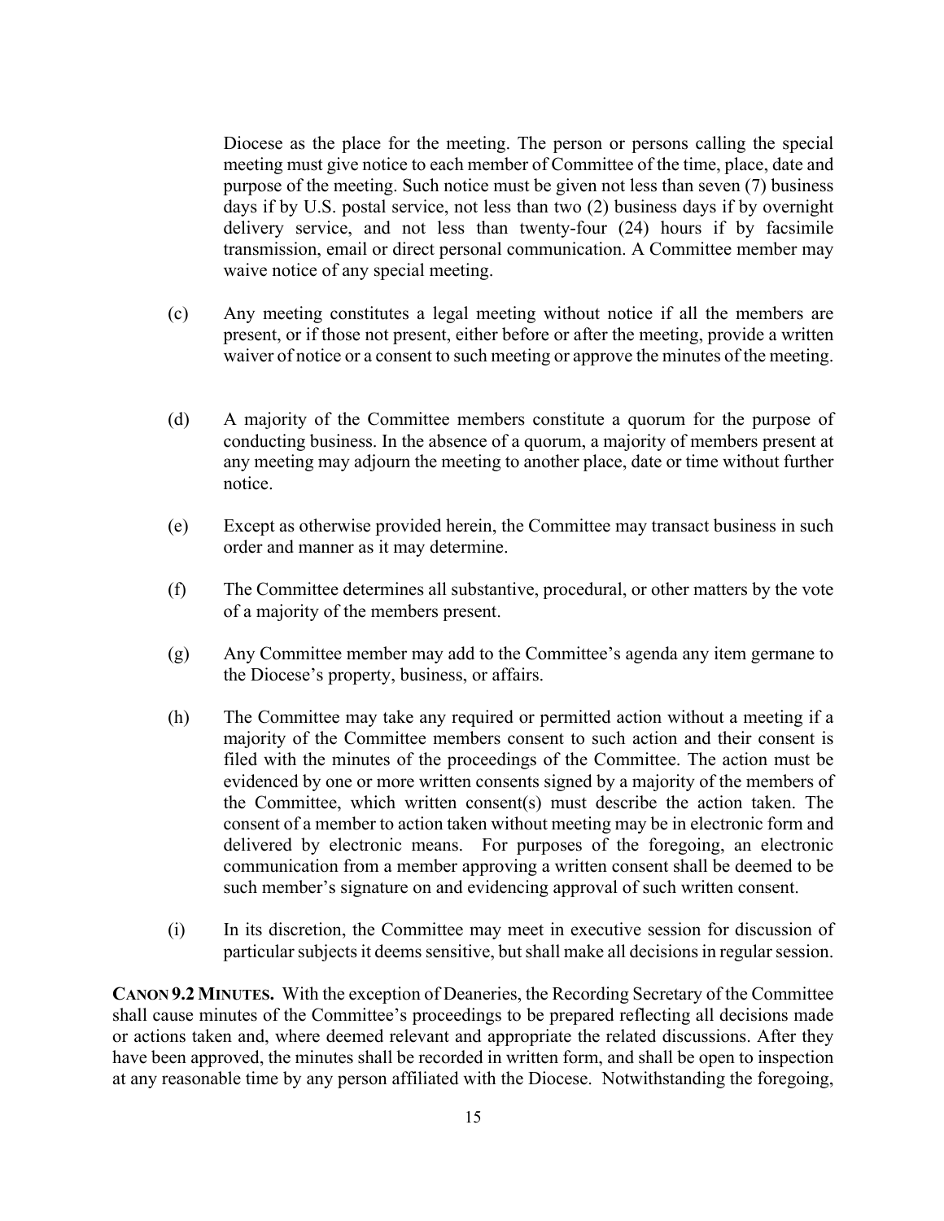Diocese as the place for the meeting. The person or persons calling the special meeting must give notice to each member of Committee of the time, place, date and purpose of the meeting. Such notice must be given not less than seven (7) business days if by U.S. postal service, not less than two (2) business days if by overnight delivery service, and not less than twenty-four (24) hours if by facsimile transmission, email or direct personal communication. A Committee member may waive notice of any special meeting.

(c) Any meeting constitutes a legal meeting without notice if all the members are present, or if those not present, either before or after the meeting, provide a written waiver of notice or a consent to such meeting or approve the minutes of the meeting.

(d) A majority of the Committee members constitute a quorum for the purpose of conducting business. In the absence of a quorum, a majority of members present at any meeting may adjourn the meeting to another place, date or time without further notice.

(e) Except as otherwise provided herein, the Committee may transact business in such order and manner as it may determine.

(f) The Committee determines all substantive, procedural, or other matters by the vote of a majority of the members present.

(g) Any Committee member may add to the Committee's agenda any item germane to the Diocese's property, business, or affairs.

(h) The Committee may take any required or permitted action without a meeting if a majority of the Committee members consent to such action and their consent is filed with the minutes of the proceedings of the Committee. The action must be evidenced by one or more written consents signed by a majority of the members of the Committee, which written consent(s) must describe the action taken. The consent of a member to action taken without meeting may be in electronic form and delivered by electronic means. For purposes of the foregoing, an electronic communication from a member approving a written consent shall be deemed to be such member's signature on and evidencing approval of such written consent.

(i) In its discretion, the Committee may meet in executive session for discussion of particular subjects it deems sensitive, but shall make all decisions in regular session.

**CANON 9.2 MINUTES.** With the exception of Deaneries, the Recording Secretary of the Committee shall cause minutes of the Committee's proceedings to be prepared reflecting all decisions made or actions taken and, where deemed relevant and appropriate the related discussions. After they have been approved, the minutes shall be recorded in written form, and shall be open to inspection at any reasonable time by any person affiliated with the Diocese. Notwithstanding the foregoing,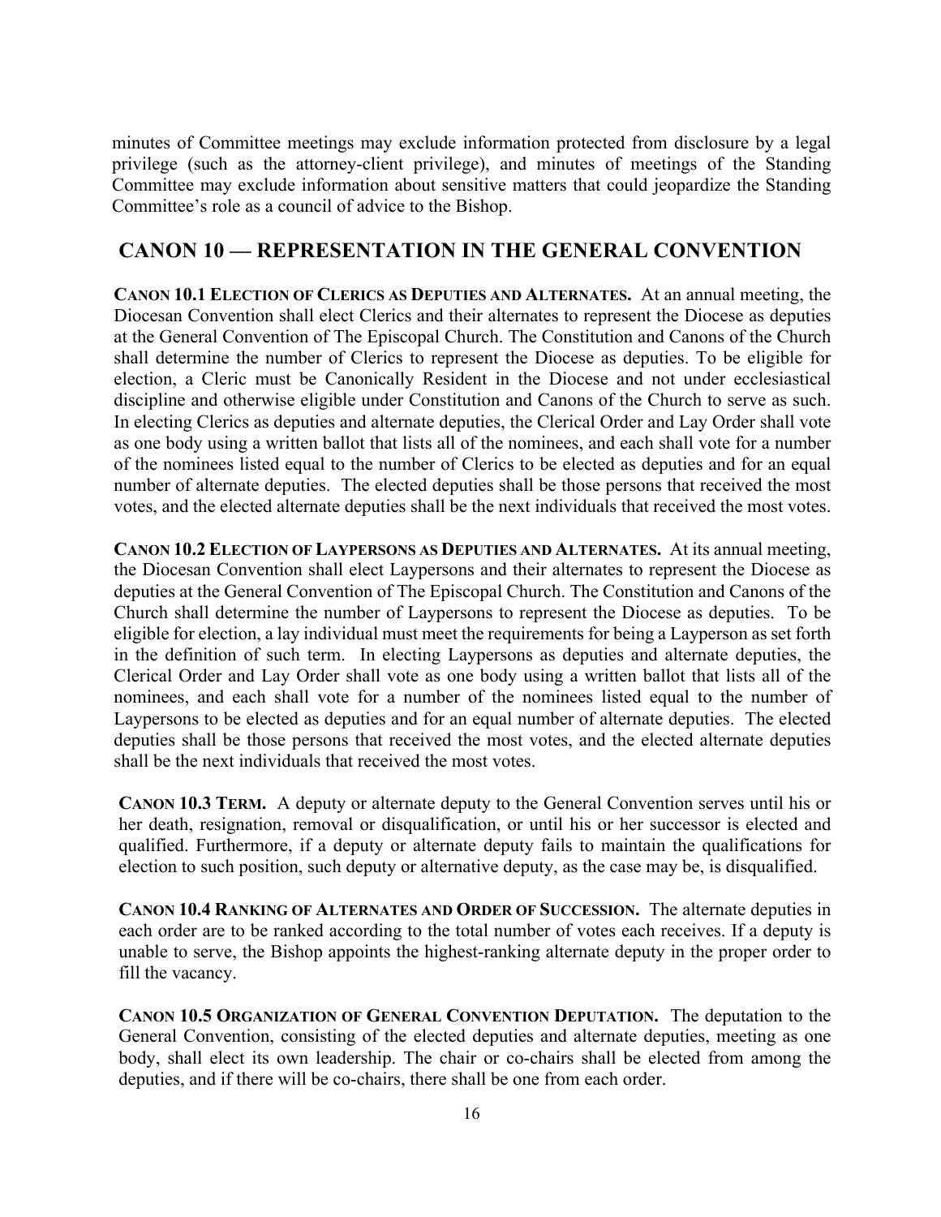minutes of Committee meetings may exclude information protected from disclosure by a legal privilege (such as the attorney-client privilege), and minutes of meetings of the Standing Committee may exclude information about sensitive matters that could jeopardize the Standing Committee's role as a council of advice to the Bishop.

## CANON 10 — REPRESENTATION IN THE GENERAL CONVENTION

**CANON 10.1 ELECTION OF CLERICS AS DEPUTIES AND ALTERNATES.** At an annual meeting, the Diocesan Convention shall elect Clerics and their alternates to represent the Diocese as deputies at the General Convention of The Episcopal Church. The Constitution and Canons of the Church shall determine the number of Clerics to represent the Diocese as deputies. To be eligible for election, a Cleric must be Canonically Resident in the Diocese and not under ecclesiastical discipline and otherwise eligible under Constitution and Canons of the Church to serve as such. In electing Clerics as deputies and alternate deputies, the Clerical Order and Lay Order shall vote as one body using a written ballot that lists all of the nominees, and each shall vote for a number of the nominees listed equal to the number of Clerics to be elected as deputies and for an equal number of alternate deputies. The elected deputies shall be those persons that received the most votes, and the elected alternate deputies shall be the next individuals that received the most votes.

**CANON 10.2 ELECTION OF LAYPERSONS AS DEPUTIES AND ALTERNATES.** At its annual meeting, the Diocesan Convention shall elect Laypersons and their alternates to represent the Diocese as deputies at the General Convention of The Episcopal Church. The Constitution and Canons of the Church shall determine the number of Laypersons to represent the Diocese as deputies. To be eligible for election, a lay individual must meet the requirements for being a Layperson as set forth in the definition of such term. In electing Laypersons as deputies and alternate deputies, the Clerical Order and Lay Order shall vote as one body using a written ballot that lists all of the nominees, and each shall vote for a number of the nominees listed equal to the number of Laypersons to be elected as deputies and for an equal number of alternate deputies. The elected deputies shall be those persons that received the most votes, and the elected alternate deputies shall be the next individuals that received the most votes.

**CANON 10.3 TERM.** A deputy or alternate deputy to the General Convention serves until his or her death, resignation, removal or disqualification, or until his or her successor is elected and qualified. Furthermore, if a deputy or alternate deputy fails to maintain the qualifications for election to such position, such deputy or alternative deputy, as the case may be, is disqualified.

**CANON 10.4 RANKING OF ALTERNATES AND ORDER OF SUCCESSION.** The alternate deputies in each order are to be ranked according to the total number of votes each receives. If a deputy is unable to serve, the Bishop appoints the highest-ranking alternate deputy in the proper order to fill the vacancy.

**CANON 10.5 ORGANIZATION OF GENERAL CONVENTION DEPUTATION.** The deputation to the General Convention, consisting of the elected deputies and alternate deputies, meeting as one body, shall elect its own leadership. The chair or co-chairs shall be elected from among the deputies, and if there will be co-chairs, there shall be one from each order.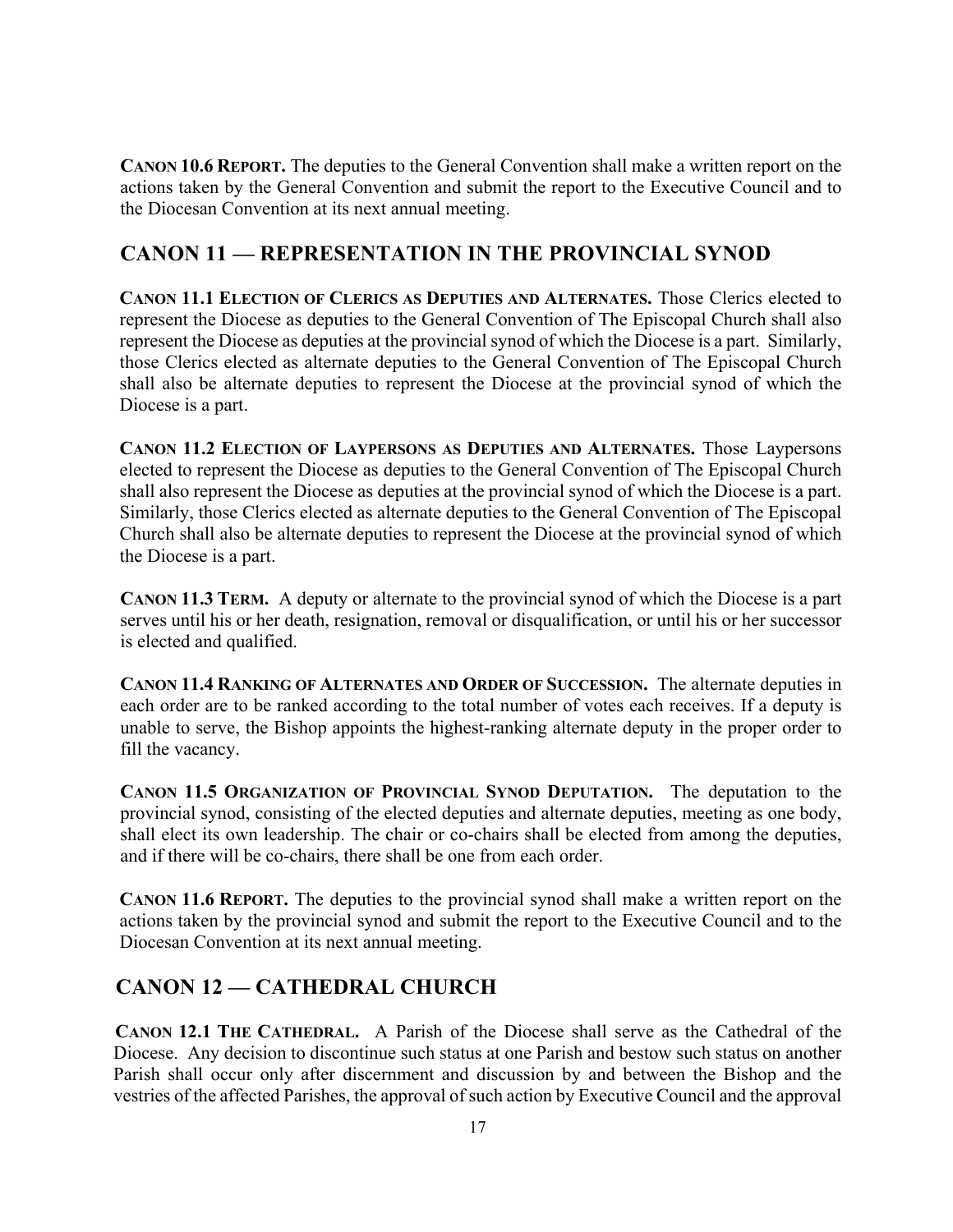**CANON 10.6 REPORT.** The deputies to the General Convention shall make a written report on the actions taken by the General Convention and submit the report to the Executive Council and to the Diocesan Convention at its next annual meeting.

## CANON 11 — REPRESENTATION IN THE PROVINCIAL SYNOD

**CANON 11.1 ELECTION OF CLERICS AS DEPUTIES AND ALTERNATES.** Those Clerics elected to represent the Diocese as deputies to the General Convention of The Episcopal Church shall also represent the Diocese as deputies at the provincial synod of which the Diocese is a part. Similarly, those Clerics elected as alternate deputies to the General Convention of The Episcopal Church shall also be alternate deputies to represent the Diocese at the provincial synod of which the Diocese is a part.

**CANON 11.2 ELECTION OF LAYPERSONS AS DEPUTIES AND ALTERNATES.** Those Laypersons elected to represent the Diocese as deputies to the General Convention of The Episcopal Church shall also represent the Diocese as deputies at the provincial synod of which the Diocese is a part. Similarly, those Clerics elected as alternate deputies to the General Convention of The Episcopal Church shall also be alternate deputies to represent the Diocese at the provincial synod of which the Diocese is a part.

**CANON 11.3 TERM.** A deputy or alternate to the provincial synod of which the Diocese is a part serves until his or her death, resignation, removal or disqualification, or until his or her successor is elected and qualified.

**CANON 11.4 RANKING OF ALTERNATES AND ORDER OF SUCCESSION.** The alternate deputies in each order are to be ranked according to the total number of votes each receives. If a deputy is unable to serve, the Bishop appoints the highest-ranking alternate deputy in the proper order to fill the vacancy.

**CANON 11.5 ORGANIZATION OF PROVINCIAL SYNOD DEPUTATION.** The deputation to the provincial synod, consisting of the elected deputies and alternate deputies, meeting as one body, shall elect its own leadership. The chair or co-chairs shall be elected from among the deputies, and if there will be co-chairs, there shall be one from each order.

**CANON 11.6 REPORT.** The deputies to the provincial synod shall make a written report on the actions taken by the provincial synod and submit the report to the Executive Council and to the Diocesan Convention at its next annual meeting.

## CANON 12 — CATHEDRAL CHURCH

**CANON 12.1 THE CATHEDRAL.** A Parish of the Diocese shall serve as the Cathedral of the Diocese. Any decision to discontinue such status at one Parish and bestow such status on another Parish shall occur only after discernment and discussion by and between the Bishop and the vestries of the affected Parishes, the approval of such action by Executive Council and the approval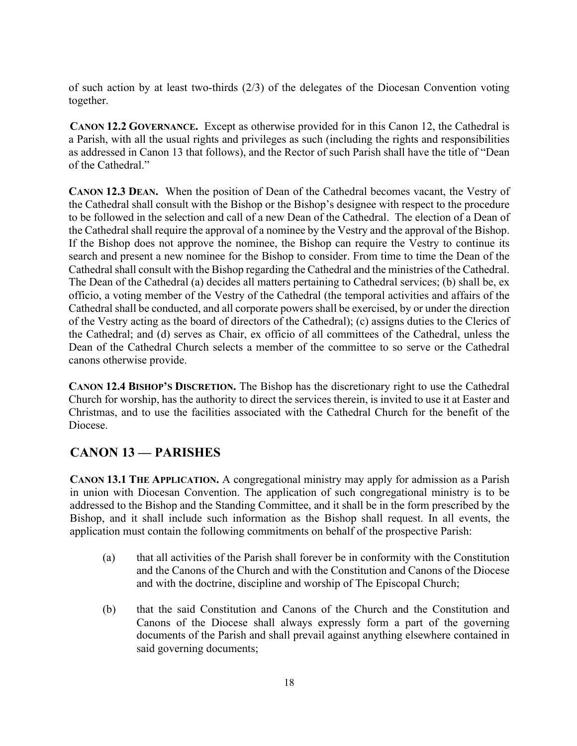of such action by at least two-thirds (2/3) of the delegates of the Diocesan Convention voting together.

**CANON 12.2 GOVERNANCE.** Except as otherwise provided for in this Canon 12, the Cathedral is a Parish, with all the usual rights and privileges as such (including the rights and responsibilities as addressed in Canon 13 that follows), and the Rector of such Parish shall have the title of "Dean of the Cathedral."

**CANON 12.3 DEAN.** When the position of Dean of the Cathedral becomes vacant, the Vestry of the Cathedral shall consult with the Bishop or the Bishop's designee with respect to the procedure to be followed in the selection and call of a new Dean of the Cathedral. The election of a Dean of the Cathedral shall require the approval of a nominee by the Vestry and the approval of the Bishop. If the Bishop does not approve the nominee, the Bishop can require the Vestry to continue its search and present a new nominee for the Bishop to consider. From time to time the Dean of the Cathedral shall consult with the Bishop regarding the Cathedral and the ministries of the Cathedral. The Dean of the Cathedral (a) decides all matters pertaining to Cathedral services; (b) shall be, ex officio, a voting member of the Vestry of the Cathedral (the temporal activities and affairs of the Cathedral shall be conducted, and all corporate powers shall be exercised, by or under the direction of the Vestry acting as the board of directors of the Cathedral); (c) assigns duties to the Clerics of the Cathedral; and (d) serves as Chair, ex officio of all committees of the Cathedral, unless the Dean of the Cathedral Church selects a member of the committee to so serve or the Cathedral canons otherwise provide.

**CANON 12.4 BISHOP'S DISCRETION.** The Bishop has the discretionary right to use the Cathedral Church for worship, has the authority to direct the services therein, is invited to use it at Easter and Christmas, and to use the facilities associated with the Cathedral Church for the benefit of the Diocese.

## CANON 13 — PARISHES

**CANON 13.1 THE APPLICATION.** A congregational ministry may apply for admission as a Parish in union with Diocesan Convention. The application of such congregational ministry is to be addressed to the Bishop and the Standing Committee, and it shall be in the form prescribed by the Bishop, and it shall include such information as the Bishop shall request. In all events, the application must contain the following commitments on behalf of the prospective Parish:

(a) that all activities of the Parish shall forever be in conformity with the Constitution and the Canons of the Church and with the Constitution and Canons of the Diocese and with the doctrine, discipline and worship of The Episcopal Church;

(b) that the said Constitution and Canons of the Church and the Constitution and Canons of the Diocese shall always expressly form a part of the governing documents of the Parish and shall prevail against anything elsewhere contained in said governing documents;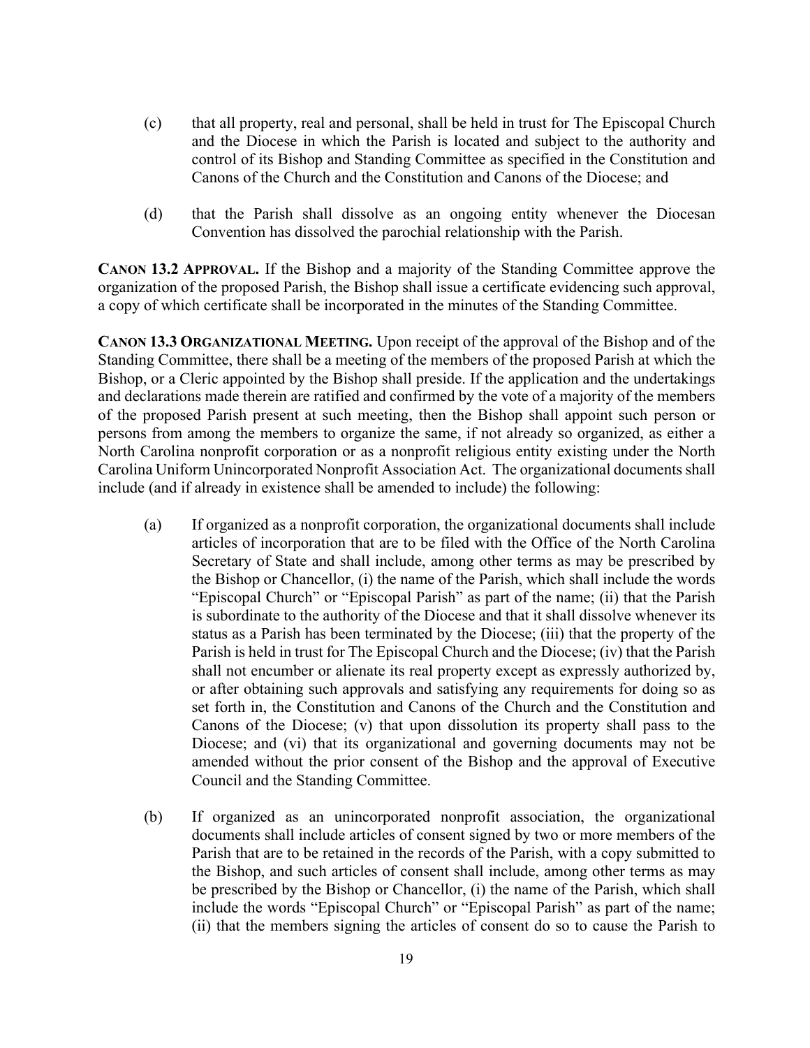(c) that all property, real and personal, shall be held in trust for The Episcopal Church and the Diocese in which the Parish is located and subject to the authority and control of its Bishop and Standing Committee as specified in the Constitution and Canons of the Church and the Constitution and Canons of the Diocese; and

(d) that the Parish shall dissolve as an ongoing entity whenever the Diocesan Convention has dissolved the parochial relationship with the Parish.

**CANON 13.2 APPROVAL.** If the Bishop and a majority of the Standing Committee approve the organization of the proposed Parish, the Bishop shall issue a certificate evidencing such approval, a copy of which certificate shall be incorporated in the minutes of the Standing Committee.

**CANON 13.3 ORGANIZATIONAL MEETING.** Upon receipt of the approval of the Bishop and of the Standing Committee, there shall be a meeting of the members of the proposed Parish at which the Bishop, or a Cleric appointed by the Bishop shall preside. If the application and the undertakings and declarations made therein are ratified and confirmed by the vote of a majority of the members of the proposed Parish present at such meeting, then the Bishop shall appoint such person or persons from among the members to organize the same, if not already so organized, as either a North Carolina nonprofit corporation or as a nonprofit religious entity existing under the North Carolina Uniform Unincorporated Nonprofit Association Act. The organizational documents shall include (and if already in existence shall be amended to include) the following:

(a) If organized as a nonprofit corporation, the organizational documents shall include articles of incorporation that are to be filed with the Office of the North Carolina Secretary of State and shall include, among other terms as may be prescribed by the Bishop or Chancellor, (i) the name of the Parish, which shall include the words "Episcopal Church" or "Episcopal Parish" as part of the name; (ii) that the Parish is subordinate to the authority of the Diocese and that it shall dissolve whenever its status as a Parish has been terminated by the Diocese; (iii) that the property of the Parish is held in trust for The Episcopal Church and the Diocese; (iv) that the Parish shall not encumber or alienate its real property except as expressly authorized by, or after obtaining such approvals and satisfying any requirements for doing so as set forth in, the Constitution and Canons of the Church and the Constitution and Canons of the Diocese; (v) that upon dissolution its property shall pass to the Diocese; and (vi) that its organizational and governing documents may not be amended without the prior consent of the Bishop and the approval of Executive Council and the Standing Committee.

(b) If organized as an unincorporated nonprofit association, the organizational documents shall include articles of consent signed by two or more members of the Parish that are to be retained in the records of the Parish, with a copy submitted to the Bishop, and such articles of consent shall include, among other terms as may be prescribed by the Bishop or Chancellor, (i) the name of the Parish, which shall include the words "Episcopal Church" or "Episcopal Parish" as part of the name; (ii) that the members signing the articles of consent do so to cause the Parish to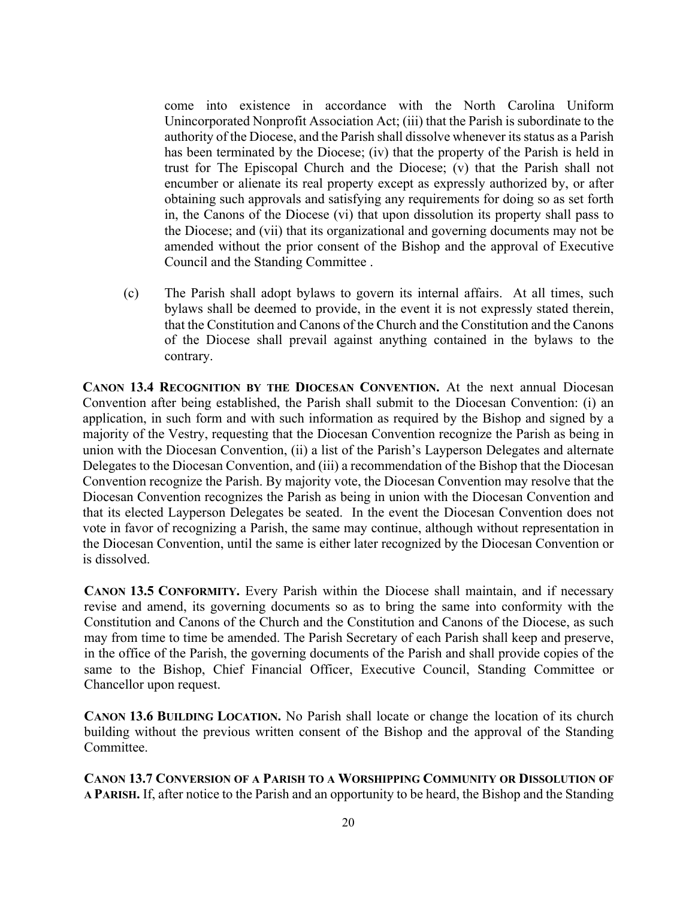come into existence in accordance with the North Carolina Uniform Unincorporated Nonprofit Association Act; (iii) that the Parish is subordinate to the authority of the Diocese, and the Parish shall dissolve whenever its status as a Parish has been terminated by the Diocese; (iv) that the property of the Parish is held in trust for The Episcopal Church and the Diocese; (v) that the Parish shall not encumber or alienate its real property except as expressly authorized by, or after obtaining such approvals and satisfying any requirements for doing so as set forth in, the Canons of the Diocese (vi) that upon dissolution its property shall pass to the Diocese; and (vii) that its organizational and governing documents may not be amended without the prior consent of the Bishop and the approval of Executive Council and the Standing Committee .

(c) The Parish shall adopt bylaws to govern its internal affairs. At all times, such bylaws shall be deemed to provide, in the event it is not expressly stated therein, that the Constitution and Canons of the Church and the Constitution and the Canons of the Diocese shall prevail against anything contained in the bylaws to the contrary.

**CANON 13.4 RECOGNITION BY THE DIOCESAN CONVENTION.** At the next annual Diocesan Convention after being established, the Parish shall submit to the Diocesan Convention: (i) an application, in such form and with such information as required by the Bishop and signed by a majority of the Vestry, requesting that the Diocesan Convention recognize the Parish as being in union with the Diocesan Convention, (ii) a list of the Parish's Layperson Delegates and alternate Delegates to the Diocesan Convention, and (iii) a recommendation of the Bishop that the Diocesan Convention recognize the Parish. By majority vote, the Diocesan Convention may resolve that the Diocesan Convention recognizes the Parish as being in union with the Diocesan Convention and that its elected Layperson Delegates be seated. In the event the Diocesan Convention does not vote in favor of recognizing a Parish, the same may continue, although without representation in the Diocesan Convention, until the same is either later recognized by the Diocesan Convention or is dissolved.

**CANON 13.5 CONFORMITY.** Every Parish within the Diocese shall maintain, and if necessary revise and amend, its governing documents so as to bring the same into conformity with the Constitution and Canons of the Church and the Constitution and Canons of the Diocese, as such may from time to time be amended. The Parish Secretary of each Parish shall keep and preserve, in the office of the Parish, the governing documents of the Parish and shall provide copies of the same to the Bishop, Chief Financial Officer, Executive Council, Standing Committee or Chancellor upon request.

**CANON 13.6 BUILDING LOCATION.** No Parish shall locate or change the location of its church building without the previous written consent of the Bishop and the approval of the Standing Committee.

**CANON 13.7 CONVERSION OF A PARISH TO A WORSHIPPING COMMUNITY OR DISSOLUTION OF A PARISH.** If, after notice to the Parish and an opportunity to be heard, the Bishop and the Standing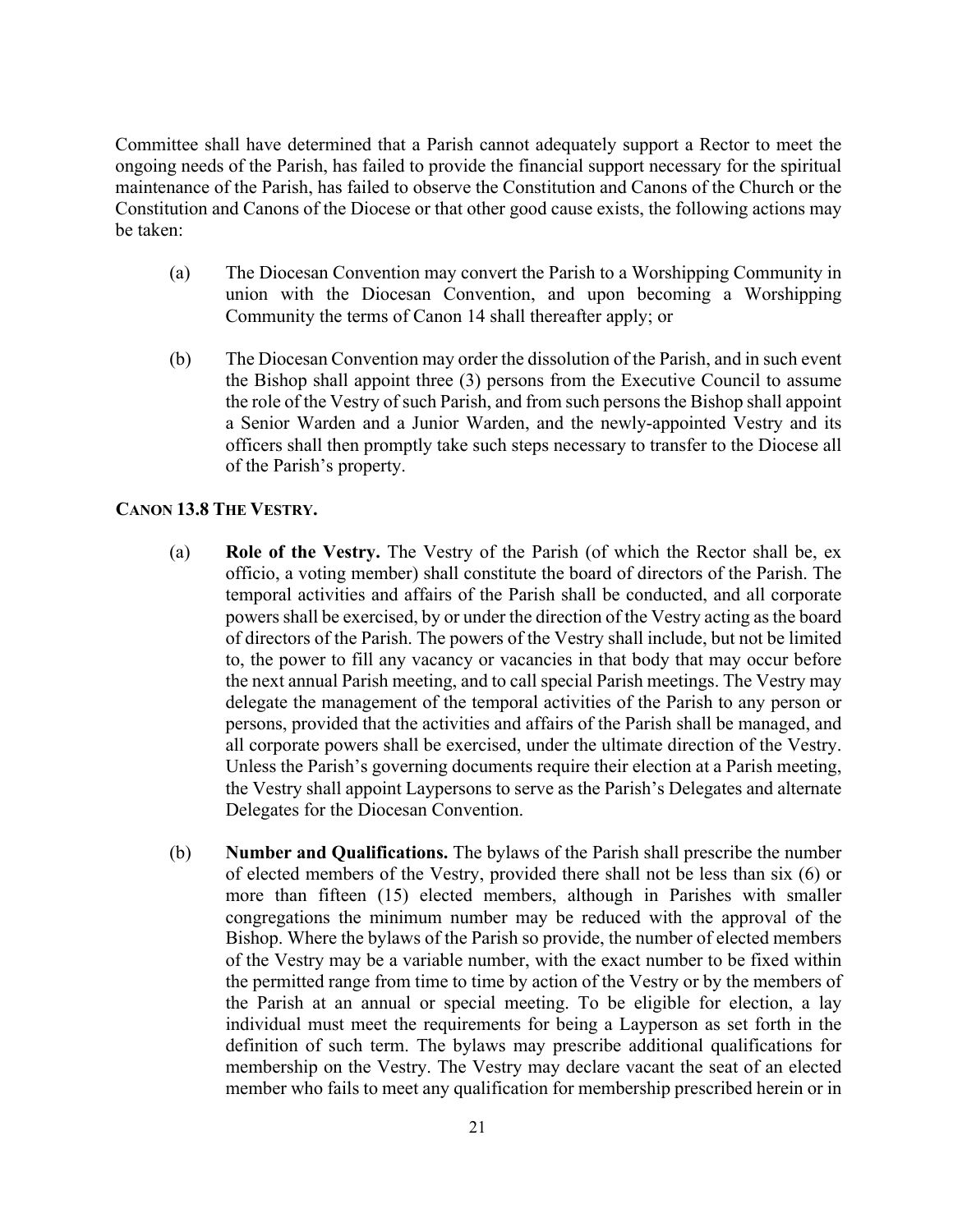Committee shall have determined that a Parish cannot adequately support a Rector to meet the ongoing needs of the Parish, has failed to provide the financial support necessary for the spiritual maintenance of the Parish, has failed to observe the Constitution and Canons of the Church or the Constitution and Canons of the Diocese or that other good cause exists, the following actions may be taken:

(a) The Diocesan Convention may convert the Parish to a Worshipping Community in union with the Diocesan Convention, and upon becoming a Worshipping Community the terms of Canon 14 shall thereafter apply; or

(b) The Diocesan Convention may order the dissolution of the Parish, and in such event the Bishop shall appoint three (3) persons from the Executive Council to assume the role of the Vestry of such Parish, and from such persons the Bishop shall appoint a Senior Warden and a Junior Warden, and the newly-appointed Vestry and its officers shall then promptly take such steps necessary to transfer to the Diocese all of the Parish's property.

### CANON 13.8 THE VESTRY.

(a) **Role of the Vestry.** The Vestry of the Parish (of which the Rector shall be, ex officio, a voting member) shall constitute the board of directors of the Parish. The temporal activities and affairs of the Parish shall be conducted, and all corporate powers shall be exercised, by or under the direction of the Vestry acting as the board of directors of the Parish. The powers of the Vestry shall include, but not be limited to, the power to fill any vacancy or vacancies in that body that may occur before the next annual Parish meeting, and to call special Parish meetings. The Vestry may delegate the management of the temporal activities of the Parish to any person or persons, provided that the activities and affairs of the Parish shall be managed, and all corporate powers shall be exercised, under the ultimate direction of the Vestry. Unless the Parish's governing documents require their election at a Parish meeting, the Vestry shall appoint Laypersons to serve as the Parish's Delegates and alternate Delegates for the Diocesan Convention.

(b) **Number and Qualifications.** The bylaws of the Parish shall prescribe the number of elected members of the Vestry, provided there shall not be less than six (6) or more than fifteen (15) elected members, although in Parishes with smaller congregations the minimum number may be reduced with the approval of the Bishop. Where the bylaws of the Parish so provide, the number of elected members of the Vestry may be a variable number, with the exact number to be fixed within the permitted range from time to time by action of the Vestry or by the members of the Parish at an annual or special meeting. To be eligible for election, a lay individual must meet the requirements for being a Layperson as set forth in the definition of such term. The bylaws may prescribe additional qualifications for membership on the Vestry. The Vestry may declare vacant the seat of an elected member who fails to meet any qualification for membership prescribed herein or in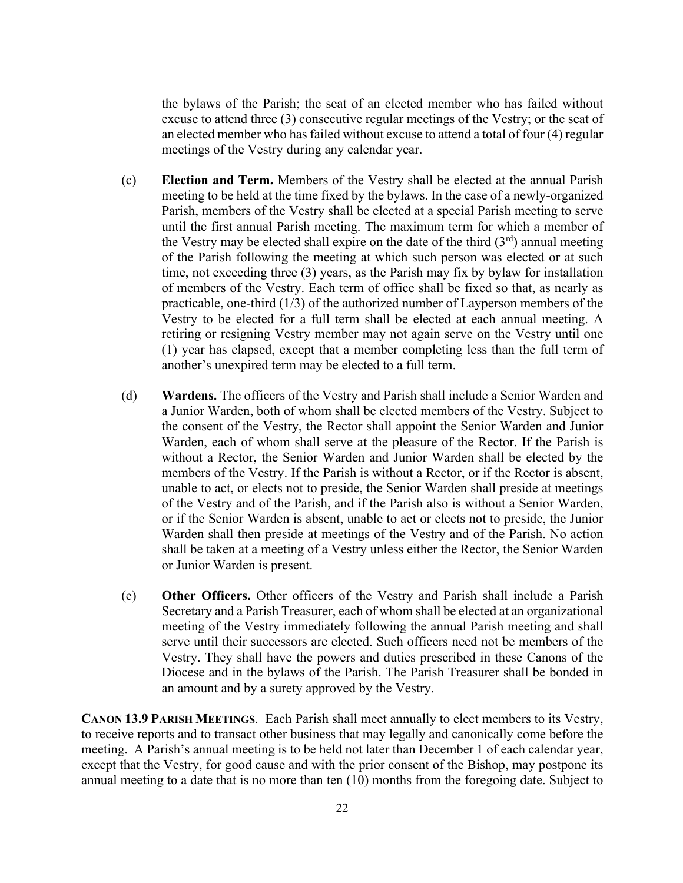the bylaws of the Parish; the seat of an elected member who has failed without excuse to attend three (3) consecutive regular meetings of the Vestry; or the seat of an elected member who has failed without excuse to attend a total of four (4) regular meetings of the Vestry during any calendar year.

(c) **Election and Term.** Members of the Vestry shall be elected at the annual Parish meeting to be held at the time fixed by the bylaws. In the case of a newly-organized Parish, members of the Vestry shall be elected at a special Parish meeting to serve until the first annual Parish meeting. The maximum term for which a member of the Vestry may be elected shall expire on the date of the third (3rd) annual meeting of the Parish following the meeting at which such person was elected or at such time, not exceeding three (3) years, as the Parish may fix by bylaw for installation of members of the Vestry. Each term of office shall be fixed so that, as nearly as practicable, one-third (1/3) of the authorized number of Layperson members of the Vestry to be elected for a full term shall be elected at each annual meeting. A retiring or resigning Vestry member may not again serve on the Vestry until one (1) year has elapsed, except that a member completing less than the full term of another's unexpired term may be elected to a full term.

(d) **Wardens.** The officers of the Vestry and Parish shall include a Senior Warden and a Junior Warden, both of whom shall be elected members of the Vestry. Subject to the consent of the Vestry, the Rector shall appoint the Senior Warden and Junior Warden, each of whom shall serve at the pleasure of the Rector. If the Parish is without a Rector, the Senior Warden and Junior Warden shall be elected by the members of the Vestry. If the Parish is without a Rector, or if the Rector is absent, unable to act, or elects not to preside, the Senior Warden shall preside at meetings of the Vestry and of the Parish, and if the Parish also is without a Senior Warden, or if the Senior Warden is absent, unable to act or elects not to preside, the Junior Warden shall then preside at meetings of the Vestry and of the Parish. No action shall be taken at a meeting of a Vestry unless either the Rector, the Senior Warden or Junior Warden is present.

(e) **Other Officers.** Other officers of the Vestry and Parish shall include a Parish Secretary and a Parish Treasurer, each of whom shall be elected at an organizational meeting of the Vestry immediately following the annual Parish meeting and shall serve until their successors are elected. Such officers need not be members of the Vestry. They shall have the powers and duties prescribed in these Canons of the Diocese and in the bylaws of the Parish. The Parish Treasurer shall be bonded in an amount and by a surety approved by the Vestry.

**CANON 13.9 PARISH MEETINGS**. Each Parish shall meet annually to elect members to its Vestry, to receive reports and to transact other business that may legally and canonically come before the meeting. A Parish's annual meeting is to be held not later than December 1 of each calendar year, except that the Vestry, for good cause and with the prior consent of the Bishop, may postpone its annual meeting to a date that is no more than ten (10) months from the foregoing date. Subject to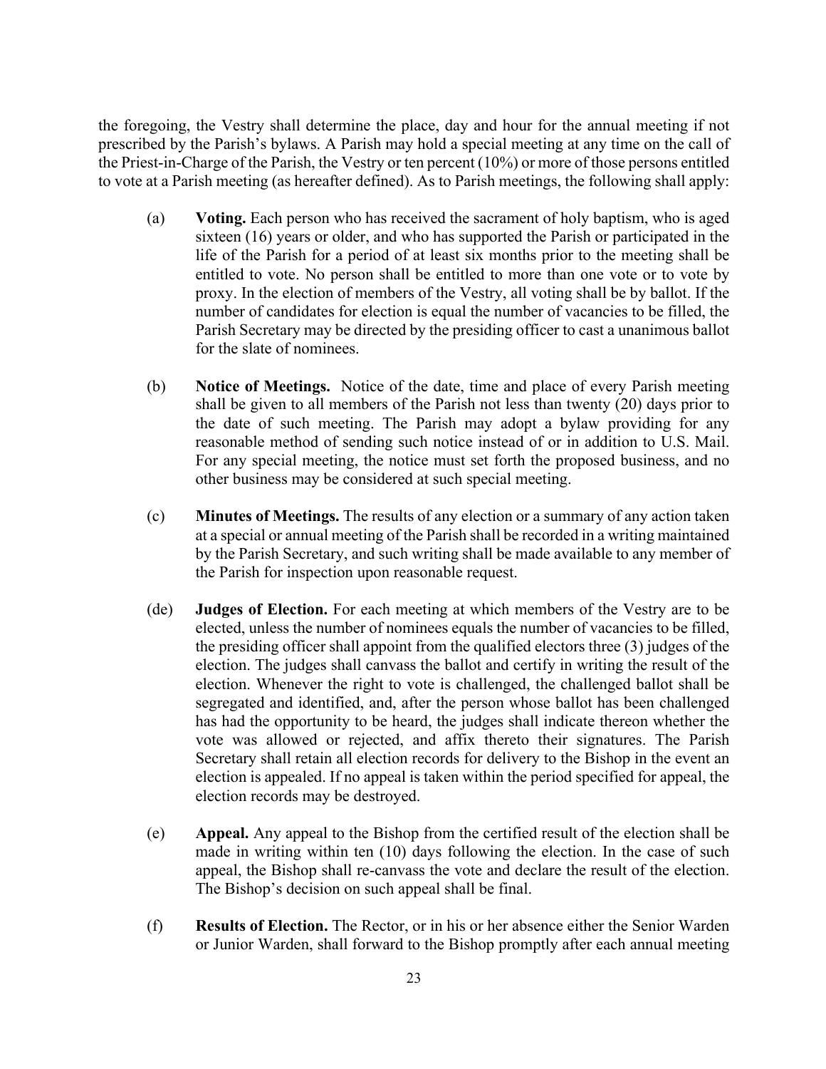the foregoing, the Vestry shall determine the place, day and hour for the annual meeting if not prescribed by the Parish's bylaws. A Parish may hold a special meeting at any time on the call of the Priest-in-Charge of the Parish, the Vestry or ten percent (10%) or more of those persons entitled to vote at a Parish meeting (as hereafter defined). As to Parish meetings, the following shall apply:

(a) **Voting.** Each person who has received the sacrament of holy baptism, who is aged sixteen (16) years or older, and who has supported the Parish or participated in the life of the Parish for a period of at least six months prior to the meeting shall be entitled to vote. No person shall be entitled to more than one vote or to vote by proxy. In the election of members of the Vestry, all voting shall be by ballot. If the number of candidates for election is equal the number of vacancies to be filled, the Parish Secretary may be directed by the presiding officer to cast a unanimous ballot for the slate of nominees.

(b) **Notice of Meetings.** Notice of the date, time and place of every Parish meeting shall be given to all members of the Parish not less than twenty (20) days prior to the date of such meeting. The Parish may adopt a bylaw providing for any reasonable method of sending such notice instead of or in addition to U.S. Mail. For any special meeting, the notice must set forth the proposed business, and no other business may be considered at such special meeting.

(c) **Minutes of Meetings.** The results of any election or a summary of any action taken at a special or annual meeting of the Parish shall be recorded in a writing maintained by the Parish Secretary, and such writing shall be made available to any member of the Parish for inspection upon reasonable request.

(de) **Judges of Election.** For each meeting at which members of the Vestry are to be elected, unless the number of nominees equals the number of vacancies to be filled, the presiding officer shall appoint from the qualified electors three (3) judges of the election. The judges shall canvass the ballot and certify in writing the result of the election. Whenever the right to vote is challenged, the challenged ballot shall be segregated and identified, and, after the person whose ballot has been challenged has had the opportunity to be heard, the judges shall indicate thereon whether the vote was allowed or rejected, and affix thereto their signatures. The Parish Secretary shall retain all election records for delivery to the Bishop in the event an election is appealed. If no appeal is taken within the period specified for appeal, the election records may be destroyed.

(e) **Appeal.** Any appeal to the Bishop from the certified result of the election shall be made in writing within ten (10) days following the election. In the case of such appeal, the Bishop shall re-canvass the vote and declare the result of the election. The Bishop's decision on such appeal shall be final.

(f) **Results of Election.** The Rector, or in his or her absence either the Senior Warden or Junior Warden, shall forward to the Bishop promptly after each annual meeting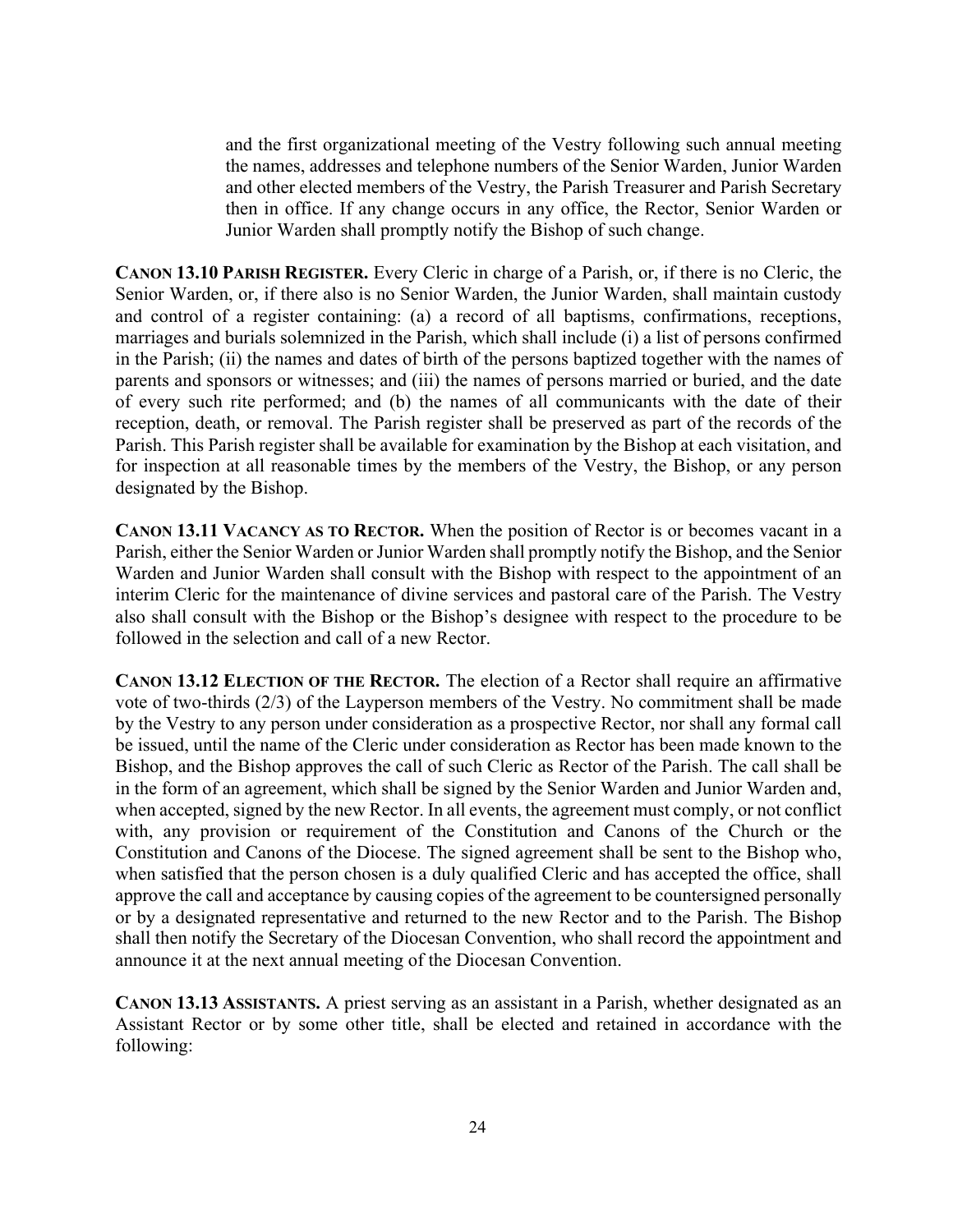and the first organizational meeting of the Vestry following such annual meeting the names, addresses and telephone numbers of the Senior Warden, Junior Warden and other elected members of the Vestry, the Parish Treasurer and Parish Secretary then in office. If any change occurs in any office, the Rector, Senior Warden or Junior Warden shall promptly notify the Bishop of such change.

**CANON 13.10 PARISH REGISTER.** Every Cleric in charge of a Parish, or, if there is no Cleric, the Senior Warden, or, if there also is no Senior Warden, the Junior Warden, shall maintain custody and control of a register containing: (a) a record of all baptisms, confirmations, receptions, marriages and burials solemnized in the Parish, which shall include (i) a list of persons confirmed in the Parish; (ii) the names and dates of birth of the persons baptized together with the names of parents and sponsors or witnesses; and (iii) the names of persons married or buried, and the date of every such rite performed; and (b) the names of all communicants with the date of their reception, death, or removal. The Parish register shall be preserved as part of the records of the Parish. This Parish register shall be available for examination by the Bishop at each visitation, and for inspection at all reasonable times by the members of the Vestry, the Bishop, or any person designated by the Bishop.

**CANON 13.11 VACANCY AS TO RECTOR.** When the position of Rector is or becomes vacant in a Parish, either the Senior Warden or Junior Warden shall promptly notify the Bishop, and the Senior Warden and Junior Warden shall consult with the Bishop with respect to the appointment of an interim Cleric for the maintenance of divine services and pastoral care of the Parish. The Vestry also shall consult with the Bishop or the Bishop's designee with respect to the procedure to be followed in the selection and call of a new Rector.

**CANON 13.12 ELECTION OF THE RECTOR.** The election of a Rector shall require an affirmative vote of two-thirds (2/3) of the Layperson members of the Vestry. No commitment shall be made by the Vestry to any person under consideration as a prospective Rector, nor shall any formal call be issued, until the name of the Cleric under consideration as Rector has been made known to the Bishop, and the Bishop approves the call of such Cleric as Rector of the Parish. The call shall be in the form of an agreement, which shall be signed by the Senior Warden and Junior Warden and, when accepted, signed by the new Rector. In all events, the agreement must comply, or not conflict with, any provision or requirement of the Constitution and Canons of the Church or the Constitution and Canons of the Diocese. The signed agreement shall be sent to the Bishop who, when satisfied that the person chosen is a duly qualified Cleric and has accepted the office, shall approve the call and acceptance by causing copies of the agreement to be countersigned personally or by a designated representative and returned to the new Rector and to the Parish. The Bishop shall then notify the Secretary of the Diocesan Convention, who shall record the appointment and announce it at the next annual meeting of the Diocesan Convention.

**CANON 13.13 ASSISTANTS.** A priest serving as an assistant in a Parish, whether designated as an Assistant Rector or by some other title, shall be elected and retained in accordance with the following: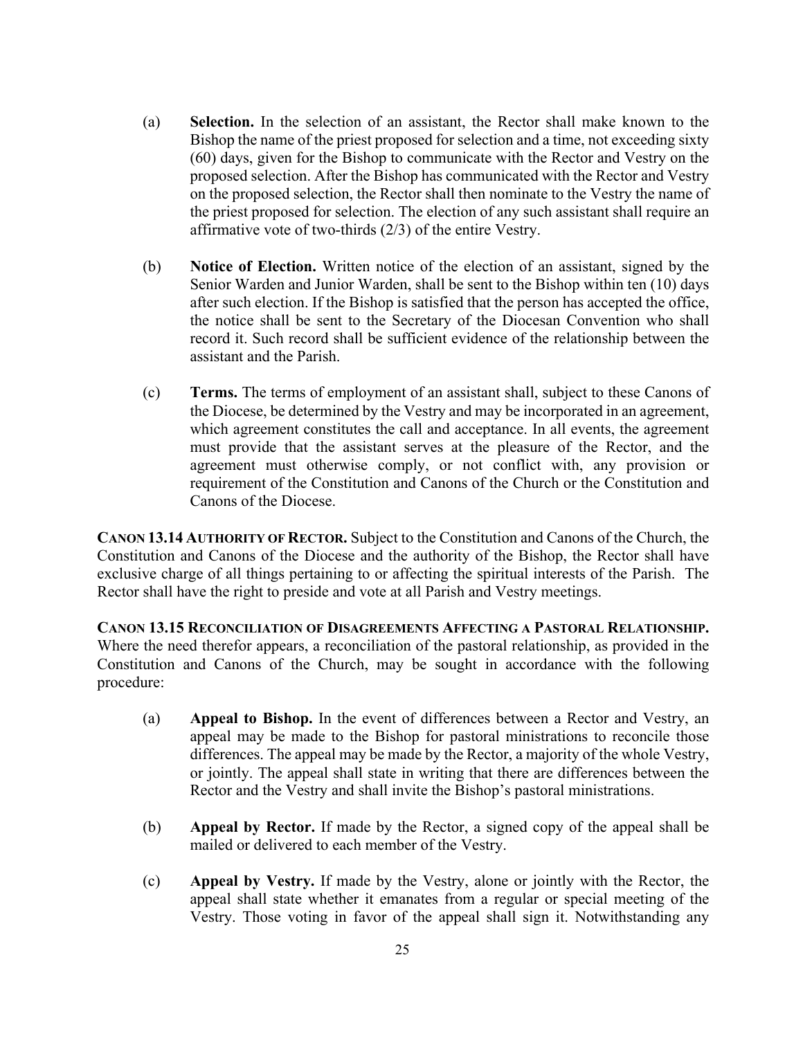(a) **Selection.** In the selection of an assistant, the Rector shall make known to the Bishop the name of the priest proposed for selection and a time, not exceeding sixty (60) days, given for the Bishop to communicate with the Rector and Vestry on the proposed selection. After the Bishop has communicated with the Rector and Vestry on the proposed selection, the Rector shall then nominate to the Vestry the name of the priest proposed for selection. The election of any such assistant shall require an affirmative vote of two-thirds (2/3) of the entire Vestry.

(b) **Notice of Election.** Written notice of the election of an assistant, signed by the Senior Warden and Junior Warden, shall be sent to the Bishop within ten (10) days after such election. If the Bishop is satisfied that the person has accepted the office, the notice shall be sent to the Secretary of the Diocesan Convention who shall record it. Such record shall be sufficient evidence of the relationship between the assistant and the Parish.

(c) **Terms.** The terms of employment of an assistant shall, subject to these Canons of the Diocese, be determined by the Vestry and may be incorporated in an agreement, which agreement constitutes the call and acceptance. In all events, the agreement must provide that the assistant serves at the pleasure of the Rector, and the agreement must otherwise comply, or not conflict with, any provision or requirement of the Constitution and Canons of the Church or the Constitution and Canons of the Diocese.

**CANON 13.14 AUTHORITY OF RECTOR.** Subject to the Constitution and Canons of the Church, the Constitution and Canons of the Diocese and the authority of the Bishop, the Rector shall have exclusive charge of all things pertaining to or affecting the spiritual interests of the Parish. The Rector shall have the right to preside and vote at all Parish and Vestry meetings.

**CANON 13.15 RECONCILIATION OF DISAGREEMENTS AFFECTING A PASTORAL RELATIONSHIP.** Where the need therefor appears, a reconciliation of the pastoral relationship, as provided in the Constitution and Canons of the Church, may be sought in accordance with the following procedure:

(a) **Appeal to Bishop.** In the event of differences between a Rector and Vestry, an appeal may be made to the Bishop for pastoral ministrations to reconcile those differences. The appeal may be made by the Rector, a majority of the whole Vestry, or jointly. The appeal shall state in writing that there are differences between the Rector and the Vestry and shall invite the Bishop's pastoral ministrations.

(b) **Appeal by Rector.** If made by the Rector, a signed copy of the appeal shall be mailed or delivered to each member of the Vestry.

(c) **Appeal by Vestry.** If made by the Vestry, alone or jointly with the Rector, the appeal shall state whether it emanates from a regular or special meeting of the Vestry. Those voting in favor of the appeal shall sign it. Notwithstanding any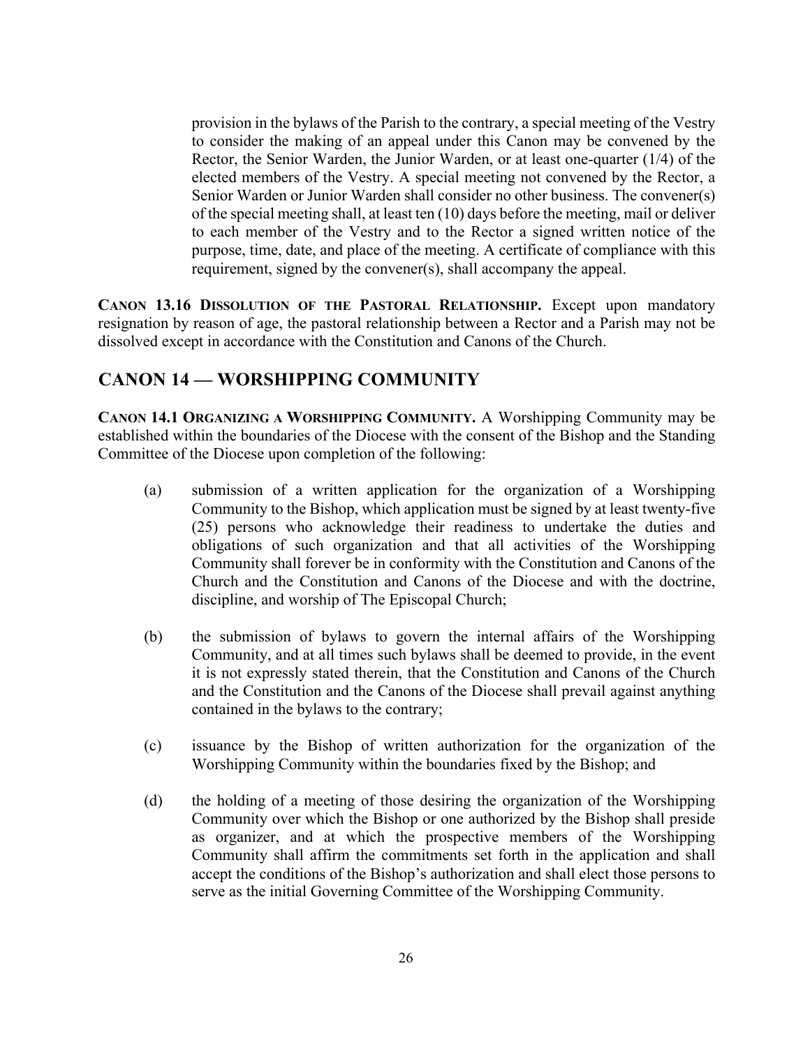provision in the bylaws of the Parish to the contrary, a special meeting of the Vestry to consider the making of an appeal under this Canon may be convened by the Rector, the Senior Warden, the Junior Warden, or at least one-quarter (1/4) of the elected members of the Vestry. A special meeting not convened by the Rector, a Senior Warden or Junior Warden shall consider no other business. The convener(s) of the special meeting shall, at least ten (10) days before the meeting, mail or deliver to each member of the Vestry and to the Rector a signed written notice of the purpose, time, date, and place of the meeting. A certificate of compliance with this requirement, signed by the convener(s), shall accompany the appeal.

**CANON 13.16 DISSOLUTION OF THE PASTORAL RELATIONSHIP.** Except upon mandatory resignation by reason of age, the pastoral relationship between a Rector and a Parish may not be dissolved except in accordance with the Constitution and Canons of the Church.

## CANON 14 — WORSHIPPING COMMUNITY

**CANON 14.1 ORGANIZING A WORSHIPPING COMMUNITY.** A Worshipping Community may be established within the boundaries of the Diocese with the consent of the Bishop and the Standing Committee of the Diocese upon completion of the following:

(a) submission of a written application for the organization of a Worshipping Community to the Bishop, which application must be signed by at least twenty-five (25) persons who acknowledge their readiness to undertake the duties and obligations of such organization and that all activities of the Worshipping Community shall forever be in conformity with the Constitution and Canons of the Church and the Constitution and Canons of the Diocese and with the doctrine, discipline, and worship of The Episcopal Church;

(b) the submission of bylaws to govern the internal affairs of the Worshipping Community, and at all times such bylaws shall be deemed to provide, in the event it is not expressly stated therein, that the Constitution and Canons of the Church and the Constitution and the Canons of the Diocese shall prevail against anything contained in the bylaws to the contrary;

(c) issuance by the Bishop of written authorization for the organization of the Worshipping Community within the boundaries fixed by the Bishop; and

(d) the holding of a meeting of those desiring the organization of the Worshipping Community over which the Bishop or one authorized by the Bishop shall preside as organizer, and at which the prospective members of the Worshipping Community shall affirm the commitments set forth in the application and shall accept the conditions of the Bishop's authorization and shall elect those persons to serve as the initial Governing Committee of the Worshipping Community.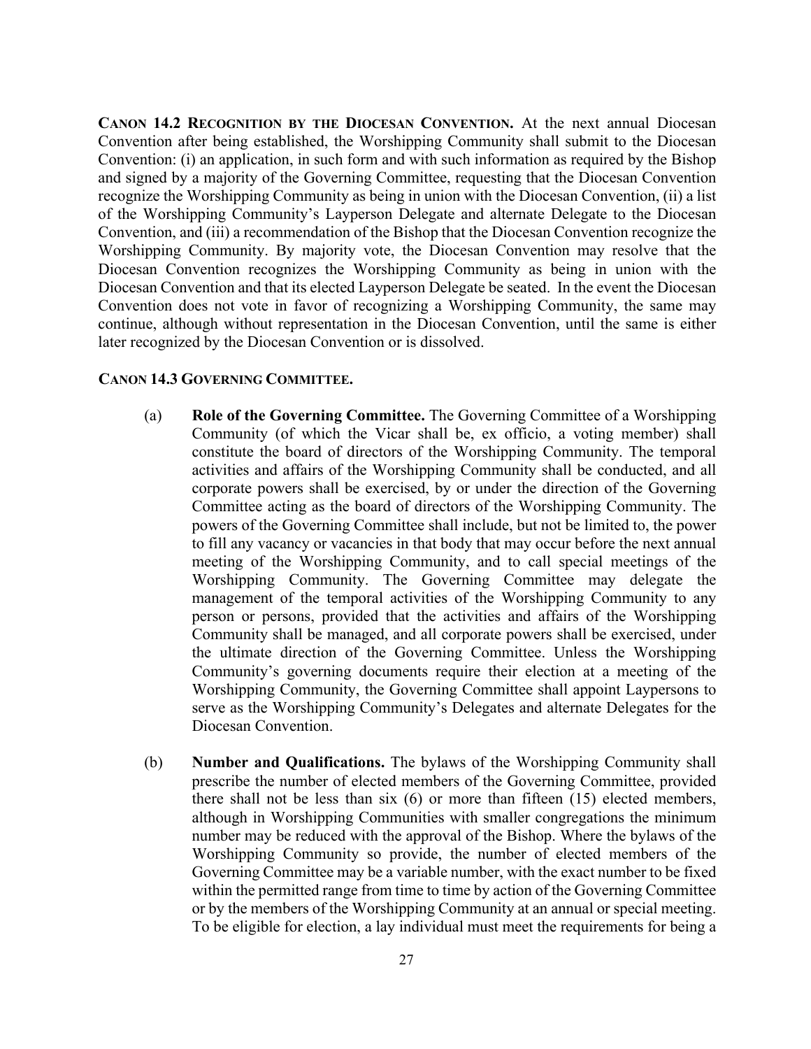**CANON 14.2 RECOGNITION BY THE DIOCESAN CONVENTION.** At the next annual Diocesan Convention after being established, the Worshipping Community shall submit to the Diocesan Convention: (i) an application, in such form and with such information as required by the Bishop and signed by a majority of the Governing Committee, requesting that the Diocesan Convention recognize the Worshipping Community as being in union with the Diocesan Convention, (ii) a list of the Worshipping Community's Layperson Delegate and alternate Delegate to the Diocesan Convention, and (iii) a recommendation of the Bishop that the Diocesan Convention recognize the Worshipping Community. By majority vote, the Diocesan Convention may resolve that the Diocesan Convention recognizes the Worshipping Community as being in union with the Diocesan Convention and that its elected Layperson Delegate be seated. In the event the Diocesan Convention does not vote in favor of recognizing a Worshipping Community, the same may continue, although without representation in the Diocesan Convention, until the same is either later recognized by the Diocesan Convention or is dissolved.

**CANON 14.3 GOVERNING COMMITTEE.**

(a) **Role of the Governing Committee.** The Governing Committee of a Worshipping Community (of which the Vicar shall be, ex officio, a voting member) shall constitute the board of directors of the Worshipping Community. The temporal activities and affairs of the Worshipping Community shall be conducted, and all corporate powers shall be exercised, by or under the direction of the Governing Committee acting as the board of directors of the Worshipping Community. The powers of the Governing Committee shall include, but not be limited to, the power to fill any vacancy or vacancies in that body that may occur before the next annual meeting of the Worshipping Community, and to call special meetings of the Worshipping Community. The Governing Committee may delegate the management of the temporal activities of the Worshipping Community to any person or persons, provided that the activities and affairs of the Worshipping Community shall be managed, and all corporate powers shall be exercised, under the ultimate direction of the Governing Committee. Unless the Worshipping Community's governing documents require their election at a meeting of the Worshipping Community, the Governing Committee shall appoint Laypersons to serve as the Worshipping Community's Delegates and alternate Delegates for the Diocesan Convention.

(b) **Number and Qualifications.** The bylaws of the Worshipping Community shall prescribe the number of elected members of the Governing Committee, provided there shall not be less than six (6) or more than fifteen (15) elected members, although in Worshipping Communities with smaller congregations the minimum number may be reduced with the approval of the Bishop. Where the bylaws of the Worshipping Community so provide, the number of elected members of the Governing Committee may be a variable number, with the exact number to be fixed within the permitted range from time to time by action of the Governing Committee or by the members of the Worshipping Community at an annual or special meeting. To be eligible for election, a lay individual must meet the requirements for being a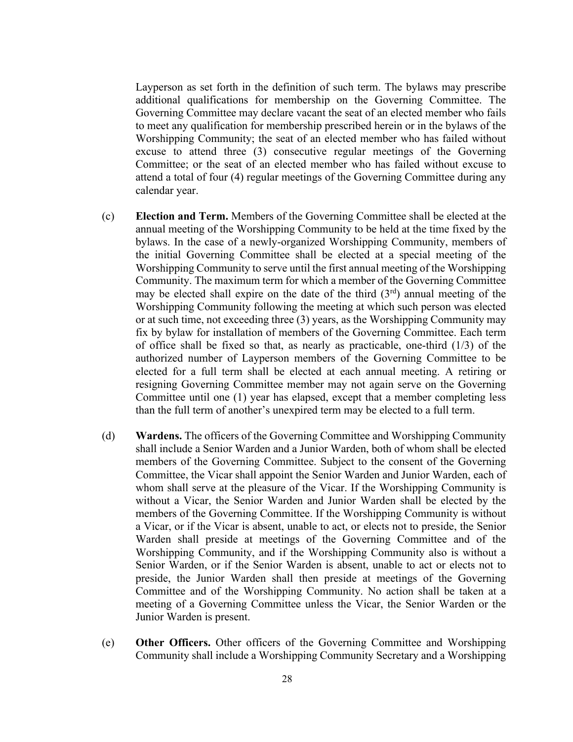Layperson as set forth in the definition of such term. The bylaws may prescribe additional qualifications for membership on the Governing Committee. The Governing Committee may declare vacant the seat of an elected member who fails to meet any qualification for membership prescribed herein or in the bylaws of the Worshipping Community; the seat of an elected member who has failed without excuse to attend three (3) consecutive regular meetings of the Governing Committee; or the seat of an elected member who has failed without excuse to attend a total of four (4) regular meetings of the Governing Committee during any calendar year.

(c) **Election and Term.** Members of the Governing Committee shall be elected at the annual meeting of the Worshipping Community to be held at the time fixed by the bylaws. In the case of a newly-organized Worshipping Community, members of the initial Governing Committee shall be elected at a special meeting of the Worshipping Community to serve until the first annual meeting of the Worshipping Community. The maximum term for which a member of the Governing Committee may be elected shall expire on the date of the third (3rd) annual meeting of the Worshipping Community following the meeting at which such person was elected or at such time, not exceeding three (3) years, as the Worshipping Community may fix by bylaw for installation of members of the Governing Committee. Each term of office shall be fixed so that, as nearly as practicable, one-third (1/3) of the authorized number of Layperson members of the Governing Committee to be elected for a full term shall be elected at each annual meeting. A retiring or resigning Governing Committee member may not again serve on the Governing Committee until one (1) year has elapsed, except that a member completing less than the full term of another's unexpired term may be elected to a full term.

(d) **Wardens.** The officers of the Governing Committee and Worshipping Community shall include a Senior Warden and a Junior Warden, both of whom shall be elected members of the Governing Committee. Subject to the consent of the Governing Committee, the Vicar shall appoint the Senior Warden and Junior Warden, each of whom shall serve at the pleasure of the Vicar. If the Worshipping Community is without a Vicar, the Senior Warden and Junior Warden shall be elected by the members of the Governing Committee. If the Worshipping Community is without a Vicar, or if the Vicar is absent, unable to act, or elects not to preside, the Senior Warden shall preside at meetings of the Governing Committee and of the Worshipping Community, and if the Worshipping Community also is without a Senior Warden, or if the Senior Warden is absent, unable to act or elects not to preside, the Junior Warden shall then preside at meetings of the Governing Committee and of the Worshipping Community. No action shall be taken at a meeting of a Governing Committee unless the Vicar, the Senior Warden or the Junior Warden is present.

(e) **Other Officers.** Other officers of the Governing Committee and Worshipping Community shall include a Worshipping Community Secretary and a Worshipping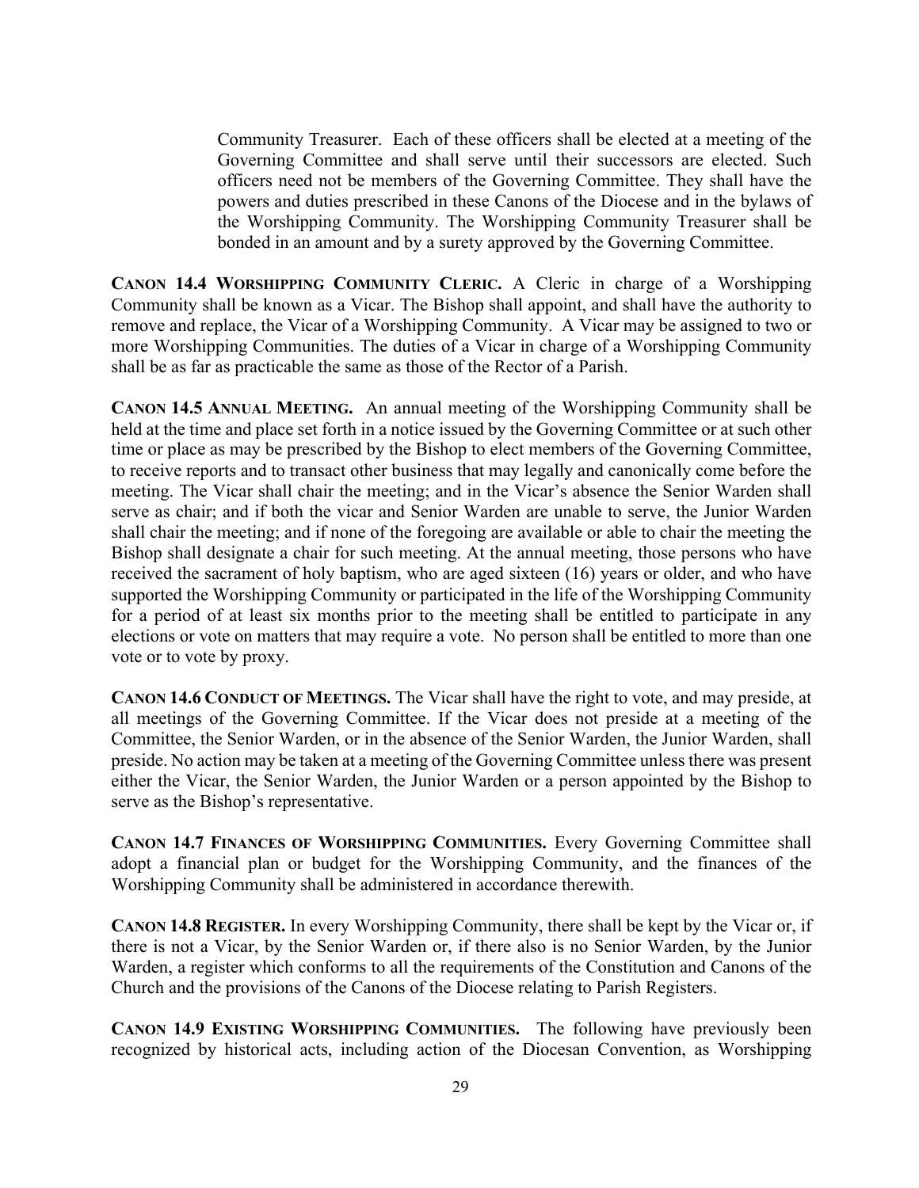Community Treasurer. Each of these officers shall be elected at a meeting of the Governing Committee and shall serve until their successors are elected. Such officers need not be members of the Governing Committee. They shall have the powers and duties prescribed in these Canons of the Diocese and in the bylaws of the Worshipping Community. The Worshipping Community Treasurer shall be bonded in an amount and by a surety approved by the Governing Committee.

**CANON 14.4 WORSHIPPING COMMUNITY CLERIC.** A Cleric in charge of a Worshipping Community shall be known as a Vicar. The Bishop shall appoint, and shall have the authority to remove and replace, the Vicar of a Worshipping Community. A Vicar may be assigned to two or more Worshipping Communities. The duties of a Vicar in charge of a Worshipping Community shall be as far as practicable the same as those of the Rector of a Parish.

**CANON 14.5 ANNUAL MEETING.** An annual meeting of the Worshipping Community shall be held at the time and place set forth in a notice issued by the Governing Committee or at such other time or place as may be prescribed by the Bishop to elect members of the Governing Committee, to receive reports and to transact other business that may legally and canonically come before the meeting. The Vicar shall chair the meeting; and in the Vicar's absence the Senior Warden shall serve as chair; and if both the vicar and Senior Warden are unable to serve, the Junior Warden shall chair the meeting; and if none of the foregoing are available or able to chair the meeting the Bishop shall designate a chair for such meeting. At the annual meeting, those persons who have received the sacrament of holy baptism, who are aged sixteen (16) years or older, and who have supported the Worshipping Community or participated in the life of the Worshipping Community for a period of at least six months prior to the meeting shall be entitled to participate in any elections or vote on matters that may require a vote. No person shall be entitled to more than one vote or to vote by proxy.

**CANON 14.6 CONDUCT OF MEETINGS.** The Vicar shall have the right to vote, and may preside, at all meetings of the Governing Committee. If the Vicar does not preside at a meeting of the Committee, the Senior Warden, or in the absence of the Senior Warden, the Junior Warden, shall preside. No action may be taken at a meeting of the Governing Committee unless there was present either the Vicar, the Senior Warden, the Junior Warden or a person appointed by the Bishop to serve as the Bishop's representative.

**CANON 14.7 FINANCES OF WORSHIPPING COMMUNITIES.** Every Governing Committee shall adopt a financial plan or budget for the Worshipping Community, and the finances of the Worshipping Community shall be administered in accordance therewith.

**CANON 14.8 REGISTER.** In every Worshipping Community, there shall be kept by the Vicar or, if there is not a Vicar, by the Senior Warden or, if there also is no Senior Warden, by the Junior Warden, a register which conforms to all the requirements of the Constitution and Canons of the Church and the provisions of the Canons of the Diocese relating to Parish Registers.

**CANON 14.9 EXISTING WORSHIPPING COMMUNITIES.** The following have previously been recognized by historical acts, including action of the Diocesan Convention, as Worshipping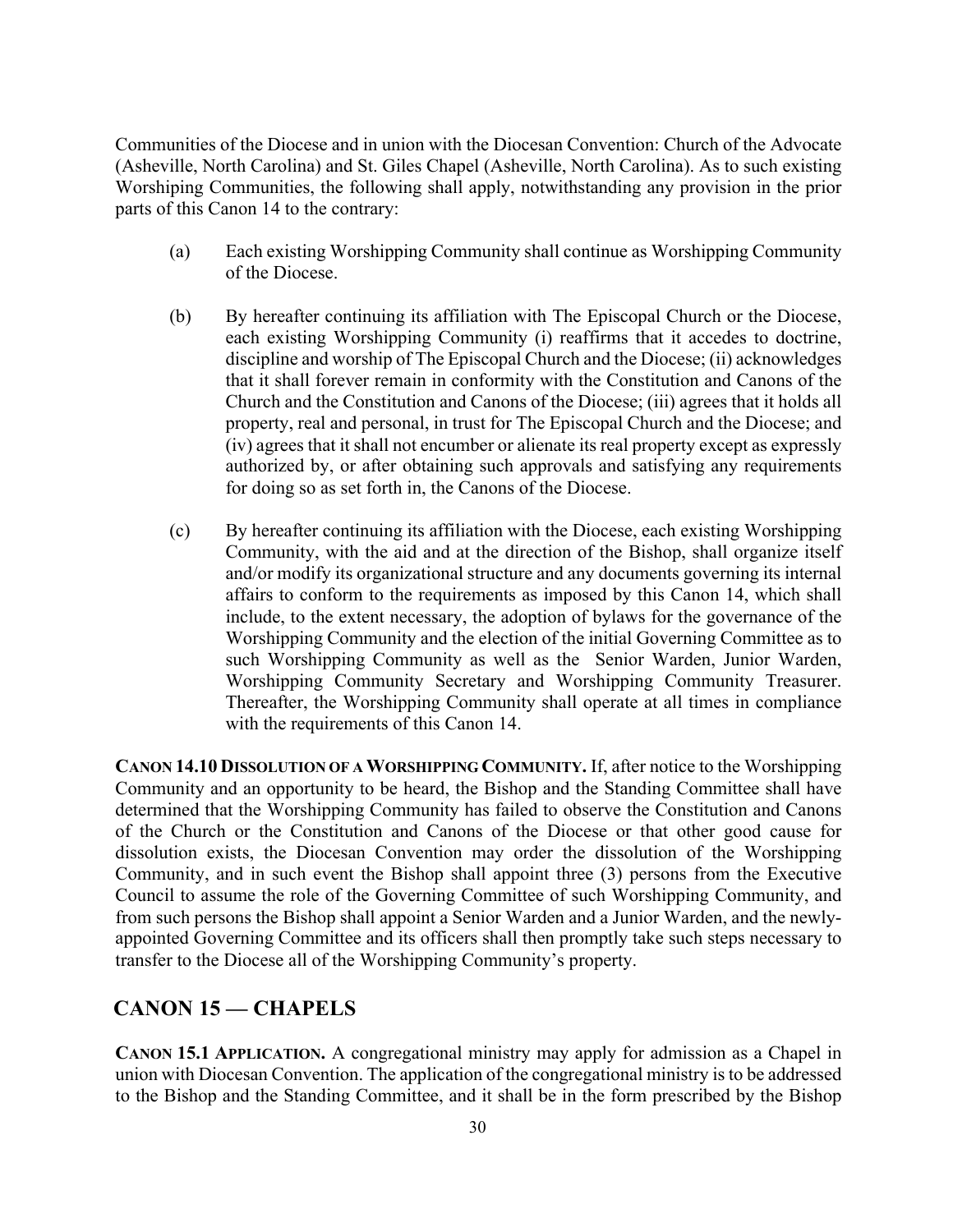Communities of the Diocese and in union with the Diocesan Convention: Church of the Advocate (Asheville, North Carolina) and St. Giles Chapel (Asheville, North Carolina). As to such existing Worshiping Communities, the following shall apply, notwithstanding any provision in the prior parts of this Canon 14 to the contrary:

(a) Each existing Worshipping Community shall continue as Worshipping Community of the Diocese.

(b) By hereafter continuing its affiliation with The Episcopal Church or the Diocese, each existing Worshipping Community (i) reaffirms that it accedes to doctrine, discipline and worship of The Episcopal Church and the Diocese; (ii) acknowledges that it shall forever remain in conformity with the Constitution and Canons of the Church and the Constitution and Canons of the Diocese; (iii) agrees that it holds all property, real and personal, in trust for The Episcopal Church and the Diocese; and (iv) agrees that it shall not encumber or alienate its real property except as expressly authorized by, or after obtaining such approvals and satisfying any requirements for doing so as set forth in, the Canons of the Diocese.

(c) By hereafter continuing its affiliation with the Diocese, each existing Worshipping Community, with the aid and at the direction of the Bishop, shall organize itself and/or modify its organizational structure and any documents governing its internal affairs to conform to the requirements as imposed by this Canon 14, which shall include, to the extent necessary, the adoption of bylaws for the governance of the Worshipping Community and the election of the initial Governing Committee as to such Worshipping Community as well as the Senior Warden, Junior Warden, Worshipping Community Secretary and Worshipping Community Treasurer. Thereafter, the Worshipping Community shall operate at all times in compliance with the requirements of this Canon 14.

**CANON 14.10 DISSOLUTION OF A WORSHIPPING COMMUNITY.** If, after notice to the Worshipping Community and an opportunity to be heard, the Bishop and the Standing Committee shall have determined that the Worshipping Community has failed to observe the Constitution and Canons of the Church or the Constitution and Canons of the Diocese or that other good cause for dissolution exists, the Diocesan Convention may order the dissolution of the Worshipping Community, and in such event the Bishop shall appoint three (3) persons from the Executive Council to assume the role of the Governing Committee of such Worshipping Community, and from such persons the Bishop shall appoint a Senior Warden and a Junior Warden, and the newly-appointed Governing Committee and its officers shall then promptly take such steps necessary to transfer to the Diocese all of the Worshipping Community's property.

## CANON 15 — CHAPELS

**CANON 15.1 APPLICATION.** A congregational ministry may apply for admission as a Chapel in union with Diocesan Convention. The application of the congregational ministry is to be addressed to the Bishop and the Standing Committee, and it shall be in the form prescribed by the Bishop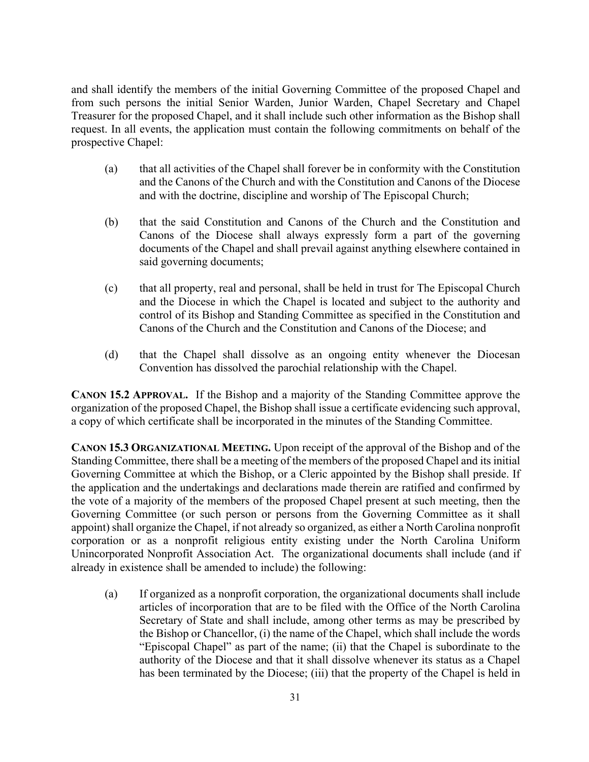and shall identify the members of the initial Governing Committee of the proposed Chapel and from such persons the initial Senior Warden, Junior Warden, Chapel Secretary and Chapel Treasurer for the proposed Chapel, and it shall include such other information as the Bishop shall request. In all events, the application must contain the following commitments on behalf of the prospective Chapel:

(a) that all activities of the Chapel shall forever be in conformity with the Constitution and the Canons of the Church and with the Constitution and Canons of the Diocese and with the doctrine, discipline and worship of The Episcopal Church;

(b) that the said Constitution and Canons of the Church and the Constitution and Canons of the Diocese shall always expressly form a part of the governing documents of the Chapel and shall prevail against anything elsewhere contained in said governing documents;

(c) that all property, real and personal, shall be held in trust for The Episcopal Church and the Diocese in which the Chapel is located and subject to the authority and control of its Bishop and Standing Committee as specified in the Constitution and Canons of the Church and the Constitution and Canons of the Diocese; and

(d) that the Chapel shall dissolve as an ongoing entity whenever the Diocesan Convention has dissolved the parochial relationship with the Chapel.

**CANON 15.2 APPROVAL.** If the Bishop and a majority of the Standing Committee approve the organization of the proposed Chapel, the Bishop shall issue a certificate evidencing such approval, a copy of which certificate shall be incorporated in the minutes of the Standing Committee.

**CANON 15.3 ORGANIZATIONAL MEETING.** Upon receipt of the approval of the Bishop and of the Standing Committee, there shall be a meeting of the members of the proposed Chapel and its initial Governing Committee at which the Bishop, or a Cleric appointed by the Bishop shall preside. If the application and the undertakings and declarations made therein are ratified and confirmed by the vote of a majority of the members of the proposed Chapel present at such meeting, then the Governing Committee (or such person or persons from the Governing Committee as it shall appoint) shall organize the Chapel, if not already so organized, as either a North Carolina nonprofit corporation or as a nonprofit religious entity existing under the North Carolina Uniform Unincorporated Nonprofit Association Act. The organizational documents shall include (and if already in existence shall be amended to include) the following:

(a) If organized as a nonprofit corporation, the organizational documents shall include articles of incorporation that are to be filed with the Office of the North Carolina Secretary of State and shall include, among other terms as may be prescribed by the Bishop or Chancellor, (i) the name of the Chapel, which shall include the words "Episcopal Chapel" as part of the name; (ii) that the Chapel is subordinate to the authority of the Diocese and that it shall dissolve whenever its status as a Chapel has been terminated by the Diocese; (iii) that the property of the Chapel is held in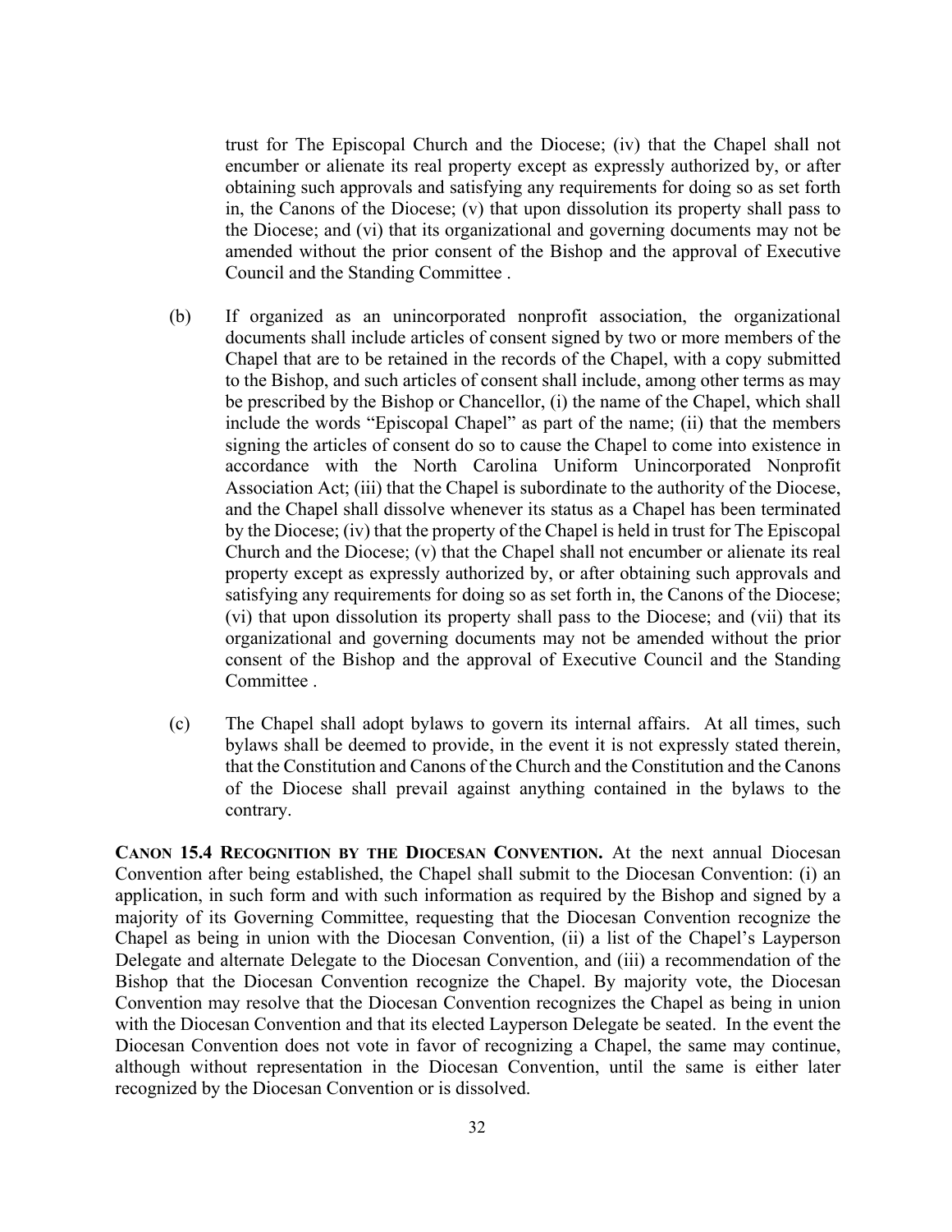trust for The Episcopal Church and the Diocese; (iv) that the Chapel shall not encumber or alienate its real property except as expressly authorized by, or after obtaining such approvals and satisfying any requirements for doing so as set forth in, the Canons of the Diocese; (v) that upon dissolution its property shall pass to the Diocese; and (vi) that its organizational and governing documents may not be amended without the prior consent of the Bishop and the approval of Executive Council and the Standing Committee .

(b) If organized as an unincorporated nonprofit association, the organizational documents shall include articles of consent signed by two or more members of the Chapel that are to be retained in the records of the Chapel, with a copy submitted to the Bishop, and such articles of consent shall include, among other terms as may be prescribed by the Bishop or Chancellor, (i) the name of the Chapel, which shall include the words "Episcopal Chapel" as part of the name; (ii) that the members signing the articles of consent do so to cause the Chapel to come into existence in accordance with the North Carolina Uniform Unincorporated Nonprofit Association Act; (iii) that the Chapel is subordinate to the authority of the Diocese, and the Chapel shall dissolve whenever its status as a Chapel has been terminated by the Diocese; (iv) that the property of the Chapel is held in trust for The Episcopal Church and the Diocese; (v) that the Chapel shall not encumber or alienate its real property except as expressly authorized by, or after obtaining such approvals and satisfying any requirements for doing so as set forth in, the Canons of the Diocese; (vi) that upon dissolution its property shall pass to the Diocese; and (vii) that its organizational and governing documents may not be amended without the prior consent of the Bishop and the approval of Executive Council and the Standing Committee .

(c) The Chapel shall adopt bylaws to govern its internal affairs. At all times, such bylaws shall be deemed to provide, in the event it is not expressly stated therein, that the Constitution and Canons of the Church and the Constitution and the Canons of the Diocese shall prevail against anything contained in the bylaws to the contrary.

**CANON 15.4 RECOGNITION BY THE DIOCESAN CONVENTION.** At the next annual Diocesan Convention after being established, the Chapel shall submit to the Diocesan Convention: (i) an application, in such form and with such information as required by the Bishop and signed by a majority of its Governing Committee, requesting that the Diocesan Convention recognize the Chapel as being in union with the Diocesan Convention, (ii) a list of the Chapel's Layperson Delegate and alternate Delegate to the Diocesan Convention, and (iii) a recommendation of the Bishop that the Diocesan Convention recognize the Chapel. By majority vote, the Diocesan Convention may resolve that the Diocesan Convention recognizes the Chapel as being in union with the Diocesan Convention and that its elected Layperson Delegate be seated. In the event the Diocesan Convention does not vote in favor of recognizing a Chapel, the same may continue, although without representation in the Diocesan Convention, until the same is either later recognized by the Diocesan Convention or is dissolved.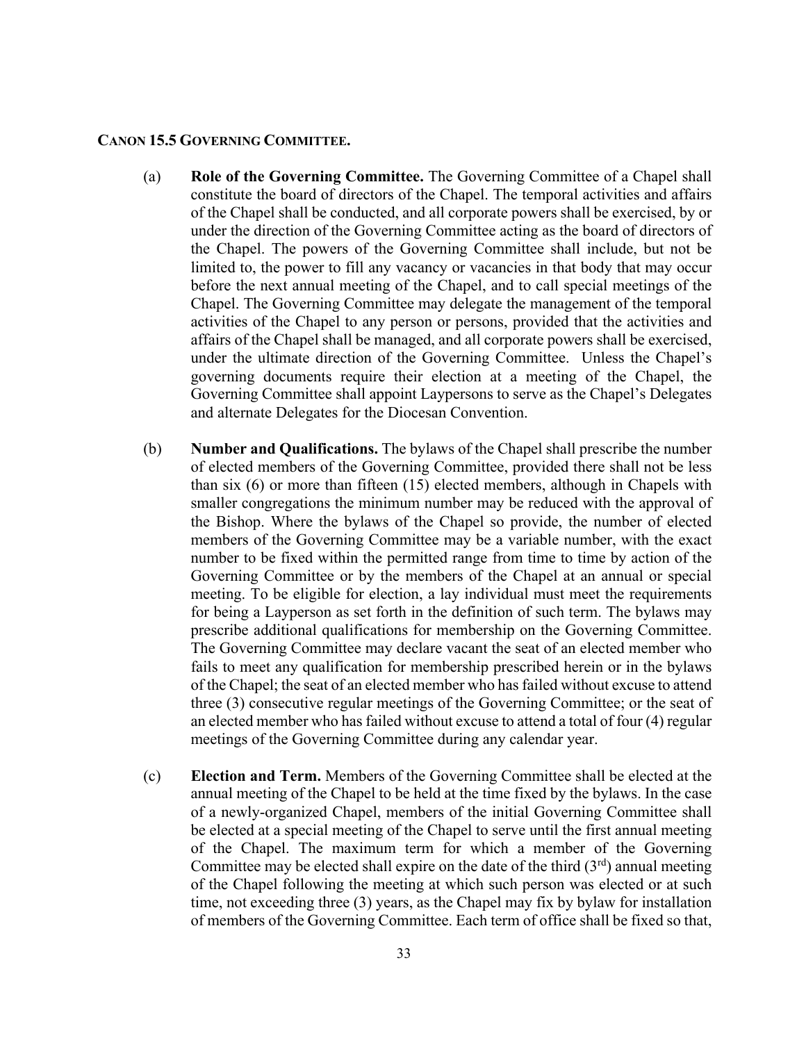**CANON 15.5 GOVERNING COMMITTEE.**

(a) **Role of the Governing Committee.** The Governing Committee of a Chapel shall constitute the board of directors of the Chapel. The temporal activities and affairs of the Chapel shall be conducted, and all corporate powers shall be exercised, by or under the direction of the Governing Committee acting as the board of directors of the Chapel. The powers of the Governing Committee shall include, but not be limited to, the power to fill any vacancy or vacancies in that body that may occur before the next annual meeting of the Chapel, and to call special meetings of the Chapel. The Governing Committee may delegate the management of the temporal activities of the Chapel to any person or persons, provided that the activities and affairs of the Chapel shall be managed, and all corporate powers shall be exercised, under the ultimate direction of the Governing Committee. Unless the Chapel's governing documents require their election at a meeting of the Chapel, the Governing Committee shall appoint Laypersons to serve as the Chapel's Delegates and alternate Delegates for the Diocesan Convention.

(b) **Number and Qualifications.** The bylaws of the Chapel shall prescribe the number of elected members of the Governing Committee, provided there shall not be less than six (6) or more than fifteen (15) elected members, although in Chapels with smaller congregations the minimum number may be reduced with the approval of the Bishop. Where the bylaws of the Chapel so provide, the number of elected members of the Governing Committee may be a variable number, with the exact number to be fixed within the permitted range from time to time by action of the Governing Committee or by the members of the Chapel at an annual or special meeting. To be eligible for election, a lay individual must meet the requirements for being a Layperson as set forth in the definition of such term. The bylaws may prescribe additional qualifications for membership on the Governing Committee. The Governing Committee may declare vacant the seat of an elected member who fails to meet any qualification for membership prescribed herein or in the bylaws of the Chapel; the seat of an elected member who has failed without excuse to attend three (3) consecutive regular meetings of the Governing Committee; or the seat of an elected member who has failed without excuse to attend a total of four (4) regular meetings of the Governing Committee during any calendar year.

(c) **Election and Term.** Members of the Governing Committee shall be elected at the annual meeting of the Chapel to be held at the time fixed by the bylaws. In the case of a newly-organized Chapel, members of the initial Governing Committee shall be elected at a special meeting of the Chapel to serve until the first annual meeting of the Chapel. The maximum term for which a member of the Governing Committee may be elected shall expire on the date of the third (3rd) annual meeting of the Chapel following the meeting at which such person was elected or at such time, not exceeding three (3) years, as the Chapel may fix by bylaw for installation of members of the Governing Committee. Each term of office shall be fixed so that,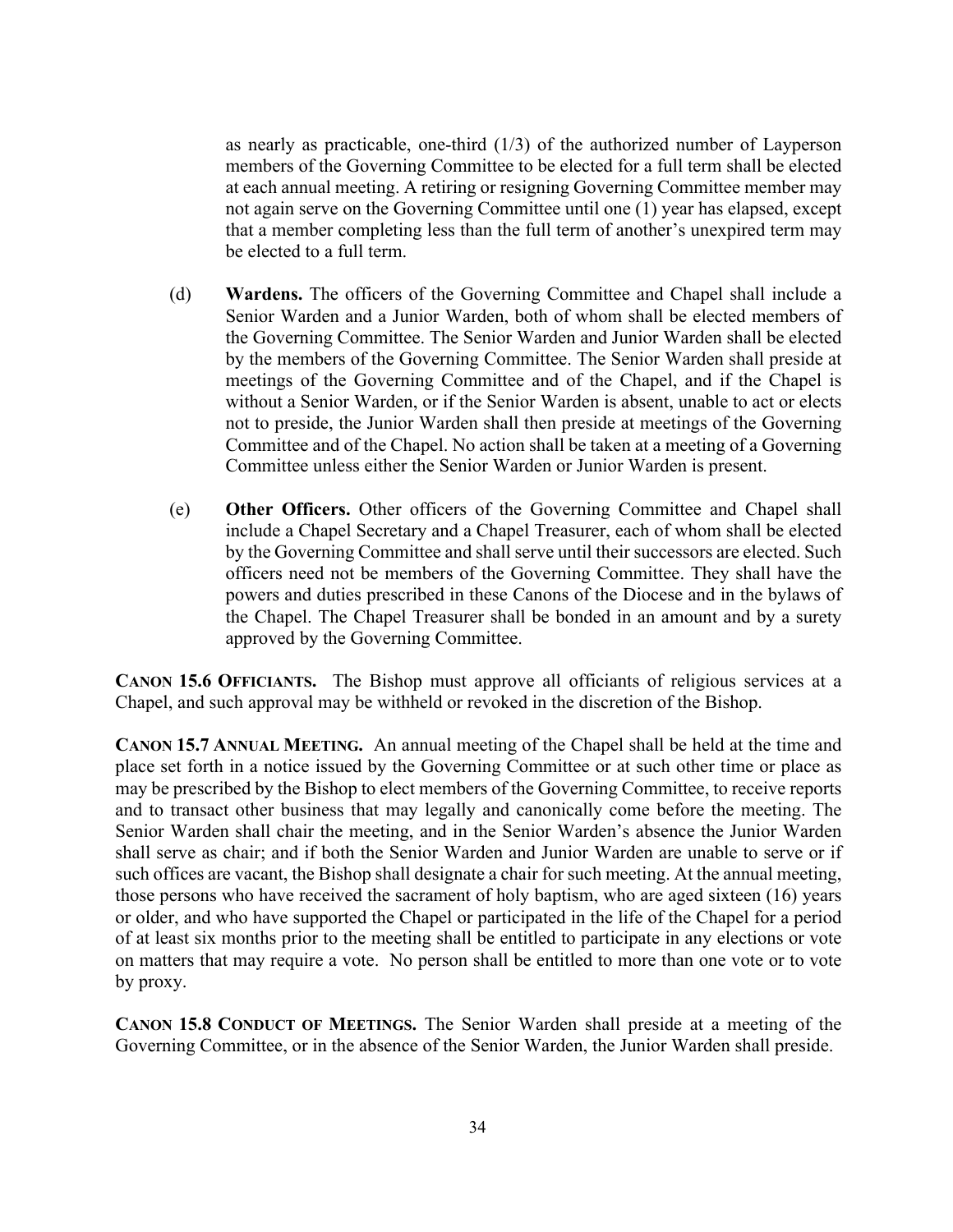as nearly as practicable, one-third (1/3) of the authorized number of Layperson members of the Governing Committee to be elected for a full term shall be elected at each annual meeting. A retiring or resigning Governing Committee member may not again serve on the Governing Committee until one (1) year has elapsed, except that a member completing less than the full term of another's unexpired term may be elected to a full term.

(d) **Wardens.** The officers of the Governing Committee and Chapel shall include a Senior Warden and a Junior Warden, both of whom shall be elected members of the Governing Committee. The Senior Warden and Junior Warden shall be elected by the members of the Governing Committee. The Senior Warden shall preside at meetings of the Governing Committee and of the Chapel, and if the Chapel is without a Senior Warden, or if the Senior Warden is absent, unable to act or elects not to preside, the Junior Warden shall then preside at meetings of the Governing Committee and of the Chapel. No action shall be taken at a meeting of a Governing Committee unless either the Senior Warden or Junior Warden is present.

(e) **Other Officers.** Other officers of the Governing Committee and Chapel shall include a Chapel Secretary and a Chapel Treasurer, each of whom shall be elected by the Governing Committee and shall serve until their successors are elected. Such officers need not be members of the Governing Committee. They shall have the powers and duties prescribed in these Canons of the Diocese and in the bylaws of the Chapel. The Chapel Treasurer shall be bonded in an amount and by a surety approved by the Governing Committee.

**CANON 15.6 OFFICIANTS.** The Bishop must approve all officiants of religious services at a Chapel, and such approval may be withheld or revoked in the discretion of the Bishop.

**CANON 15.7 ANNUAL MEETING.** An annual meeting of the Chapel shall be held at the time and place set forth in a notice issued by the Governing Committee or at such other time or place as may be prescribed by the Bishop to elect members of the Governing Committee, to receive reports and to transact other business that may legally and canonically come before the meeting. The Senior Warden shall chair the meeting, and in the Senior Warden's absence the Junior Warden shall serve as chair; and if both the Senior Warden and Junior Warden are unable to serve or if such offices are vacant, the Bishop shall designate a chair for such meeting. At the annual meeting, those persons who have received the sacrament of holy baptism, who are aged sixteen (16) years or older, and who have supported the Chapel or participated in the life of the Chapel for a period of at least six months prior to the meeting shall be entitled to participate in any elections or vote on matters that may require a vote. No person shall be entitled to more than one vote or to vote by proxy.

**CANON 15.8 CONDUCT OF MEETINGS.** The Senior Warden shall preside at a meeting of the Governing Committee, or in the absence of the Senior Warden, the Junior Warden shall preside.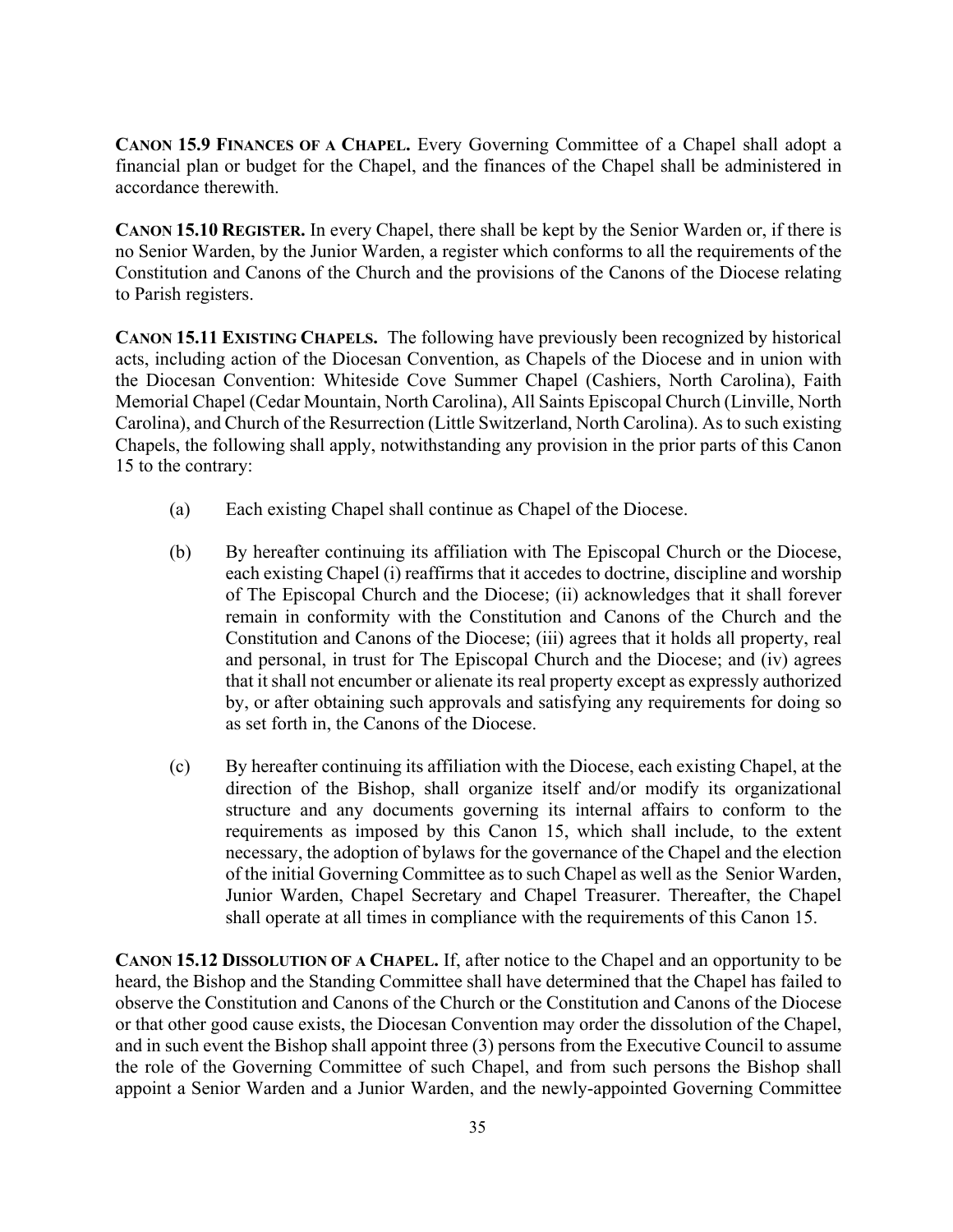**CANON 15.9 FINANCES OF A CHAPEL.** Every Governing Committee of a Chapel shall adopt a financial plan or budget for the Chapel, and the finances of the Chapel shall be administered in accordance therewith.

**CANON 15.10 REGISTER.** In every Chapel, there shall be kept by the Senior Warden or, if there is no Senior Warden, by the Junior Warden, a register which conforms to all the requirements of the Constitution and Canons of the Church and the provisions of the Canons of the Diocese relating to Parish registers.

**CANON 15.11 EXISTING CHAPELS.** The following have previously been recognized by historical acts, including action of the Diocesan Convention, as Chapels of the Diocese and in union with the Diocesan Convention: Whiteside Cove Summer Chapel (Cashiers, North Carolina), Faith Memorial Chapel (Cedar Mountain, North Carolina), All Saints Episcopal Church (Linville, North Carolina), and Church of the Resurrection (Little Switzerland, North Carolina). As to such existing Chapels, the following shall apply, notwithstanding any provision in the prior parts of this Canon 15 to the contrary:

(a) Each existing Chapel shall continue as Chapel of the Diocese.

(b) By hereafter continuing its affiliation with The Episcopal Church or the Diocese, each existing Chapel (i) reaffirms that it accedes to doctrine, discipline and worship of The Episcopal Church and the Diocese; (ii) acknowledges that it shall forever remain in conformity with the Constitution and Canons of the Church and the Constitution and Canons of the Diocese; (iii) agrees that it holds all property, real and personal, in trust for The Episcopal Church and the Diocese; and (iv) agrees that it shall not encumber or alienate its real property except as expressly authorized by, or after obtaining such approvals and satisfying any requirements for doing so as set forth in, the Canons of the Diocese.

(c) By hereafter continuing its affiliation with the Diocese, each existing Chapel, at the direction of the Bishop, shall organize itself and/or modify its organizational structure and any documents governing its internal affairs to conform to the requirements as imposed by this Canon 15, which shall include, to the extent necessary, the adoption of bylaws for the governance of the Chapel and the election of the initial Governing Committee as to such Chapel as well as the Senior Warden, Junior Warden, Chapel Secretary and Chapel Treasurer. Thereafter, the Chapel shall operate at all times in compliance with the requirements of this Canon 15.

**CANON 15.12 DISSOLUTION OF A CHAPEL.** If, after notice to the Chapel and an opportunity to be heard, the Bishop and the Standing Committee shall have determined that the Chapel has failed to observe the Constitution and Canons of the Church or the Constitution and Canons of the Diocese or that other good cause exists, the Diocesan Convention may order the dissolution of the Chapel, and in such event the Bishop shall appoint three (3) persons from the Executive Council to assume the role of the Governing Committee of such Chapel, and from such persons the Bishop shall appoint a Senior Warden and a Junior Warden, and the newly-appointed Governing Committee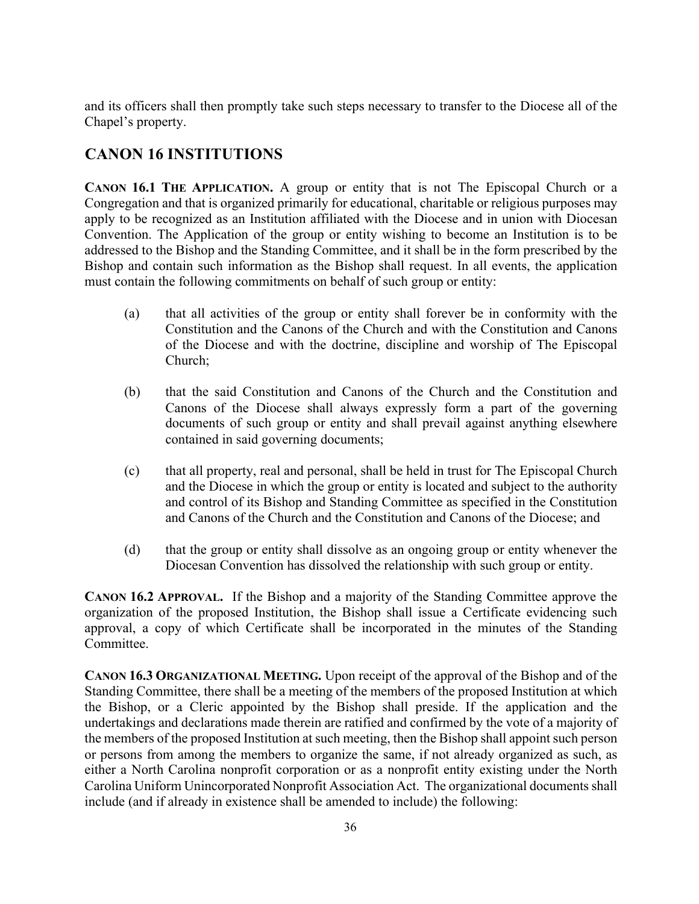and its officers shall then promptly take such steps necessary to transfer to the Diocese all of the Chapel's property.

## CANON 16 INSTITUTIONS

**CANON 16.1 THE APPLICATION.** A group or entity that is not The Episcopal Church or a Congregation and that is organized primarily for educational, charitable or religious purposes may apply to be recognized as an Institution affiliated with the Diocese and in union with Diocesan Convention. The Application of the group or entity wishing to become an Institution is to be addressed to the Bishop and the Standing Committee, and it shall be in the form prescribed by the Bishop and contain such information as the Bishop shall request. In all events, the application must contain the following commitments on behalf of such group or entity:

(a) that all activities of the group or entity shall forever be in conformity with the Constitution and the Canons of the Church and with the Constitution and Canons of the Diocese and with the doctrine, discipline and worship of The Episcopal Church;

(b) that the said Constitution and Canons of the Church and the Constitution and Canons of the Diocese shall always expressly form a part of the governing documents of such group or entity and shall prevail against anything elsewhere contained in said governing documents;

(c) that all property, real and personal, shall be held in trust for The Episcopal Church and the Diocese in which the group or entity is located and subject to the authority and control of its Bishop and Standing Committee as specified in the Constitution and Canons of the Church and the Constitution and Canons of the Diocese; and

(d) that the group or entity shall dissolve as an ongoing group or entity whenever the Diocesan Convention has dissolved the relationship with such group or entity.

**CANON 16.2 APPROVAL.** If the Bishop and a majority of the Standing Committee approve the organization of the proposed Institution, the Bishop shall issue a Certificate evidencing such approval, a copy of which Certificate shall be incorporated in the minutes of the Standing Committee.

**CANON 16.3 ORGANIZATIONAL MEETING.** Upon receipt of the approval of the Bishop and of the Standing Committee, there shall be a meeting of the members of the proposed Institution at which the Bishop, or a Cleric appointed by the Bishop shall preside. If the application and the undertakings and declarations made therein are ratified and confirmed by the vote of a majority of the members of the proposed Institution at such meeting, then the Bishop shall appoint such person or persons from among the members to organize the same, if not already organized as such, as either a North Carolina nonprofit corporation or as a nonprofit entity existing under the North Carolina Uniform Unincorporated Nonprofit Association Act. The organizational documents shall include (and if already in existence shall be amended to include) the following: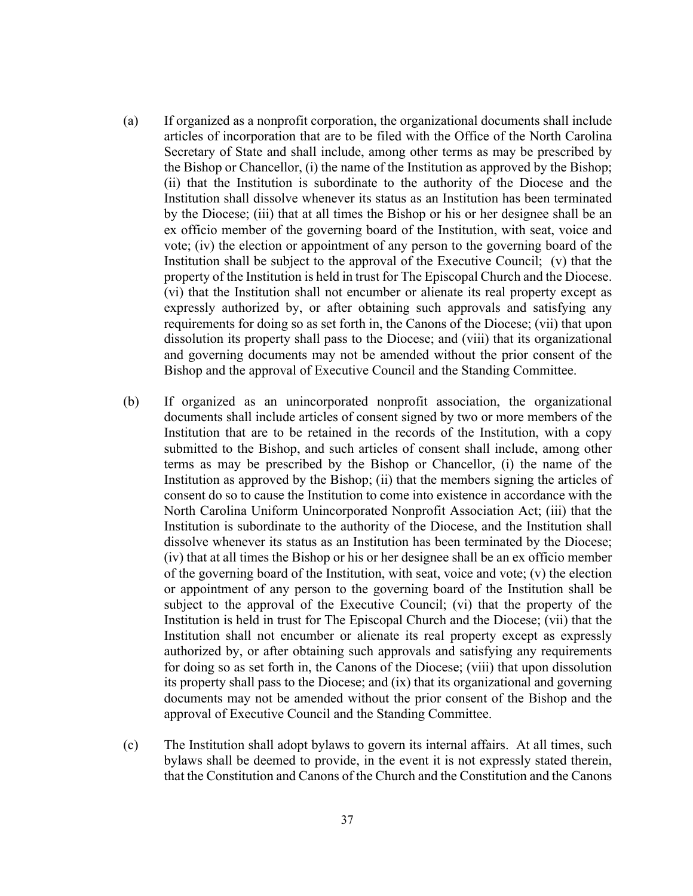(a) If organized as a nonprofit corporation, the organizational documents shall include articles of incorporation that are to be filed with the Office of the North Carolina Secretary of State and shall include, among other terms as may be prescribed by the Bishop or Chancellor, (i) the name of the Institution as approved by the Bishop; (ii) that the Institution is subordinate to the authority of the Diocese and the Institution shall dissolve whenever its status as an Institution has been terminated by the Diocese; (iii) that at all times the Bishop or his or her designee shall be an ex officio member of the governing board of the Institution, with seat, voice and vote; (iv) the election or appointment of any person to the governing board of the Institution shall be subject to the approval of the Executive Council; (v) that the property of the Institution is held in trust for The Episcopal Church and the Diocese. (vi) that the Institution shall not encumber or alienate its real property except as expressly authorized by, or after obtaining such approvals and satisfying any requirements for doing so as set forth in, the Canons of the Diocese; (vii) that upon dissolution its property shall pass to the Diocese; and (viii) that its organizational and governing documents may not be amended without the prior consent of the Bishop and the approval of Executive Council and the Standing Committee.

(b) If organized as an unincorporated nonprofit association, the organizational documents shall include articles of consent signed by two or more members of the Institution that are to be retained in the records of the Institution, with a copy submitted to the Bishop, and such articles of consent shall include, among other terms as may be prescribed by the Bishop or Chancellor, (i) the name of the Institution as approved by the Bishop; (ii) that the members signing the articles of consent do so to cause the Institution to come into existence in accordance with the North Carolina Uniform Unincorporated Nonprofit Association Act; (iii) that the Institution is subordinate to the authority of the Diocese, and the Institution shall dissolve whenever its status as an Institution has been terminated by the Diocese; (iv) that at all times the Bishop or his or her designee shall be an ex officio member of the governing board of the Institution, with seat, voice and vote; (v) the election or appointment of any person to the governing board of the Institution shall be subject to the approval of the Executive Council; (vi) that the property of the Institution is held in trust for The Episcopal Church and the Diocese; (vii) that the Institution shall not encumber or alienate its real property except as expressly authorized by, or after obtaining such approvals and satisfying any requirements for doing so as set forth in, the Canons of the Diocese; (viii) that upon dissolution its property shall pass to the Diocese; and (ix) that its organizational and governing documents may not be amended without the prior consent of the Bishop and the approval of Executive Council and the Standing Committee.

(c) The Institution shall adopt bylaws to govern its internal affairs. At all times, such bylaws shall be deemed to provide, in the event it is not expressly stated therein, that the Constitution and Canons of the Church and the Constitution and the Canons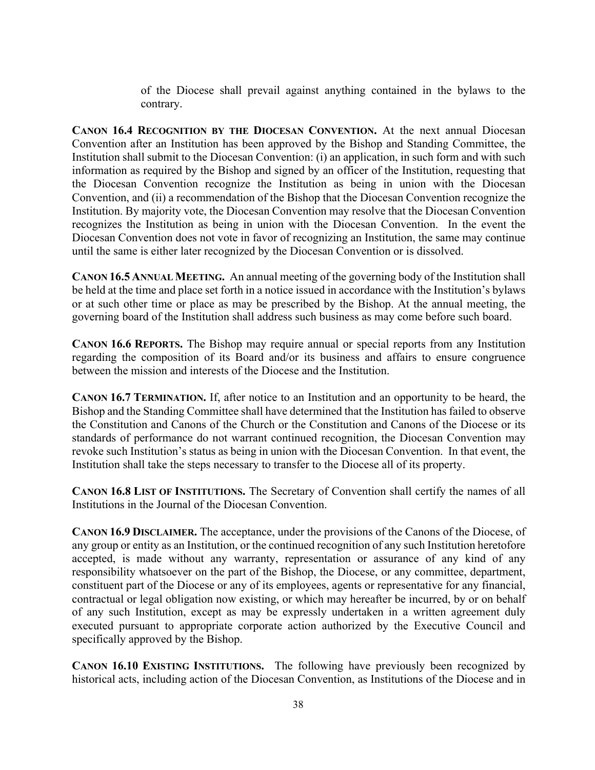of the Diocese shall prevail against anything contained in the bylaws to the contrary.

**CANON 16.4 RECOGNITION BY THE DIOCESAN CONVENTION.** At the next annual Diocesan Convention after an Institution has been approved by the Bishop and Standing Committee, the Institution shall submit to the Diocesan Convention: (i) an application, in such form and with such information as required by the Bishop and signed by an officer of the Institution, requesting that the Diocesan Convention recognize the Institution as being in union with the Diocesan Convention, and (ii) a recommendation of the Bishop that the Diocesan Convention recognize the Institution. By majority vote, the Diocesan Convention may resolve that the Diocesan Convention recognizes the Institution as being in union with the Diocesan Convention. In the event the Diocesan Convention does not vote in favor of recognizing an Institution, the same may continue until the same is either later recognized by the Diocesan Convention or is dissolved.

**CANON 16.5 ANNUAL MEETING.** An annual meeting of the governing body of the Institution shall be held at the time and place set forth in a notice issued in accordance with the Institution's bylaws or at such other time or place as may be prescribed by the Bishop. At the annual meeting, the governing board of the Institution shall address such business as may come before such board.

**CANON 16.6 REPORTS.** The Bishop may require annual or special reports from any Institution regarding the composition of its Board and/or its business and affairs to ensure congruence between the mission and interests of the Diocese and the Institution.

**CANON 16.7 TERMINATION.** If, after notice to an Institution and an opportunity to be heard, the Bishop and the Standing Committee shall have determined that the Institution has failed to observe the Constitution and Canons of the Church or the Constitution and Canons of the Diocese or its standards of performance do not warrant continued recognition, the Diocesan Convention may revoke such Institution's status as being in union with the Diocesan Convention. In that event, the Institution shall take the steps necessary to transfer to the Diocese all of its property.

**CANON 16.8 LIST OF INSTITUTIONS.** The Secretary of Convention shall certify the names of all Institutions in the Journal of the Diocesan Convention.

**CANON 16.9 DISCLAIMER.** The acceptance, under the provisions of the Canons of the Diocese, of any group or entity as an Institution, or the continued recognition of any such Institution heretofore accepted, is made without any warranty, representation or assurance of any kind of any responsibility whatsoever on the part of the Bishop, the Diocese, or any committee, department, constituent part of the Diocese or any of its employees, agents or representative for any financial, contractual or legal obligation now existing, or which may hereafter be incurred, by or on behalf of any such Institution, except as may be expressly undertaken in a written agreement duly executed pursuant to appropriate corporate action authorized by the Executive Council and specifically approved by the Bishop.

**CANON 16.10 EXISTING INSTITUTIONS.** The following have previously been recognized by historical acts, including action of the Diocesan Convention, as Institutions of the Diocese and in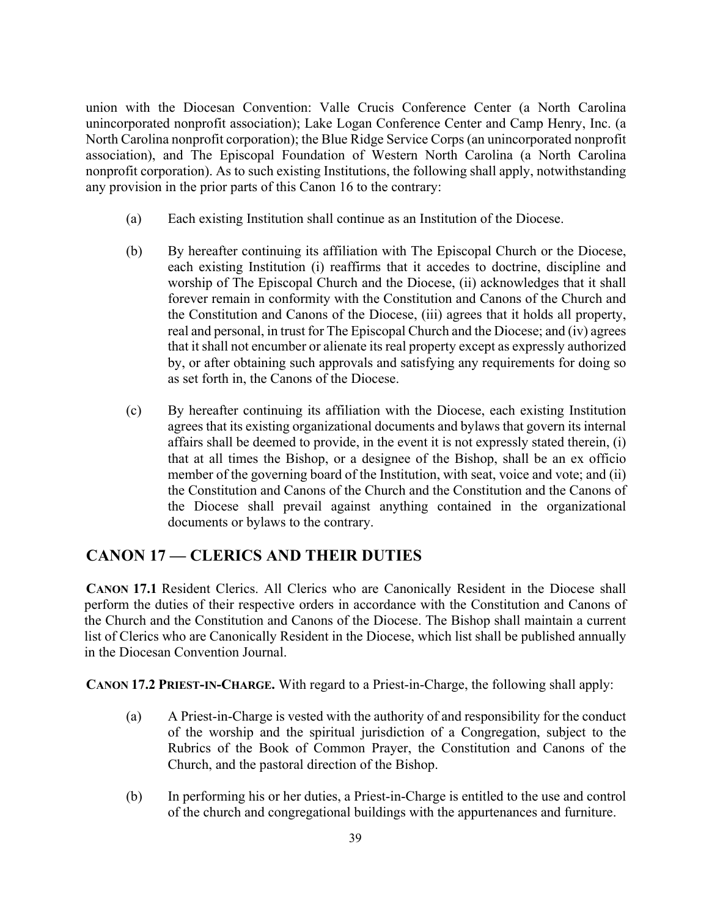union with the Diocesan Convention: Valle Crucis Conference Center (a North Carolina unincorporated nonprofit association); Lake Logan Conference Center and Camp Henry, Inc. (a North Carolina nonprofit corporation); the Blue Ridge Service Corps (an unincorporated nonprofit association), and The Episcopal Foundation of Western North Carolina (a North Carolina nonprofit corporation). As to such existing Institutions, the following shall apply, notwithstanding any provision in the prior parts of this Canon 16 to the contrary:

(a) Each existing Institution shall continue as an Institution of the Diocese.

(b) By hereafter continuing its affiliation with The Episcopal Church or the Diocese, each existing Institution (i) reaffirms that it accedes to doctrine, discipline and worship of The Episcopal Church and the Diocese, (ii) acknowledges that it shall forever remain in conformity with the Constitution and Canons of the Church and the Constitution and Canons of the Diocese, (iii) agrees that it holds all property, real and personal, in trust for The Episcopal Church and the Diocese; and (iv) agrees that it shall not encumber or alienate its real property except as expressly authorized by, or after obtaining such approvals and satisfying any requirements for doing so as set forth in, the Canons of the Diocese.

(c) By hereafter continuing its affiliation with the Diocese, each existing Institution agrees that its existing organizational documents and bylaws that govern its internal affairs shall be deemed to provide, in the event it is not expressly stated therein, (i) that at all times the Bishop, or a designee of the Bishop, shall be an ex officio member of the governing board of the Institution, with seat, voice and vote; and (ii) the Constitution and Canons of the Church and the Constitution and the Canons of the Diocese shall prevail against anything contained in the organizational documents or bylaws to the contrary.

## CANON 17 — CLERICS AND THEIR DUTIES

**CANON 17.1** Resident Clerics. All Clerics who are Canonically Resident in the Diocese shall perform the duties of their respective orders in accordance with the Constitution and Canons of the Church and the Constitution and Canons of the Diocese. The Bishop shall maintain a current list of Clerics who are Canonically Resident in the Diocese, which list shall be published annually in the Diocesan Convention Journal.

**CANON 17.2 PRIEST-IN-CHARGE.** With regard to a Priest-in-Charge, the following shall apply:

(a) A Priest-in-Charge is vested with the authority of and responsibility for the conduct of the worship and the spiritual jurisdiction of a Congregation, subject to the Rubrics of the Book of Common Prayer, the Constitution and Canons of the Church, and the pastoral direction of the Bishop.

(b) In performing his or her duties, a Priest-in-Charge is entitled to the use and control of the church and congregational buildings with the appurtenances and furniture.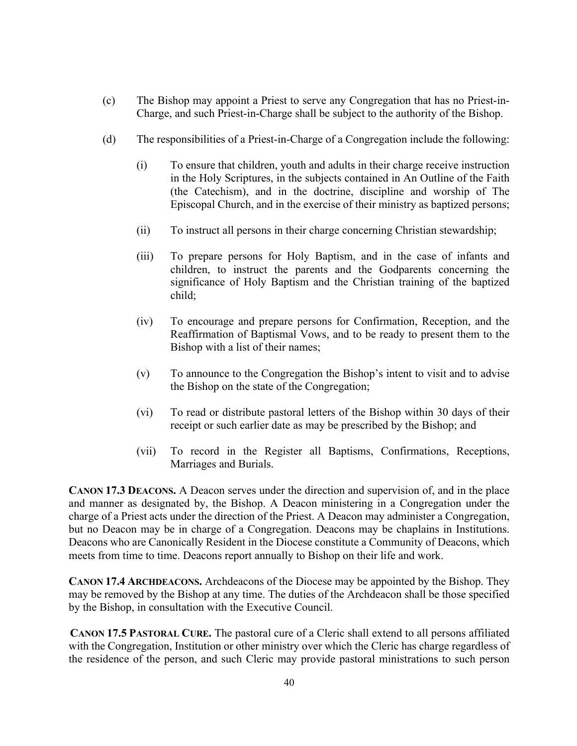(c) The Bishop may appoint a Priest to serve any Congregation that has no Priest-in-Charge, and such Priest-in-Charge shall be subject to the authority of the Bishop.

(d) The responsibilities of a Priest-in-Charge of a Congregation include the following:

(i) To ensure that children, youth and adults in their charge receive instruction in the Holy Scriptures, in the subjects contained in An Outline of the Faith (the Catechism), and in the doctrine, discipline and worship of The Episcopal Church, and in the exercise of their ministry as baptized persons;

(ii) To instruct all persons in their charge concerning Christian stewardship;

(iii) To prepare persons for Holy Baptism, and in the case of infants and children, to instruct the parents and the Godparents concerning the significance of Holy Baptism and the Christian training of the baptized child;

(iv) To encourage and prepare persons for Confirmation, Reception, and the Reaffirmation of Baptismal Vows, and to be ready to present them to the Bishop with a list of their names;

(v) To announce to the Congregation the Bishop's intent to visit and to advise the Bishop on the state of the Congregation;

(vi) To read or distribute pastoral letters of the Bishop within 30 days of their receipt or such earlier date as may be prescribed by the Bishop; and

(vii) To record in the Register all Baptisms, Confirmations, Receptions, Marriages and Burials.

**CANON 17.3 DEACONS.** A Deacon serves under the direction and supervision of, and in the place and manner as designated by, the Bishop. A Deacon ministering in a Congregation under the charge of a Priest acts under the direction of the Priest. A Deacon may administer a Congregation, but no Deacon may be in charge of a Congregation. Deacons may be chaplains in Institutions. Deacons who are Canonically Resident in the Diocese constitute a Community of Deacons, which meets from time to time. Deacons report annually to Bishop on their life and work.

**CANON 17.4 ARCHDEACONS.** Archdeacons of the Diocese may be appointed by the Bishop. They may be removed by the Bishop at any time. The duties of the Archdeacon shall be those specified by the Bishop, in consultation with the Executive Council.

**CANON 17.5 PASTORAL CURE.** The pastoral cure of a Cleric shall extend to all persons affiliated with the Congregation, Institution or other ministry over which the Cleric has charge regardless of the residence of the person, and such Cleric may provide pastoral ministrations to such person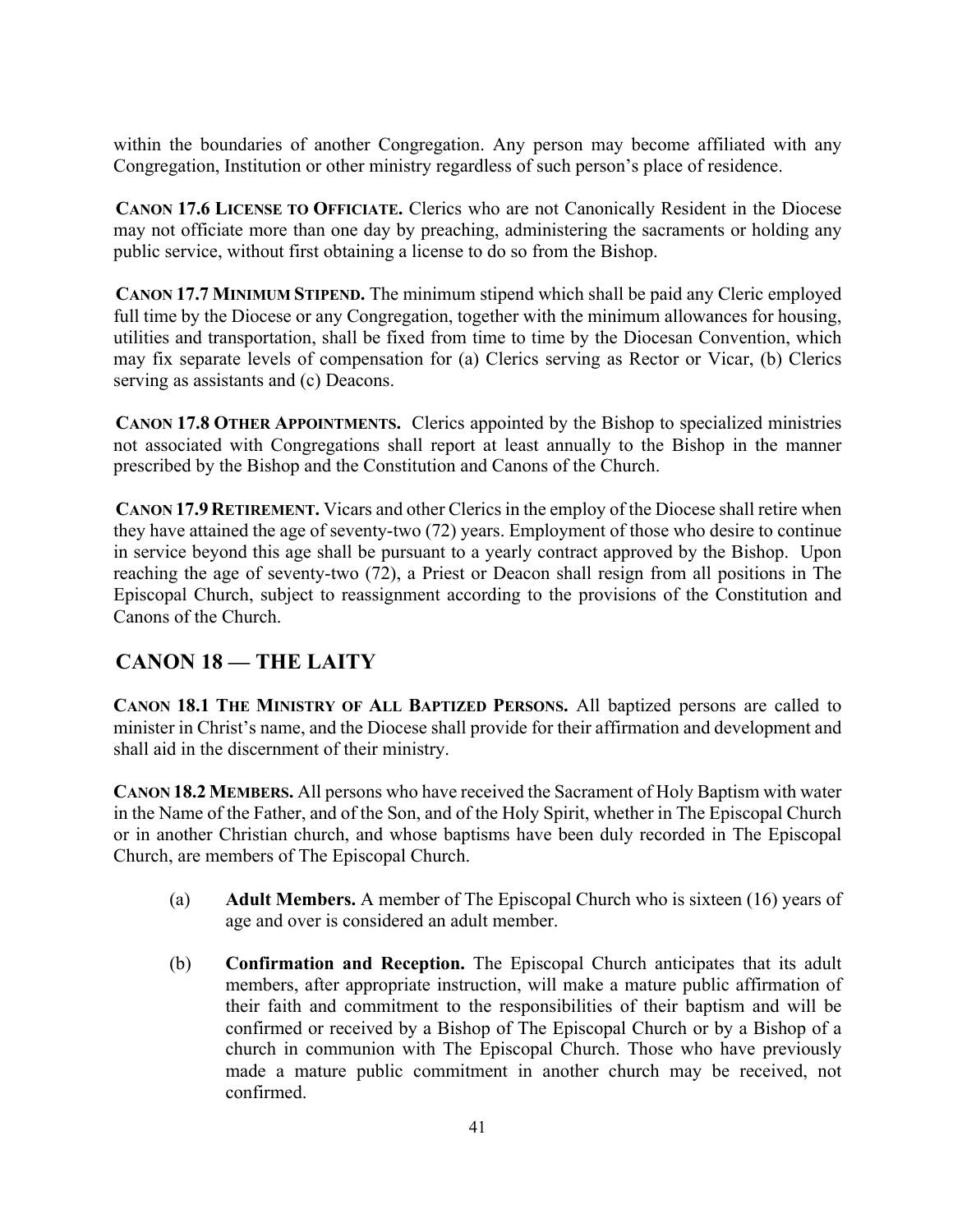within the boundaries of another Congregation. Any person may become affiliated with any Congregation, Institution or other ministry regardless of such person's place of residence.

**CANON 17.6 LICENSE TO OFFICIATE.** Clerics who are not Canonically Resident in the Diocese may not officiate more than one day by preaching, administering the sacraments or holding any public service, without first obtaining a license to do so from the Bishop.

**CANON 17.7 MINIMUM STIPEND.** The minimum stipend which shall be paid any Cleric employed full time by the Diocese or any Congregation, together with the minimum allowances for housing, utilities and transportation, shall be fixed from time to time by the Diocesan Convention, which may fix separate levels of compensation for (a) Clerics serving as Rector or Vicar, (b) Clerics serving as assistants and (c) Deacons.

**CANON 17.8 OTHER APPOINTMENTS.** Clerics appointed by the Bishop to specialized ministries not associated with Congregations shall report at least annually to the Bishop in the manner prescribed by the Bishop and the Constitution and Canons of the Church.

**CANON 17.9 RETIREMENT.** Vicars and other Clerics in the employ of the Diocese shall retire when they have attained the age of seventy-two (72) years. Employment of those who desire to continue in service beyond this age shall be pursuant to a yearly contract approved by the Bishop. Upon reaching the age of seventy-two (72), a Priest or Deacon shall resign from all positions in The Episcopal Church, subject to reassignment according to the provisions of the Constitution and Canons of the Church.

## CANON 18 — THE LAITY

**CANON 18.1 THE MINISTRY OF ALL BAPTIZED PERSONS.** All baptized persons are called to minister in Christ's name, and the Diocese shall provide for their affirmation and development and shall aid in the discernment of their ministry.

**CANON 18.2 MEMBERS.** All persons who have received the Sacrament of Holy Baptism with water in the Name of the Father, and of the Son, and of the Holy Spirit, whether in The Episcopal Church or in another Christian church, and whose baptisms have been duly recorded in The Episcopal Church, are members of The Episcopal Church.

(a) **Adult Members.** A member of The Episcopal Church who is sixteen (16) years of age and over is considered an adult member.

(b) **Confirmation and Reception.** The Episcopal Church anticipates that its adult members, after appropriate instruction, will make a mature public affirmation of their faith and commitment to the responsibilities of their baptism and will be confirmed or received by a Bishop of The Episcopal Church or by a Bishop of a church in communion with The Episcopal Church. Those who have previously made a mature public commitment in another church may be received, not confirmed.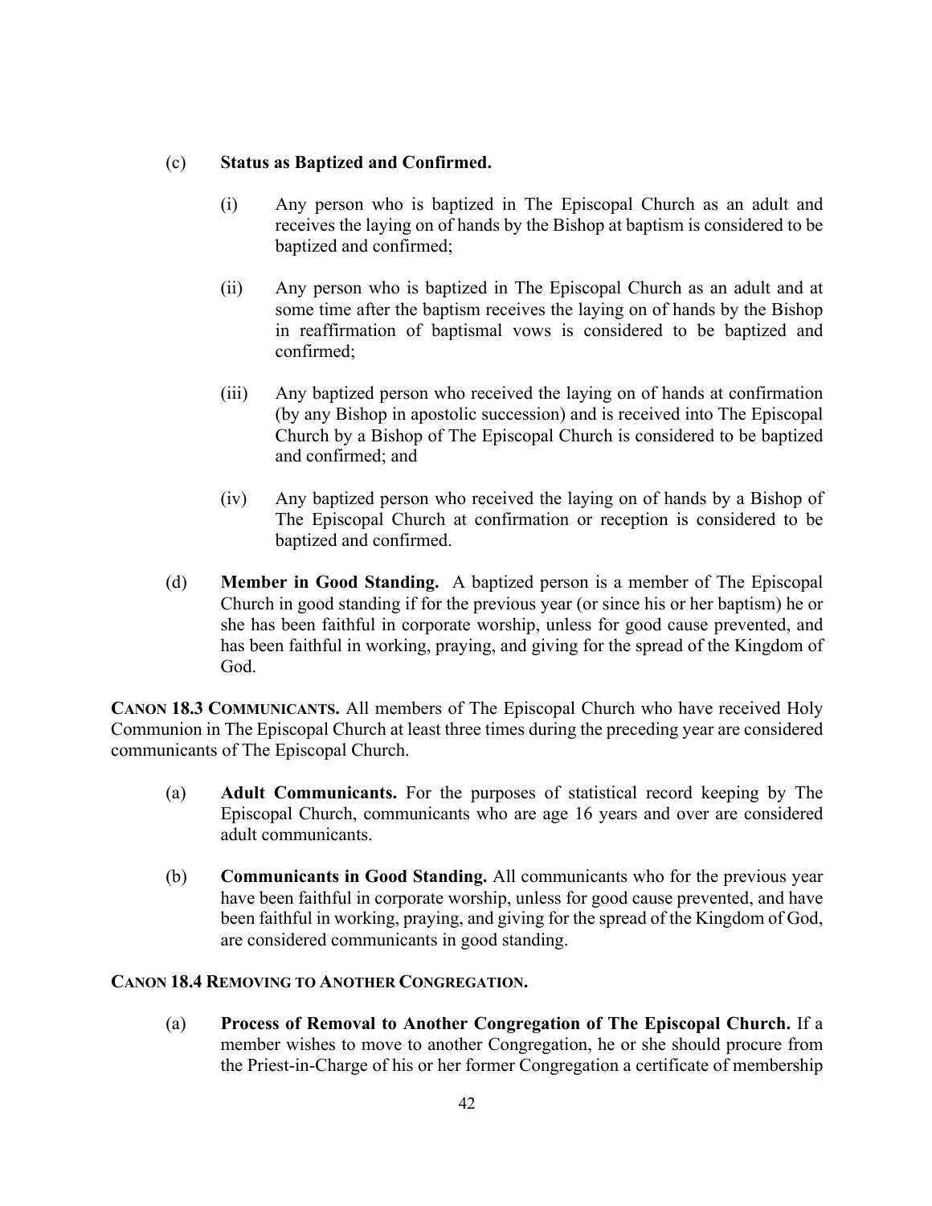(c) **Status as Baptized and Confirmed.**

(i) Any person who is baptized in The Episcopal Church as an adult and receives the laying on of hands by the Bishop at baptism is considered to be baptized and confirmed;

(ii) Any person who is baptized in The Episcopal Church as an adult and at some time after the baptism receives the laying on of hands by the Bishop in reaffirmation of baptismal vows is considered to be baptized and confirmed;

(iii) Any baptized person who received the laying on of hands at confirmation (by any Bishop in apostolic succession) and is received into The Episcopal Church by a Bishop of The Episcopal Church is considered to be baptized and confirmed; and

(iv) Any baptized person who received the laying on of hands by a Bishop of The Episcopal Church at confirmation or reception is considered to be baptized and confirmed.

(d) **Member in Good Standing.** A baptized person is a member of The Episcopal Church in good standing if for the previous year (or since his or her baptism) he or she has been faithful in corporate worship, unless for good cause prevented, and has been faithful in working, praying, and giving for the spread of the Kingdom of God.

**CANON 18.3 COMMUNICANTS.** All members of The Episcopal Church who have received Holy Communion in The Episcopal Church at least three times during the preceding year are considered communicants of The Episcopal Church.

(a) **Adult Communicants.** For the purposes of statistical record keeping by The Episcopal Church, communicants who are age 16 years and over are considered adult communicants.

(b) **Communicants in Good Standing.** All communicants who for the previous year have been faithful in corporate worship, unless for good cause prevented, and have been faithful in working, praying, and giving for the spread of the Kingdom of God, are considered communicants in good standing.

**CANON 18.4 REMOVING TO ANOTHER CONGREGATION.**

(a) **Process of Removal to Another Congregation of The Episcopal Church.** If a member wishes to move to another Congregation, he or she should procure from the Priest-in-Charge of his or her former Congregation a certificate of membership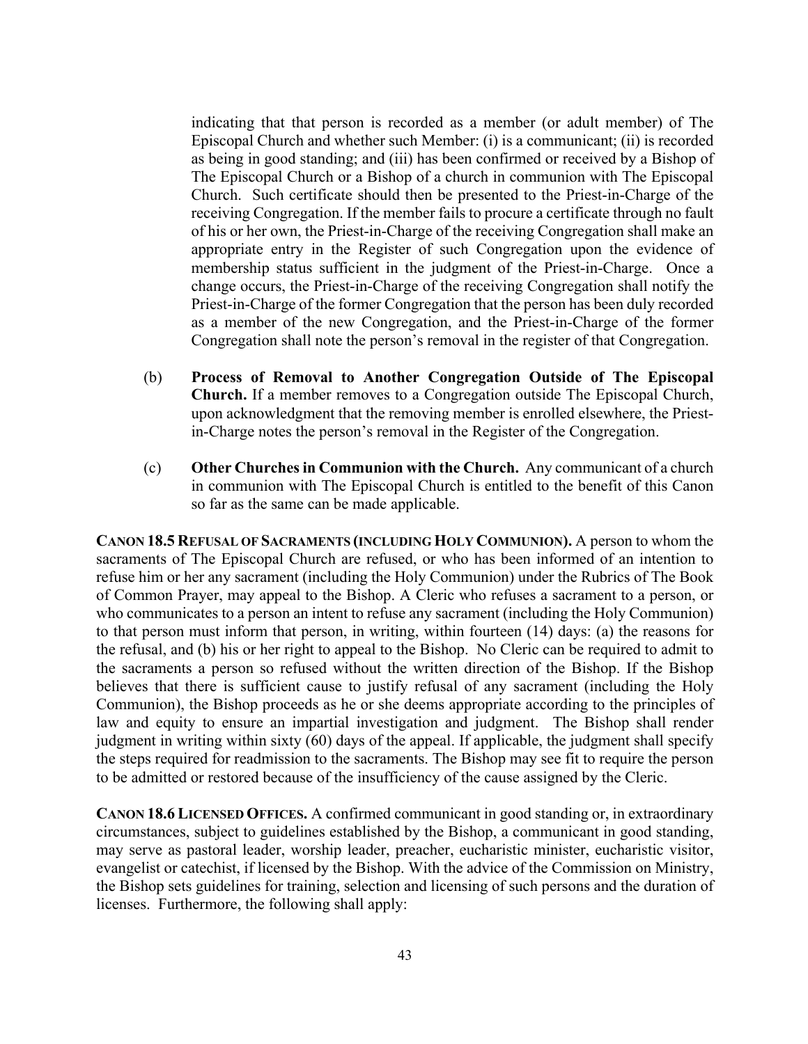indicating that that person is recorded as a member (or adult member) of The Episcopal Church and whether such Member: (i) is a communicant; (ii) is recorded as being in good standing; and (iii) has been confirmed or received by a Bishop of The Episcopal Church or a Bishop of a church in communion with The Episcopal Church. Such certificate should then be presented to the Priest-in-Charge of the receiving Congregation. If the member fails to procure a certificate through no fault of his or her own, the Priest-in-Charge of the receiving Congregation shall make an appropriate entry in the Register of such Congregation upon the evidence of membership status sufficient in the judgment of the Priest-in-Charge. Once a change occurs, the Priest-in-Charge of the receiving Congregation shall notify the Priest-in-Charge of the former Congregation that the person has been duly recorded as a member of the new Congregation, and the Priest-in-Charge of the former Congregation shall note the person's removal in the register of that Congregation.

(b) **Process of Removal to Another Congregation Outside of The Episcopal Church.** If a member removes to a Congregation outside The Episcopal Church, upon acknowledgment that the removing member is enrolled elsewhere, the Priest-in-Charge notes the person's removal in the Register of the Congregation.

(c) **Other Churches in Communion with the Church.** Any communicant of a church in communion with The Episcopal Church is entitled to the benefit of this Canon so far as the same can be made applicable.

**CANON 18.5 REFUSAL OF SACRAMENTS (INCLUDING HOLY COMMUNION).** A person to whom the sacraments of The Episcopal Church are refused, or who has been informed of an intention to refuse him or her any sacrament (including the Holy Communion) under the Rubrics of The Book of Common Prayer, may appeal to the Bishop. A Cleric who refuses a sacrament to a person, or who communicates to a person an intent to refuse any sacrament (including the Holy Communion) to that person must inform that person, in writing, within fourteen (14) days: (a) the reasons for the refusal, and (b) his or her right to appeal to the Bishop. No Cleric can be required to admit to the sacraments a person so refused without the written direction of the Bishop. If the Bishop believes that there is sufficient cause to justify refusal of any sacrament (including the Holy Communion), the Bishop proceeds as he or she deems appropriate according to the principles of law and equity to ensure an impartial investigation and judgment. The Bishop shall render judgment in writing within sixty (60) days of the appeal. If applicable, the judgment shall specify the steps required for readmission to the sacraments. The Bishop may see fit to require the person to be admitted or restored because of the insufficiency of the cause assigned by the Cleric.

**CANON 18.6 LICENSED OFFICES.** A confirmed communicant in good standing or, in extraordinary circumstances, subject to guidelines established by the Bishop, a communicant in good standing, may serve as pastoral leader, worship leader, preacher, eucharistic minister, eucharistic visitor, evangelist or catechist, if licensed by the Bishop. With the advice of the Commission on Ministry, the Bishop sets guidelines for training, selection and licensing of such persons and the duration of licenses. Furthermore, the following shall apply: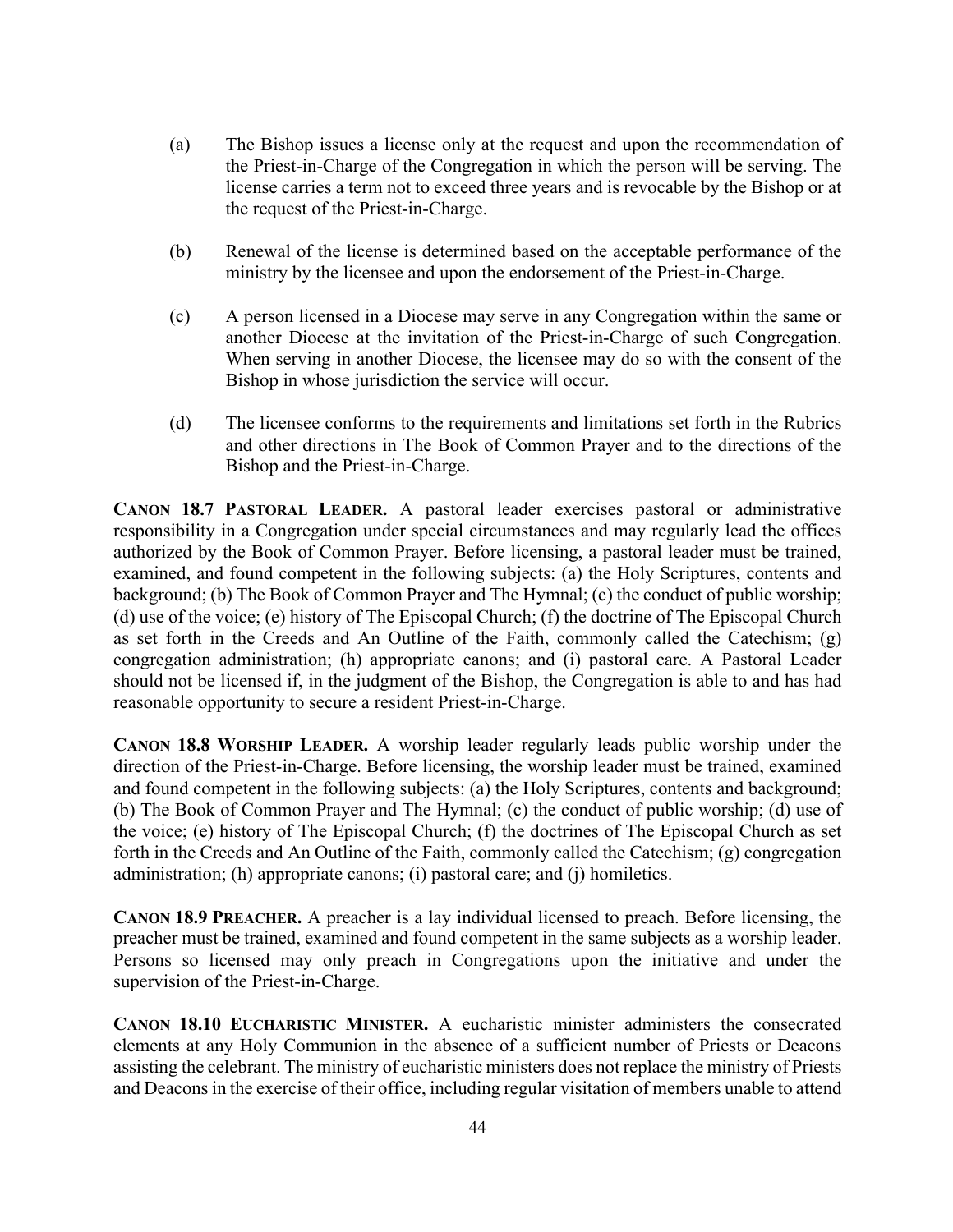(a) The Bishop issues a license only at the request and upon the recommendation of the Priest-in-Charge of the Congregation in which the person will be serving. The license carries a term not to exceed three years and is revocable by the Bishop or at the request of the Priest-in-Charge.

(b) Renewal of the license is determined based on the acceptable performance of the ministry by the licensee and upon the endorsement of the Priest-in-Charge.

(c) A person licensed in a Diocese may serve in any Congregation within the same or another Diocese at the invitation of the Priest-in-Charge of such Congregation. When serving in another Diocese, the licensee may do so with the consent of the Bishop in whose jurisdiction the service will occur.

(d) The licensee conforms to the requirements and limitations set forth in the Rubrics and other directions in The Book of Common Prayer and to the directions of the Bishop and the Priest-in-Charge.

**CANON 18.7 PASTORAL LEADER.** A pastoral leader exercises pastoral or administrative responsibility in a Congregation under special circumstances and may regularly lead the offices authorized by the Book of Common Prayer. Before licensing, a pastoral leader must be trained, examined, and found competent in the following subjects: (a) the Holy Scriptures, contents and background; (b) The Book of Common Prayer and The Hymnal; (c) the conduct of public worship; (d) use of the voice; (e) history of The Episcopal Church; (f) the doctrine of The Episcopal Church as set forth in the Creeds and An Outline of the Faith, commonly called the Catechism; (g) congregation administration; (h) appropriate canons; and (i) pastoral care. A Pastoral Leader should not be licensed if, in the judgment of the Bishop, the Congregation is able to and has had reasonable opportunity to secure a resident Priest-in-Charge.

**CANON 18.8 WORSHIP LEADER.** A worship leader regularly leads public worship under the direction of the Priest-in-Charge. Before licensing, the worship leader must be trained, examined and found competent in the following subjects: (a) the Holy Scriptures, contents and background; (b) The Book of Common Prayer and The Hymnal; (c) the conduct of public worship; (d) use of the voice; (e) history of The Episcopal Church; (f) the doctrines of The Episcopal Church as set forth in the Creeds and An Outline of the Faith, commonly called the Catechism; (g) congregation administration; (h) appropriate canons; (i) pastoral care; and (j) homiletics.

**CANON 18.9 PREACHER.** A preacher is a lay individual licensed to preach. Before licensing, the preacher must be trained, examined and found competent in the same subjects as a worship leader. Persons so licensed may only preach in Congregations upon the initiative and under the supervision of the Priest-in-Charge.

**CANON 18.10 EUCHARISTIC MINISTER.** A eucharistic minister administers the consecrated elements at any Holy Communion in the absence of a sufficient number of Priests or Deacons assisting the celebrant. The ministry of eucharistic ministers does not replace the ministry of Priests and Deacons in the exercise of their office, including regular visitation of members unable to attend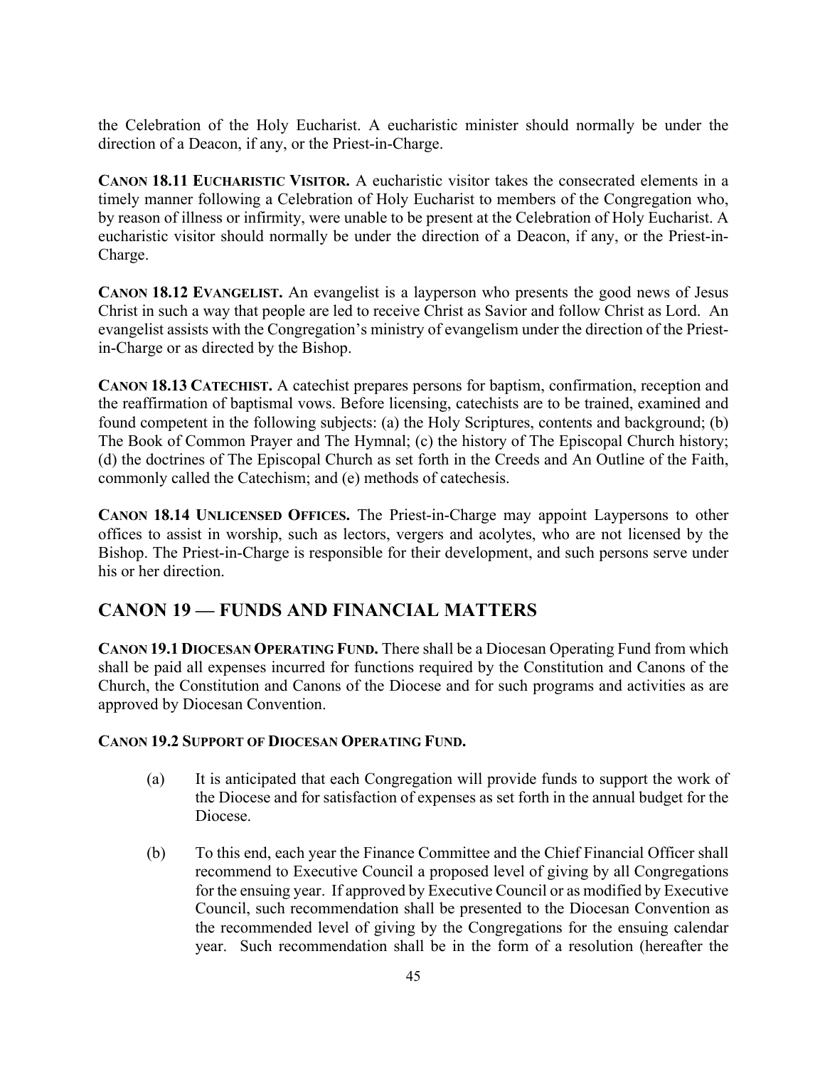the Celebration of the Holy Eucharist. A eucharistic minister should normally be under the direction of a Deacon, if any, or the Priest-in-Charge.

**CANON 18.11 EUCHARISTIC VISITOR.** A eucharistic visitor takes the consecrated elements in a timely manner following a Celebration of Holy Eucharist to members of the Congregation who, by reason of illness or infirmity, were unable to be present at the Celebration of Holy Eucharist. A eucharistic visitor should normally be under the direction of a Deacon, if any, or the Priest-in-Charge.

**CANON 18.12 EVANGELIST.** An evangelist is a layperson who presents the good news of Jesus Christ in such a way that people are led to receive Christ as Savior and follow Christ as Lord. An evangelist assists with the Congregation's ministry of evangelism under the direction of the Priest-in-Charge or as directed by the Bishop.

**CANON 18.13 CATECHIST.** A catechist prepares persons for baptism, confirmation, reception and the reaffirmation of baptismal vows. Before licensing, catechists are to be trained, examined and found competent in the following subjects: (a) the Holy Scriptures, contents and background; (b) The Book of Common Prayer and The Hymnal; (c) the history of The Episcopal Church history; (d) the doctrines of The Episcopal Church as set forth in the Creeds and An Outline of the Faith, commonly called the Catechism; and (e) methods of catechesis.

**CANON 18.14 UNLICENSED OFFICES.** The Priest-in-Charge may appoint Laypersons to other offices to assist in worship, such as lectors, vergers and acolytes, who are not licensed by the Bishop. The Priest-in-Charge is responsible for their development, and such persons serve under his or her direction.

## CANON 19 — FUNDS AND FINANCIAL MATTERS

**CANON 19.1 DIOCESAN OPERATING FUND.** There shall be a Diocesan Operating Fund from which shall be paid all expenses incurred for functions required by the Constitution and Canons of the Church, the Constitution and Canons of the Diocese and for such programs and activities as are approved by Diocesan Convention.

**CANON 19.2 SUPPORT OF DIOCESAN OPERATING FUND.**

(a) It is anticipated that each Congregation will provide funds to support the work of the Diocese and for satisfaction of expenses as set forth in the annual budget for the Diocese.

(b) To this end, each year the Finance Committee and the Chief Financial Officer shall recommend to Executive Council a proposed level of giving by all Congregations for the ensuing year. If approved by Executive Council or as modified by Executive Council, such recommendation shall be presented to the Diocesan Convention as the recommended level of giving by the Congregations for the ensuing calendar year. Such recommendation shall be in the form of a resolution (hereafter the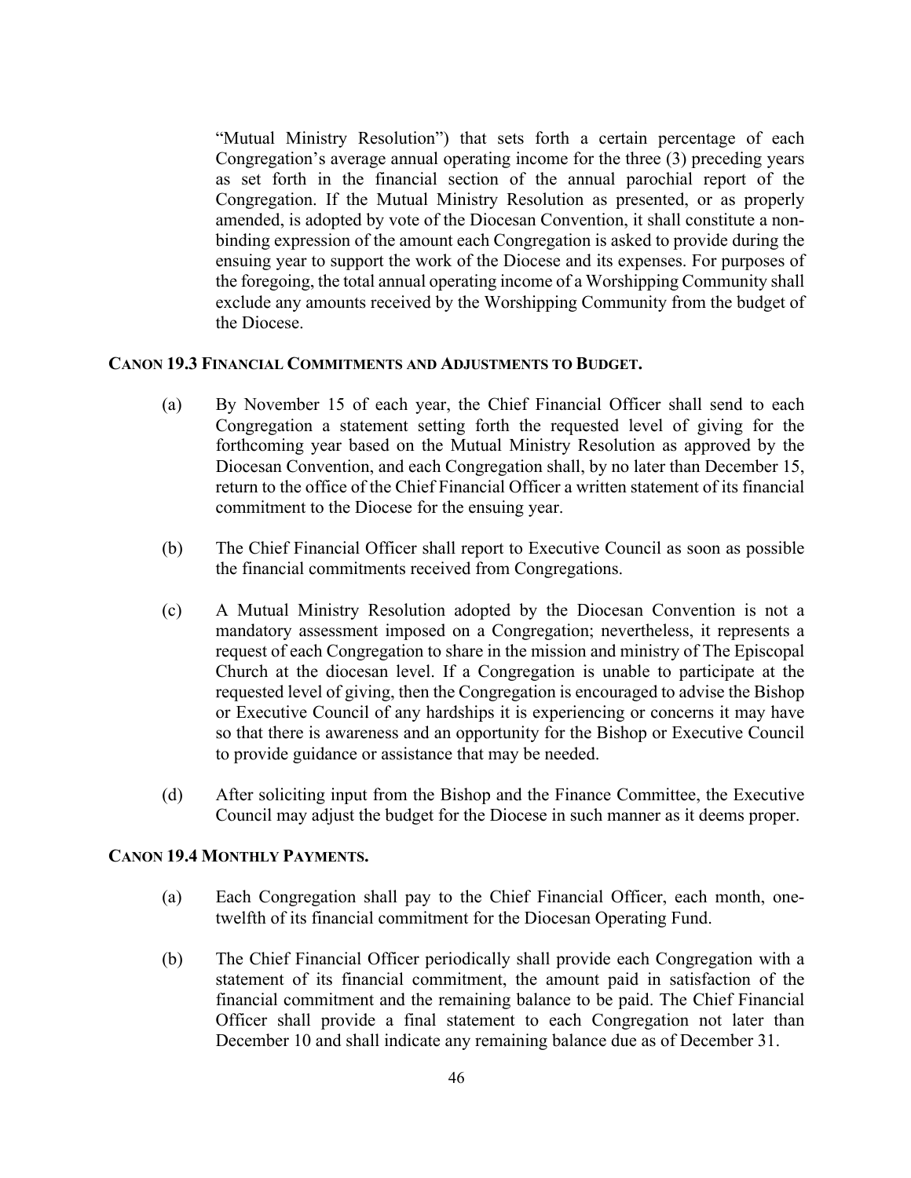"Mutual Ministry Resolution") that sets forth a certain percentage of each Congregation's average annual operating income for the three (3) preceding years as set forth in the financial section of the annual parochial report of the Congregation. If the Mutual Ministry Resolution as presented, or as properly amended, is adopted by vote of the Diocesan Convention, it shall constitute a non-binding expression of the amount each Congregation is asked to provide during the ensuing year to support the work of the Diocese and its expenses. For purposes of the foregoing, the total annual operating income of a Worshipping Community shall exclude any amounts received by the Worshipping Community from the budget of the Diocese.

**CANON 19.3 FINANCIAL COMMITMENTS AND ADJUSTMENTS TO BUDGET.**

(a) By November 15 of each year, the Chief Financial Officer shall send to each Congregation a statement setting forth the requested level of giving for the forthcoming year based on the Mutual Ministry Resolution as approved by the Diocesan Convention, and each Congregation shall, by no later than December 15, return to the office of the Chief Financial Officer a written statement of its financial commitment to the Diocese for the ensuing year.

(b) The Chief Financial Officer shall report to Executive Council as soon as possible the financial commitments received from Congregations.

(c) A Mutual Ministry Resolution adopted by the Diocesan Convention is not a mandatory assessment imposed on a Congregation; nevertheless, it represents a request of each Congregation to share in the mission and ministry of The Episcopal Church at the diocesan level. If a Congregation is unable to participate at the requested level of giving, then the Congregation is encouraged to advise the Bishop or Executive Council of any hardships it is experiencing or concerns it may have so that there is awareness and an opportunity for the Bishop or Executive Council to provide guidance or assistance that may be needed.

(d) After soliciting input from the Bishop and the Finance Committee, the Executive Council may adjust the budget for the Diocese in such manner as it deems proper.

**CANON 19.4 MONTHLY PAYMENTS.**

(a) Each Congregation shall pay to the Chief Financial Officer, each month, one-twelfth of its financial commitment for the Diocesan Operating Fund.

(b) The Chief Financial Officer periodically shall provide each Congregation with a statement of its financial commitment, the amount paid in satisfaction of the financial commitment and the remaining balance to be paid. The Chief Financial Officer shall provide a final statement to each Congregation not later than December 10 and shall indicate any remaining balance due as of December 31.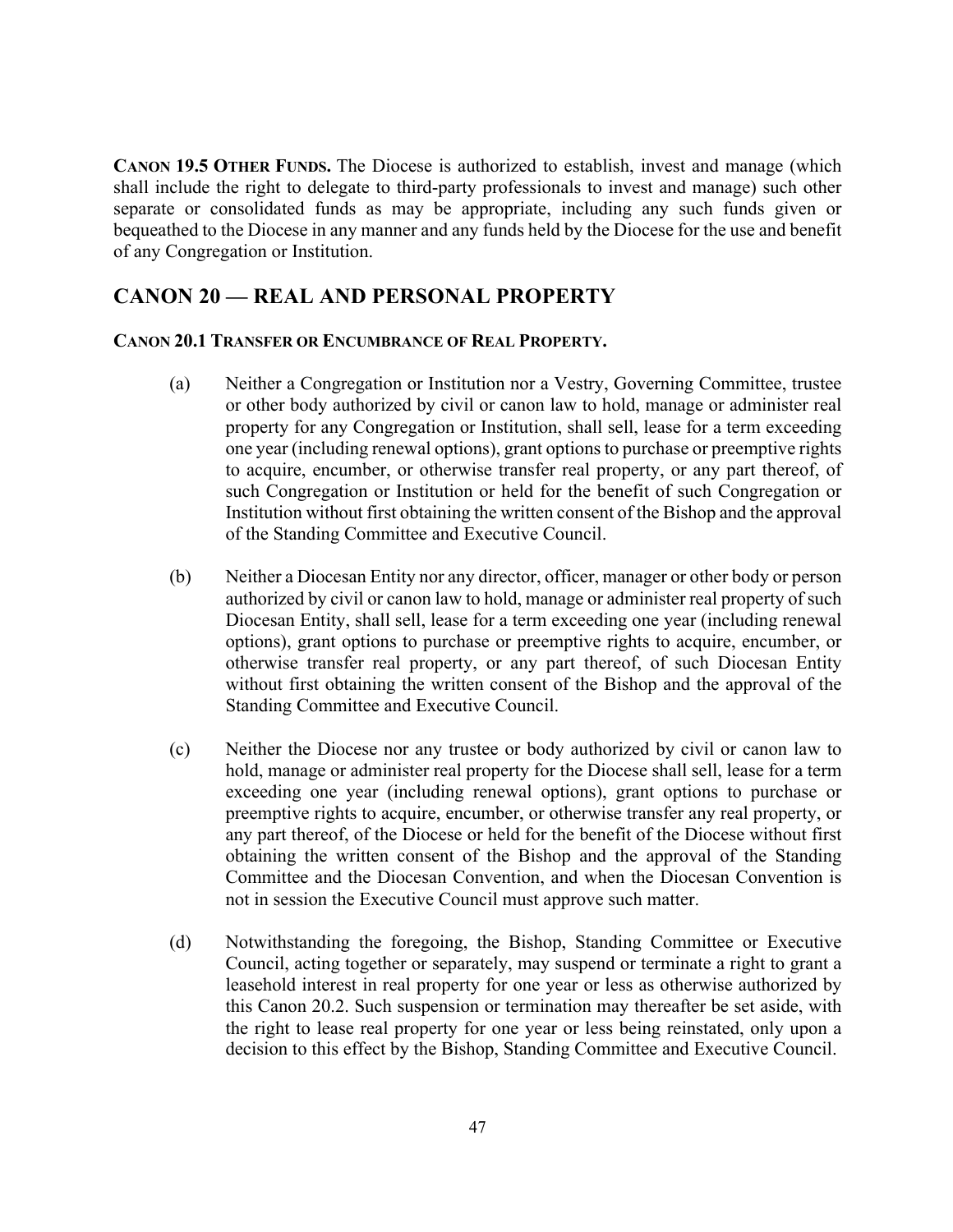**CANON 19.5 OTHER FUNDS.** The Diocese is authorized to establish, invest and manage (which shall include the right to delegate to third-party professionals to invest and manage) such other separate or consolidated funds as may be appropriate, including any such funds given or bequeathed to the Diocese in any manner and any funds held by the Diocese for the use and benefit of any Congregation or Institution.

## CANON 20 — REAL AND PERSONAL PROPERTY

**CANON 20.1 TRANSFER OR ENCUMBRANCE OF REAL PROPERTY.**

(a) Neither a Congregation or Institution nor a Vestry, Governing Committee, trustee or other body authorized by civil or canon law to hold, manage or administer real property for any Congregation or Institution, shall sell, lease for a term exceeding one year (including renewal options), grant options to purchase or preemptive rights to acquire, encumber, or otherwise transfer real property, or any part thereof, of such Congregation or Institution or held for the benefit of such Congregation or Institution without first obtaining the written consent of the Bishop and the approval of the Standing Committee and Executive Council.

(b) Neither a Diocesan Entity nor any director, officer, manager or other body or person authorized by civil or canon law to hold, manage or administer real property of such Diocesan Entity, shall sell, lease for a term exceeding one year (including renewal options), grant options to purchase or preemptive rights to acquire, encumber, or otherwise transfer real property, or any part thereof, of such Diocesan Entity without first obtaining the written consent of the Bishop and the approval of the Standing Committee and Executive Council.

(c) Neither the Diocese nor any trustee or body authorized by civil or canon law to hold, manage or administer real property for the Diocese shall sell, lease for a term exceeding one year (including renewal options), grant options to purchase or preemptive rights to acquire, encumber, or otherwise transfer any real property, or any part thereof, of the Diocese or held for the benefit of the Diocese without first obtaining the written consent of the Bishop and the approval of the Standing Committee and the Diocesan Convention, and when the Diocesan Convention is not in session the Executive Council must approve such matter.

(d) Notwithstanding the foregoing, the Bishop, Standing Committee or Executive Council, acting together or separately, may suspend or terminate a right to grant a leasehold interest in real property for one year or less as otherwise authorized by this Canon 20.2. Such suspension or termination may thereafter be set aside, with the right to lease real property for one year or less being reinstated, only upon a decision to this effect by the Bishop, Standing Committee and Executive Council.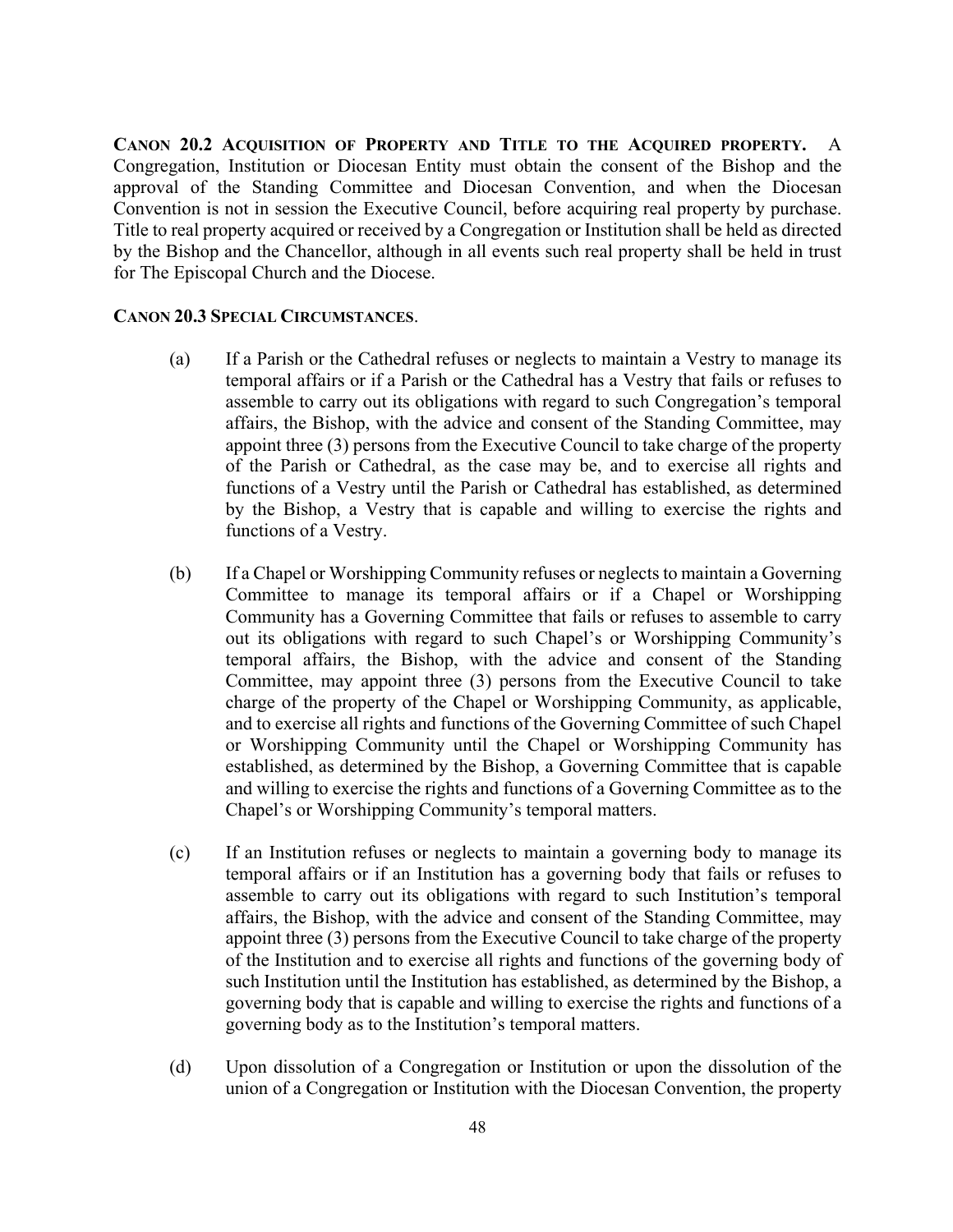**CANON 20.2 ACQUISITION OF PROPERTY AND TITLE TO THE ACQUIRED PROPERTY.** A Congregation, Institution or Diocesan Entity must obtain the consent of the Bishop and the approval of the Standing Committee and Diocesan Convention, and when the Diocesan Convention is not in session the Executive Council, before acquiring real property by purchase. Title to real property acquired or received by a Congregation or Institution shall be held as directed by the Bishop and the Chancellor, although in all events such real property shall be held in trust for The Episcopal Church and the Diocese.

**CANON 20.3 SPECIAL CIRCUMSTANCES.**

(a) If a Parish or the Cathedral refuses or neglects to maintain a Vestry to manage its temporal affairs or if a Parish or the Cathedral has a Vestry that fails or refuses to assemble to carry out its obligations with regard to such Congregation's temporal affairs, the Bishop, with the advice and consent of the Standing Committee, may appoint three (3) persons from the Executive Council to take charge of the property of the Parish or Cathedral, as the case may be, and to exercise all rights and functions of a Vestry until the Parish or Cathedral has established, as determined by the Bishop, a Vestry that is capable and willing to exercise the rights and functions of a Vestry.

(b) If a Chapel or Worshipping Community refuses or neglects to maintain a Governing Committee to manage its temporal affairs or if a Chapel or Worshipping Community has a Governing Committee that fails or refuses to assemble to carry out its obligations with regard to such Chapel's or Worshipping Community's temporal affairs, the Bishop, with the advice and consent of the Standing Committee, may appoint three (3) persons from the Executive Council to take charge of the property of the Chapel or Worshipping Community, as applicable, and to exercise all rights and functions of the Governing Committee of such Chapel or Worshipping Community until the Chapel or Worshipping Community has established, as determined by the Bishop, a Governing Committee that is capable and willing to exercise the rights and functions of a Governing Committee as to the Chapel's or Worshipping Community's temporal matters.

(c) If an Institution refuses or neglects to maintain a governing body to manage its temporal affairs or if an Institution has a governing body that fails or refuses to assemble to carry out its obligations with regard to such Institution's temporal affairs, the Bishop, with the advice and consent of the Standing Committee, may appoint three (3) persons from the Executive Council to take charge of the property of the Institution and to exercise all rights and functions of the governing body of such Institution until the Institution has established, as determined by the Bishop, a governing body that is capable and willing to exercise the rights and functions of a governing body as to the Institution's temporal matters.

(d) Upon dissolution of a Congregation or Institution or upon the dissolution of the union of a Congregation or Institution with the Diocesan Convention, the property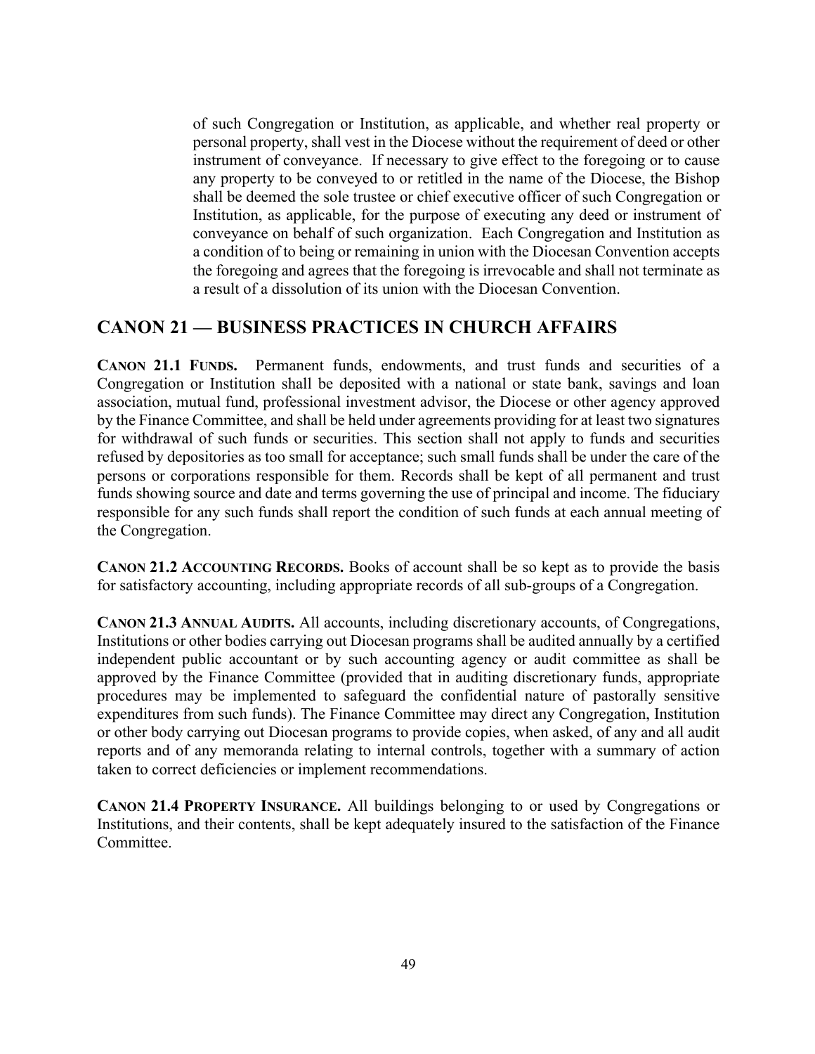of such Congregation or Institution, as applicable, and whether real property or personal property, shall vest in the Diocese without the requirement of deed or other instrument of conveyance. If necessary to give effect to the foregoing or to cause any property to be conveyed to or retitled in the name of the Diocese, the Bishop shall be deemed the sole trustee or chief executive officer of such Congregation or Institution, as applicable, for the purpose of executing any deed or instrument of conveyance on behalf of such organization. Each Congregation and Institution as a condition of to being or remaining in union with the Diocesan Convention accepts the foregoing and agrees that the foregoing is irrevocable and shall not terminate as a result of a dissolution of its union with the Diocesan Convention.

## CANON 21 — BUSINESS PRACTICES IN CHURCH AFFAIRS

**CANON 21.1 FUNDS.** Permanent funds, endowments, and trust funds and securities of a Congregation or Institution shall be deposited with a national or state bank, savings and loan association, mutual fund, professional investment advisor, the Diocese or other agency approved by the Finance Committee, and shall be held under agreements providing for at least two signatures for withdrawal of such funds or securities. This section shall not apply to funds and securities refused by depositories as too small for acceptance; such small funds shall be under the care of the persons or corporations responsible for them. Records shall be kept of all permanent and trust funds showing source and date and terms governing the use of principal and income. The fiduciary responsible for any such funds shall report the condition of such funds at each annual meeting of the Congregation.

**CANON 21.2 ACCOUNTING RECORDS.** Books of account shall be so kept as to provide the basis for satisfactory accounting, including appropriate records of all sub-groups of a Congregation.

**CANON 21.3 ANNUAL AUDITS.** All accounts, including discretionary accounts, of Congregations, Institutions or other bodies carrying out Diocesan programs shall be audited annually by a certified independent public accountant or by such accounting agency or audit committee as shall be approved by the Finance Committee (provided that in auditing discretionary funds, appropriate procedures may be implemented to safeguard the confidential nature of pastorally sensitive expenditures from such funds). The Finance Committee may direct any Congregation, Institution or other body carrying out Diocesan programs to provide copies, when asked, of any and all audit reports and of any memoranda relating to internal controls, together with a summary of action taken to correct deficiencies or implement recommendations.

**CANON 21.4 PROPERTY INSURANCE.** All buildings belonging to or used by Congregations or Institutions, and their contents, shall be kept adequately insured to the satisfaction of the Finance Committee.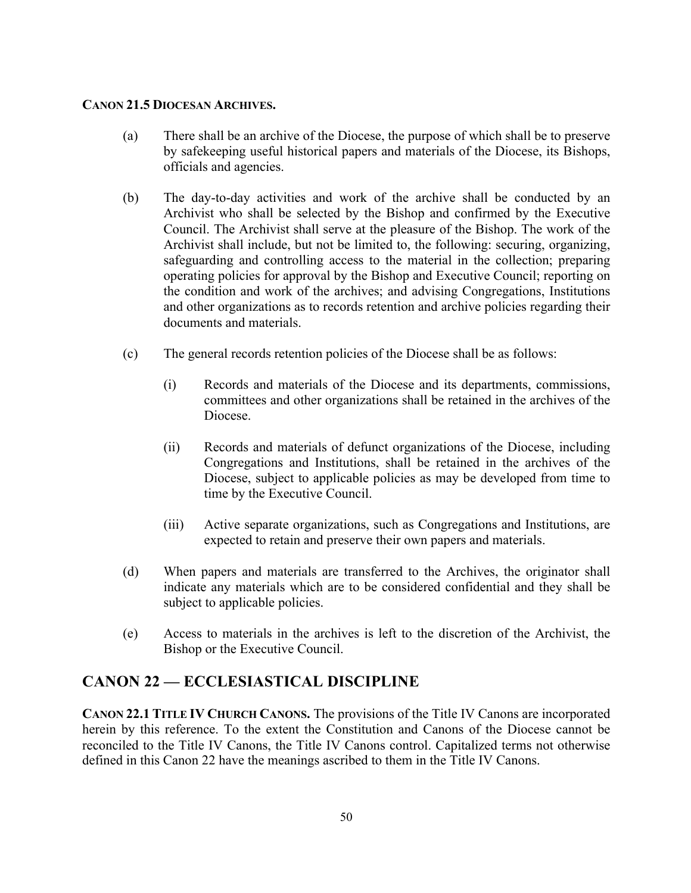**CANON 21.5 DIOCESAN ARCHIVES.**

(a) There shall be an archive of the Diocese, the purpose of which shall be to preserve by safekeeping useful historical papers and materials of the Diocese, its Bishops, officials and agencies.

(b) The day-to-day activities and work of the archive shall be conducted by an Archivist who shall be selected by the Bishop and confirmed by the Executive Council. The Archivist shall serve at the pleasure of the Bishop. The work of the Archivist shall include, but not be limited to, the following: securing, organizing, safeguarding and controlling access to the material in the collection; preparing operating policies for approval by the Bishop and Executive Council; reporting on the condition and work of the archives; and advising Congregations, Institutions and other organizations as to records retention and archive policies regarding their documents and materials.

(c) The general records retention policies of the Diocese shall be as follows:

(i) Records and materials of the Diocese and its departments, commissions, committees and other organizations shall be retained in the archives of the Diocese.

(ii) Records and materials of defunct organizations of the Diocese, including Congregations and Institutions, shall be retained in the archives of the Diocese, subject to applicable policies as may be developed from time to time by the Executive Council.

(iii) Active separate organizations, such as Congregations and Institutions, are expected to retain and preserve their own papers and materials.

(d) When papers and materials are transferred to the Archives, the originator shall indicate any materials which are to be considered confidential and they shall be subject to applicable policies.

(e) Access to materials in the archives is left to the discretion of the Archivist, the Bishop or the Executive Council.

## CANON 22 — ECCLESIASTICAL DISCIPLINE

**CANON 22.1 TITLE IV CHURCH CANONS.** The provisions of the Title IV Canons are incorporated herein by this reference. To the extent the Constitution and Canons of the Diocese cannot be reconciled to the Title IV Canons, the Title IV Canons control. Capitalized terms not otherwise defined in this Canon 22 have the meanings ascribed to them in the Title IV Canons.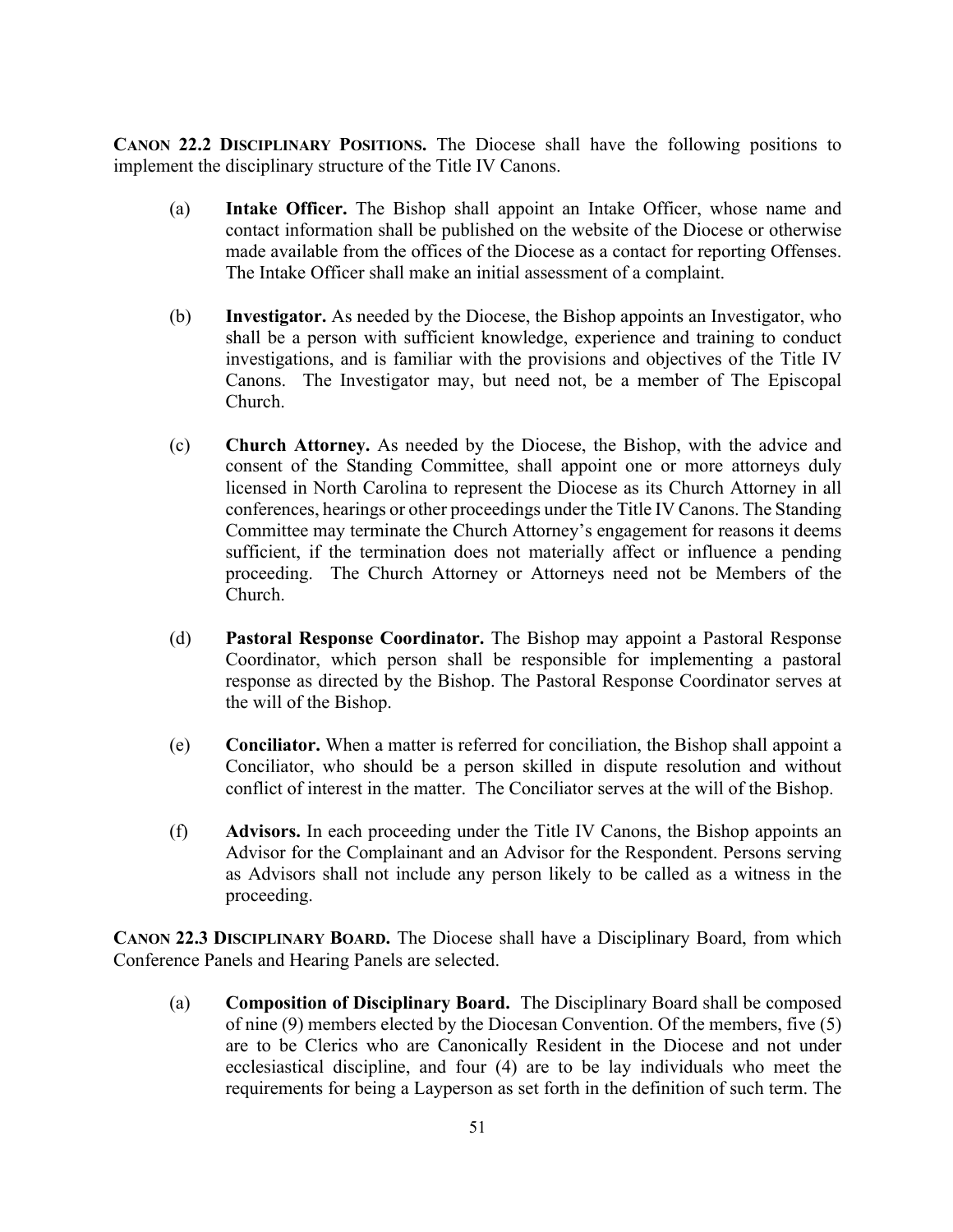**CANON 22.2 DISCIPLINARY POSITIONS.** The Diocese shall have the following positions to implement the disciplinary structure of the Title IV Canons.

(a) **Intake Officer.** The Bishop shall appoint an Intake Officer, whose name and contact information shall be published on the website of the Diocese or otherwise made available from the offices of the Diocese as a contact for reporting Offenses. The Intake Officer shall make an initial assessment of a complaint.

(b) **Investigator.** As needed by the Diocese, the Bishop appoints an Investigator, who shall be a person with sufficient knowledge, experience and training to conduct investigations, and is familiar with the provisions and objectives of the Title IV Canons. The Investigator may, but need not, be a member of The Episcopal Church.

(c) **Church Attorney.** As needed by the Diocese, the Bishop, with the advice and consent of the Standing Committee, shall appoint one or more attorneys duly licensed in North Carolina to represent the Diocese as its Church Attorney in all conferences, hearings or other proceedings under the Title IV Canons. The Standing Committee may terminate the Church Attorney's engagement for reasons it deems sufficient, if the termination does not materially affect or influence a pending proceeding. The Church Attorney or Attorneys need not be Members of the Church.

(d) **Pastoral Response Coordinator.** The Bishop may appoint a Pastoral Response Coordinator, which person shall be responsible for implementing a pastoral response as directed by the Bishop. The Pastoral Response Coordinator serves at the will of the Bishop.

(e) **Conciliator.** When a matter is referred for conciliation, the Bishop shall appoint a Conciliator, who should be a person skilled in dispute resolution and without conflict of interest in the matter. The Conciliator serves at the will of the Bishop.

(f) **Advisors.** In each proceeding under the Title IV Canons, the Bishop appoints an Advisor for the Complainant and an Advisor for the Respondent. Persons serving as Advisors shall not include any person likely to be called as a witness in the proceeding.

**CANON 22.3 DISCIPLINARY BOARD.** The Diocese shall have a Disciplinary Board, from which Conference Panels and Hearing Panels are selected.

(a) **Composition of Disciplinary Board.** The Disciplinary Board shall be composed of nine (9) members elected by the Diocesan Convention. Of the members, five (5) are to be Clerics who are Canonically Resident in the Diocese and not under ecclesiastical discipline, and four (4) are to be lay individuals who meet the requirements for being a Layperson as set forth in the definition of such term. The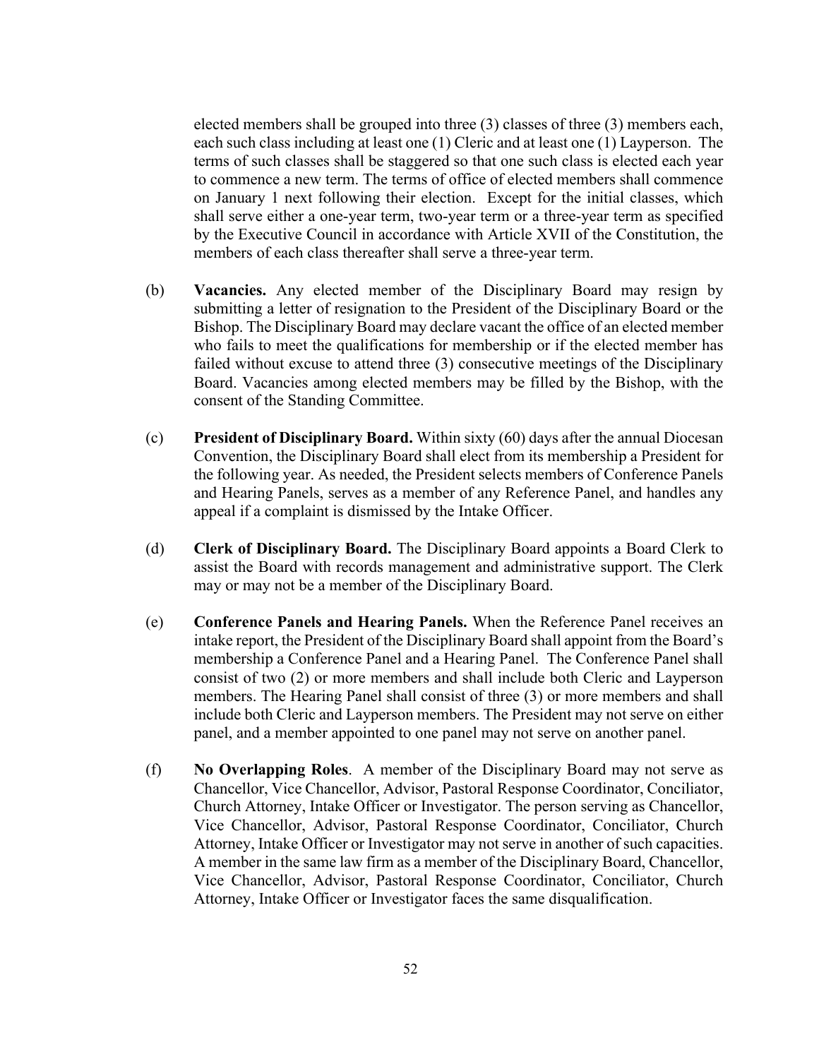elected members shall be grouped into three (3) classes of three (3) members each, each such class including at least one (1) Cleric and at least one (1) Layperson. The terms of such classes shall be staggered so that one such class is elected each year to commence a new term. The terms of office of elected members shall commence on January 1 next following their election. Except for the initial classes, which shall serve either a one-year term, two-year term or a three-year term as specified by the Executive Council in accordance with Article XVII of the Constitution, the members of each class thereafter shall serve a three-year term.

(b) **Vacancies.** Any elected member of the Disciplinary Board may resign by submitting a letter of resignation to the President of the Disciplinary Board or the Bishop. The Disciplinary Board may declare vacant the office of an elected member who fails to meet the qualifications for membership or if the elected member has failed without excuse to attend three (3) consecutive meetings of the Disciplinary Board. Vacancies among elected members may be filled by the Bishop, with the consent of the Standing Committee.

(c) **President of Disciplinary Board.** Within sixty (60) days after the annual Diocesan Convention, the Disciplinary Board shall elect from its membership a President for the following year. As needed, the President selects members of Conference Panels and Hearing Panels, serves as a member of any Reference Panel, and handles any appeal if a complaint is dismissed by the Intake Officer.

(d) **Clerk of Disciplinary Board.** The Disciplinary Board appoints a Board Clerk to assist the Board with records management and administrative support. The Clerk may or may not be a member of the Disciplinary Board.

(e) **Conference Panels and Hearing Panels.** When the Reference Panel receives an intake report, the President of the Disciplinary Board shall appoint from the Board's membership a Conference Panel and a Hearing Panel. The Conference Panel shall consist of two (2) or more members and shall include both Cleric and Layperson members. The Hearing Panel shall consist of three (3) or more members and shall include both Cleric and Layperson members. The President may not serve on either panel, and a member appointed to one panel may not serve on another panel.

(f) **No Overlapping Roles**. A member of the Disciplinary Board may not serve as Chancellor, Vice Chancellor, Advisor, Pastoral Response Coordinator, Conciliator, Church Attorney, Intake Officer or Investigator. The person serving as Chancellor, Vice Chancellor, Advisor, Pastoral Response Coordinator, Conciliator, Church Attorney, Intake Officer or Investigator may not serve in another of such capacities. A member in the same law firm as a member of the Disciplinary Board, Chancellor, Vice Chancellor, Advisor, Pastoral Response Coordinator, Conciliator, Church Attorney, Intake Officer or Investigator faces the same disqualification.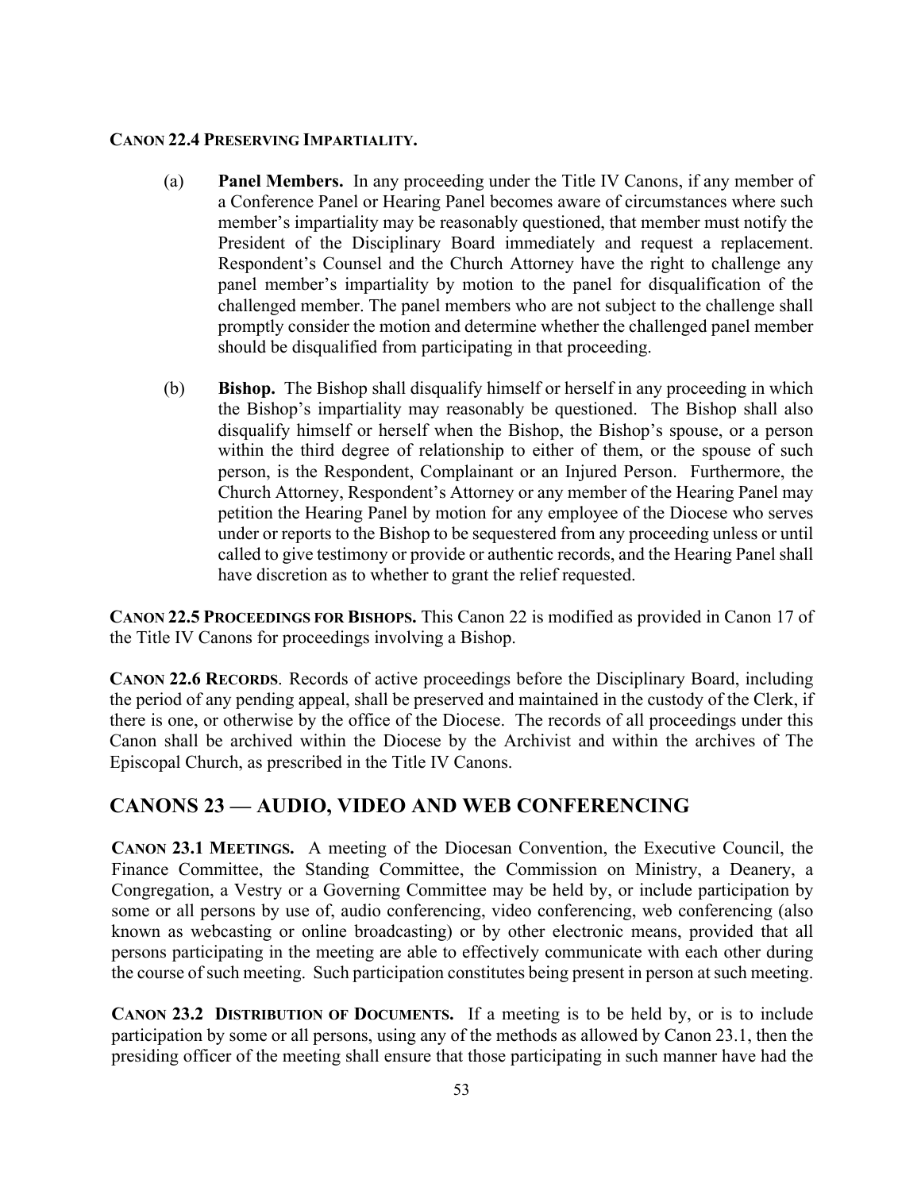**CANON 22.4 PRESERVING IMPARTIALITY.**

(a) **Panel Members.** In any proceeding under the Title IV Canons, if any member of a Conference Panel or Hearing Panel becomes aware of circumstances where such member's impartiality may be reasonably questioned, that member must notify the President of the Disciplinary Board immediately and request a replacement. Respondent's Counsel and the Church Attorney have the right to challenge any panel member's impartiality by motion to the panel for disqualification of the challenged member. The panel members who are not subject to the challenge shall promptly consider the motion and determine whether the challenged panel member should be disqualified from participating in that proceeding.

(b) **Bishop.** The Bishop shall disqualify himself or herself in any proceeding in which the Bishop's impartiality may reasonably be questioned. The Bishop shall also disqualify himself or herself when the Bishop, the Bishop's spouse, or a person within the third degree of relationship to either of them, or the spouse of such person, is the Respondent, Complainant or an Injured Person. Furthermore, the Church Attorney, Respondent's Attorney or any member of the Hearing Panel may petition the Hearing Panel by motion for any employee of the Diocese who serves under or reports to the Bishop to be sequestered from any proceeding unless or until called to give testimony or provide or authentic records, and the Hearing Panel shall have discretion as to whether to grant the relief requested.

**CANON 22.5 PROCEEDINGS FOR BISHOPS.** This Canon 22 is modified as provided in Canon 17 of the Title IV Canons for proceedings involving a Bishop.

**CANON 22.6 RECORDS**. Records of active proceedings before the Disciplinary Board, including the period of any pending appeal, shall be preserved and maintained in the custody of the Clerk, if there is one, or otherwise by the office of the Diocese. The records of all proceedings under this Canon shall be archived within the Diocese by the Archivist and within the archives of The Episcopal Church, as prescribed in the Title IV Canons.

## CANONS 23 — AUDIO, VIDEO AND WEB CONFERENCING

**CANON 23.1 MEETINGS.** A meeting of the Diocesan Convention, the Executive Council, the Finance Committee, the Standing Committee, the Commission on Ministry, a Deanery, a Congregation, a Vestry or a Governing Committee may be held by, or include participation by some or all persons by use of, audio conferencing, video conferencing, web conferencing (also known as webcasting or online broadcasting) or by other electronic means, provided that all persons participating in the meeting are able to effectively communicate with each other during the course of such meeting. Such participation constitutes being present in person at such meeting.

**CANON 23.2 DISTRIBUTION OF DOCUMENTS.** If a meeting is to be held by, or is to include participation by some or all persons, using any of the methods as allowed by Canon 23.1, then the presiding officer of the meeting shall ensure that those participating in such manner have had the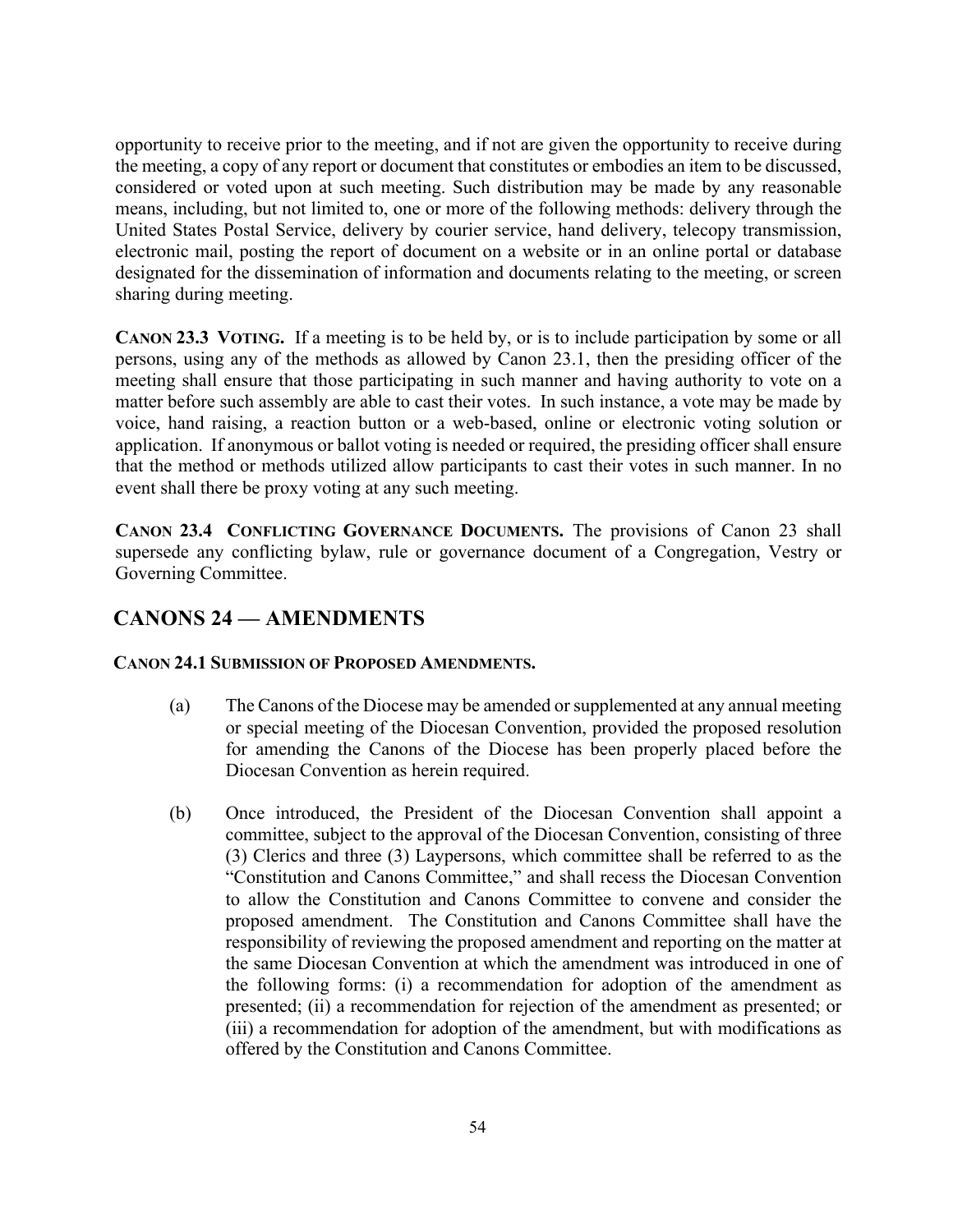opportunity to receive prior to the meeting, and if not are given the opportunity to receive during the meeting, a copy of any report or document that constitutes or embodies an item to be discussed, considered or voted upon at such meeting. Such distribution may be made by any reasonable means, including, but not limited to, one or more of the following methods: delivery through the United States Postal Service, delivery by courier service, hand delivery, telecopy transmission, electronic mail, posting the report of document on a website or in an online portal or database designated for the dissemination of information and documents relating to the meeting, or screen sharing during meeting.

**CANON 23.3 VOTING.** If a meeting is to be held by, or is to include participation by some or all persons, using any of the methods as allowed by Canon 23.1, then the presiding officer of the meeting shall ensure that those participating in such manner and having authority to vote on a matter before such assembly are able to cast their votes. In such instance, a vote may be made by voice, hand raising, a reaction button or a web-based, online or electronic voting solution or application. If anonymous or ballot voting is needed or required, the presiding officer shall ensure that the method or methods utilized allow participants to cast their votes in such manner. In no event shall there be proxy voting at any such meeting.

**CANON 23.4 CONFLICTING GOVERNANCE DOCUMENTS.** The provisions of Canon 23 shall supersede any conflicting bylaw, rule or governance document of a Congregation, Vestry or Governing Committee.

## CANONS 24 — AMENDMENTS

**CANON 24.1 SUBMISSION OF PROPOSED AMENDMENTS.**

(a) The Canons of the Diocese may be amended or supplemented at any annual meeting or special meeting of the Diocesan Convention, provided the proposed resolution for amending the Canons of the Diocese has been properly placed before the Diocesan Convention as herein required.

(b) Once introduced, the President of the Diocesan Convention shall appoint a committee, subject to the approval of the Diocesan Convention, consisting of three (3) Clerics and three (3) Laypersons, which committee shall be referred to as the "Constitution and Canons Committee," and shall recess the Diocesan Convention to allow the Constitution and Canons Committee to convene and consider the proposed amendment. The Constitution and Canons Committee shall have the responsibility of reviewing the proposed amendment and reporting on the matter at the same Diocesan Convention at which the amendment was introduced in one of the following forms: (i) a recommendation for adoption of the amendment as presented; (ii) a recommendation for rejection of the amendment as presented; or (iii) a recommendation for adoption of the amendment, but with modifications as offered by the Constitution and Canons Committee.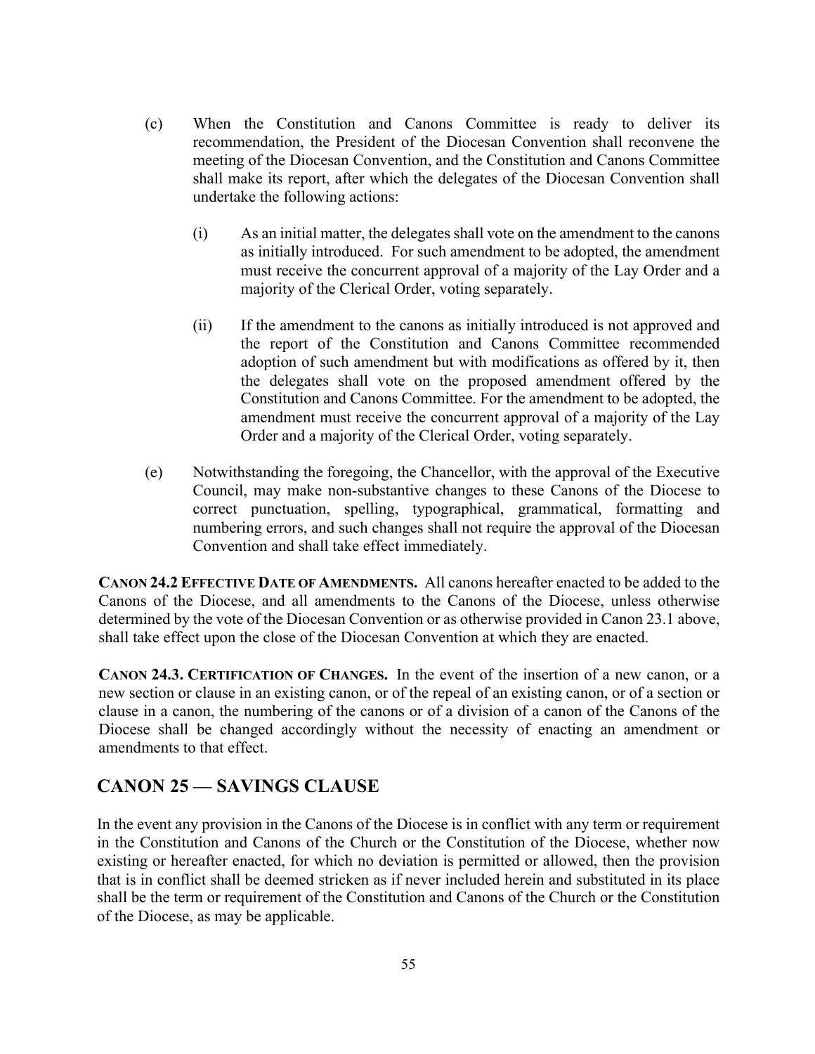(c) When the Constitution and Canons Committee is ready to deliver its recommendation, the President of the Diocesan Convention shall reconvene the meeting of the Diocesan Convention, and the Constitution and Canons Committee shall make its report, after which the delegates of the Diocesan Convention shall undertake the following actions:

   (i) As an initial matter, the delegates shall vote on the amendment to the canons as initially introduced. For such amendment to be adopted, the amendment must receive the concurrent approval of a majority of the Lay Order and a majority of the Clerical Order, voting separately.

   (ii) If the amendment to the canons as initially introduced is not approved and the report of the Constitution and Canons Committee recommended adoption of such amendment but with modifications as offered by it, then the delegates shall vote on the proposed amendment offered by the Constitution and Canons Committee. For the amendment to be adopted, the amendment must receive the concurrent approval of a majority of the Lay Order and a majority of the Clerical Order, voting separately.

(e) Notwithstanding the foregoing, the Chancellor, with the approval of the Executive Council, may make non-substantive changes to these Canons of the Diocese to correct punctuation, spelling, typographical, grammatical, formatting and numbering errors, and such changes shall not require the approval of the Diocesan Convention and shall take effect immediately.

**CANON 24.2 EFFECTIVE DATE OF AMENDMENTS.** All canons hereafter enacted to be added to the Canons of the Diocese, and all amendments to the Canons of the Diocese, unless otherwise determined by the vote of the Diocesan Convention or as otherwise provided in Canon 23.1 above, shall take effect upon the close of the Diocesan Convention at which they are enacted.

**CANON 24.3. CERTIFICATION OF CHANGES.** In the event of the insertion of a new canon, or a new section or clause in an existing canon, or of the repeal of an existing canon, or of a section or clause in a canon, the numbering of the canons or of a division of a canon of the Canons of the Diocese shall be changed accordingly without the necessity of enacting an amendment or amendments to that effect.

## CANON 25 — SAVINGS CLAUSE

In the event any provision in the Canons of the Diocese is in conflict with any term or requirement in the Constitution and Canons of the Church or the Constitution of the Diocese, whether now existing or hereafter enacted, for which no deviation is permitted or allowed, then the provision that is in conflict shall be deemed stricken as if never included herein and substituted in its place shall be the term or requirement of the Constitution and Canons of the Church or the Constitution of the Diocese, as may be applicable.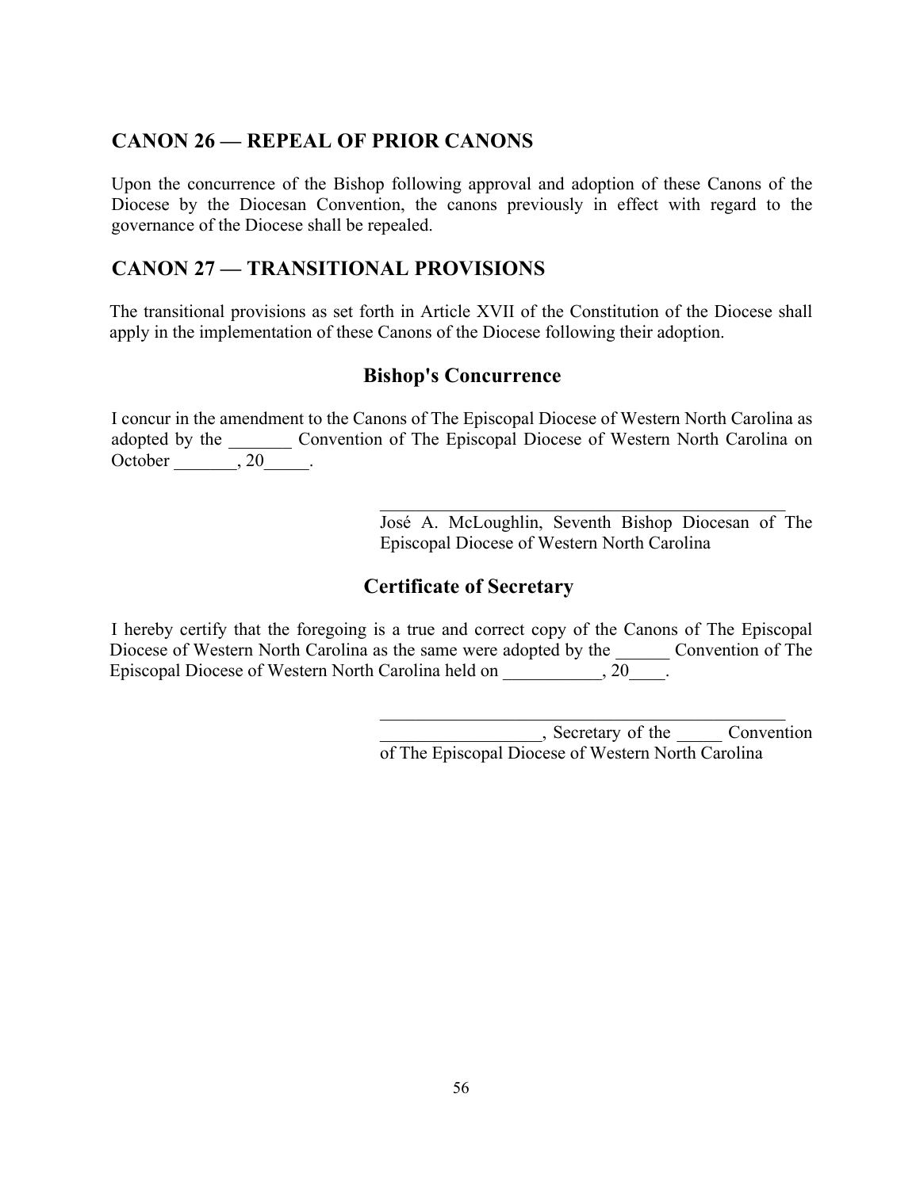## CANON 26 — REPEAL OF PRIOR CANONS

Upon the concurrence of the Bishop following approval and adoption of these Canons of the Diocese by the Diocesan Convention, the canons previously in effect with regard to the governance of the Diocese shall be repealed.

## CANON 27 — TRANSITIONAL PROVISIONS

The transitional provisions as set forth in Article XVII of the Constitution of the Diocese shall apply in the implementation of these Canons of the Diocese following their adoption.

### Bishop's Concurrence

I concur in the amendment to the Canons of The Episcopal Diocese of Western North Carolina as adopted by the _______ Convention of The Episcopal Diocese of Western North Carolina on October _______, 20_____.

_____________________________________________
José A. McLoughlin, Seventh Bishop Diocesan of The Episcopal Diocese of Western North Carolina

### Certificate of Secretary

I hereby certify that the foregoing is a true and correct copy of the Canons of The Episcopal Diocese of Western North Carolina as the same were adopted by the ______ Convention of The Episcopal Diocese of Western North Carolina held on ___________, 20____.

_____________________________________________
__________________, Secretary of the _____ Convention of The Episcopal Diocese of Western North Carolina